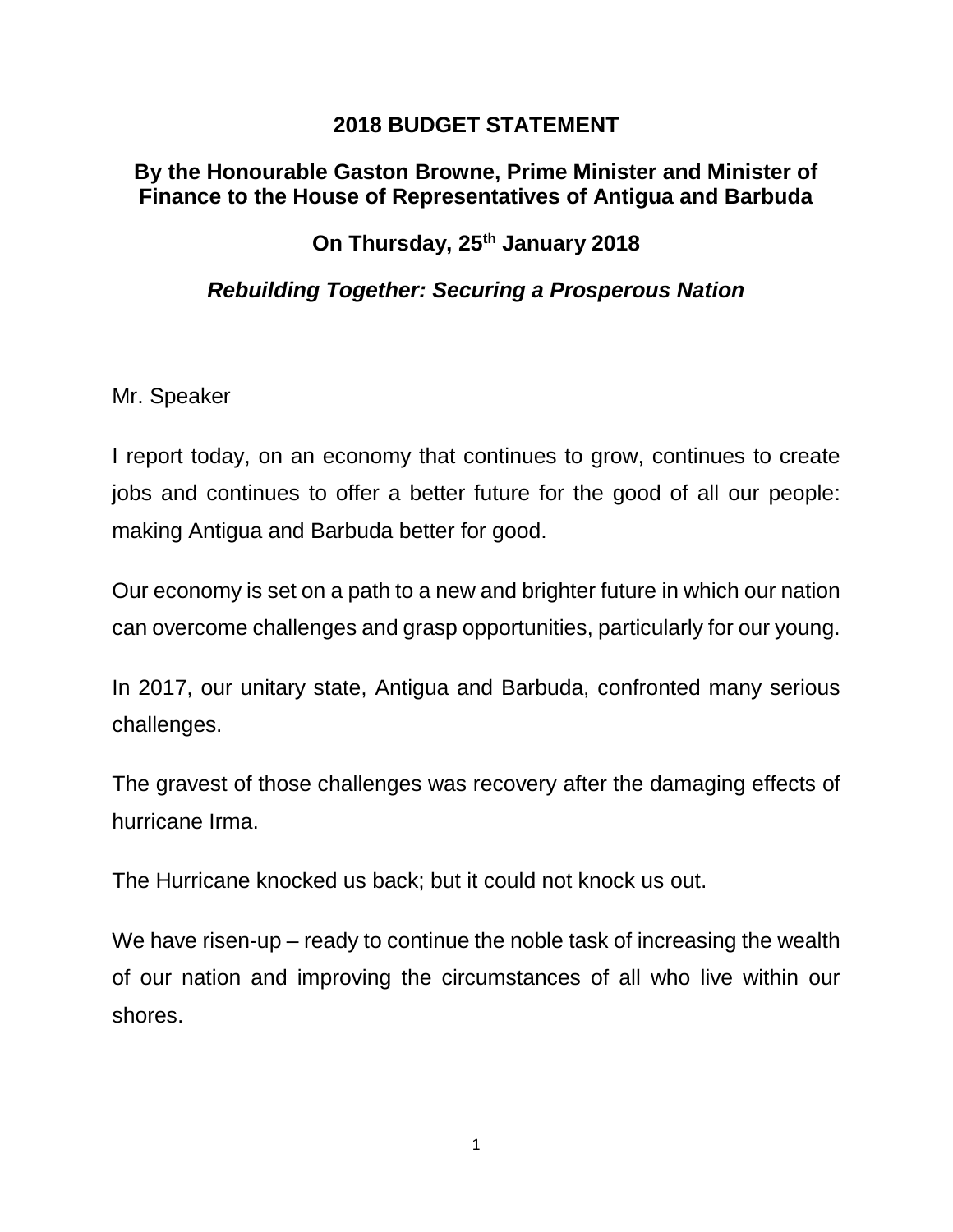# 2018 BUDGET STATEMENT

## By the Honourable Gaston Browne, Prime Minister and Minister of Finance to the House of Representatives of Antigua and Barbuda

## On Thursday, 25th January 2018

## *Rebuilding Together: Securing a Prosperous Nation*

Mr. Speaker

I report today, on an economy that continues to grow, continues to create jobs and continues to offer a better future for the good of all our people: making Antigua and Barbuda better for good.

Our economy is set on a path to a new and brighter future in which our nation can overcome challenges and grasp opportunities, particularly for our young.

In 2017, our unitary state, Antigua and Barbuda, confronted many serious challenges.

The gravest of those challenges was recovery after the damaging effects of hurricane Irma.

The Hurricane knocked us back; but it could not knock us out.

We have risen-up – ready to continue the noble task of increasing the wealth of our nation and improving the circumstances of all who live within our shores.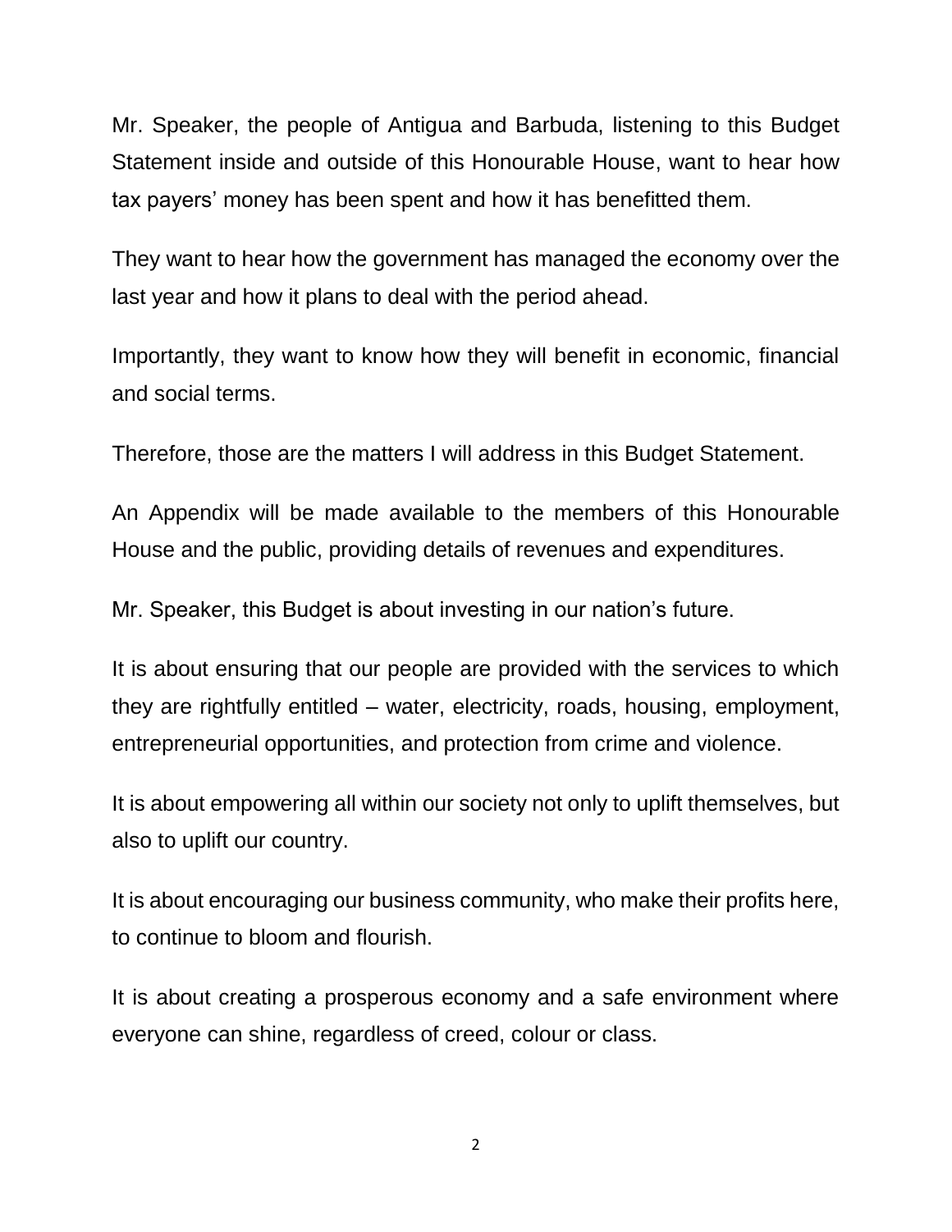Mr. Speaker, the people of Antigua and Barbuda, listening to this Budget Statement inside and outside of this Honourable House, want to hear how tax payers' money has been spent and how it has benefitted them.

They want to hear how the government has managed the economy over the last year and how it plans to deal with the period ahead.

Importantly, they want to know how they will benefit in economic, financial and social terms.

Therefore, those are the matters I will address in this Budget Statement.

An Appendix will be made available to the members of this Honourable House and the public, providing details of revenues and expenditures.

Mr. Speaker, this Budget is about investing in our nation's future.

It is about ensuring that our people are provided with the services to which they are rightfully entitled – water, electricity, roads, housing, employment, entrepreneurial opportunities, and protection from crime and violence.

It is about empowering all within our society not only to uplift themselves, but also to uplift our country.

It is about encouraging our business community, who make their profits here, to continue to bloom and flourish.

It is about creating a prosperous economy and a safe environment where everyone can shine, regardless of creed, colour or class.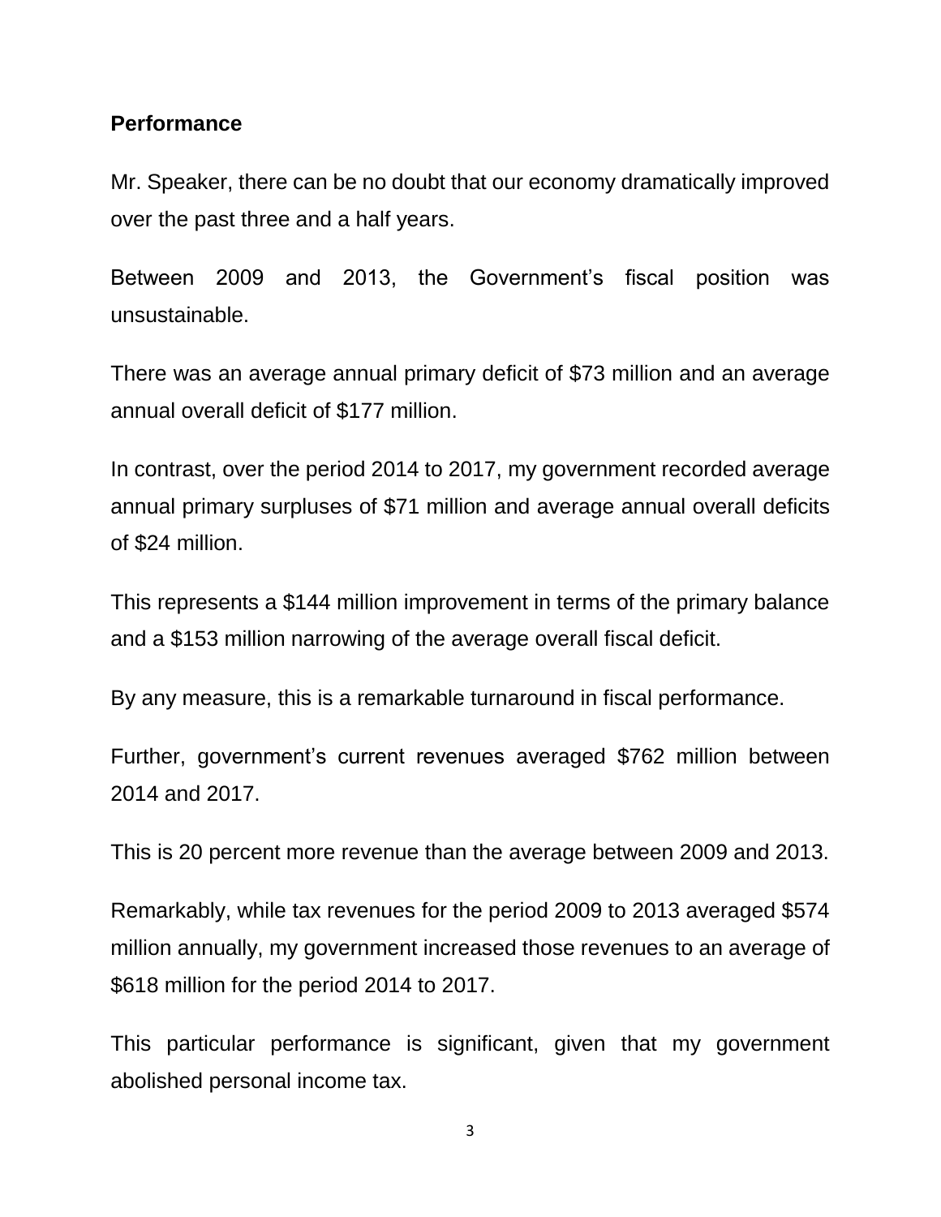## Performance

Mr. Speaker, there can be no doubt that our economy dramatically improved over the past three and a half years.

Between 2009 and 2013, the Government's fiscal position was unsustainable.

There was an average annual primary deficit of $73 million and an average annual overall deficit of $177 million.

In contrast, over the period 2014 to 2017, my government recorded average annual primary surpluses of $71 million and average annual overall deficits of $24 million.

This represents a $144 million improvement in terms of the primary balance and a $153 million narrowing of the average overall fiscal deficit.

By any measure, this is a remarkable turnaround in fiscal performance.

Further, government's current revenues averaged $762 million between 2014 and 2017.

This is 20 percent more revenue than the average between 2009 and 2013.

Remarkably, while tax revenues for the period 2009 to 2013 averaged $574 million annually, my government increased those revenues to an average of $618 million for the period 2014 to 2017.

This particular performance is significant, given that my government abolished personal income tax.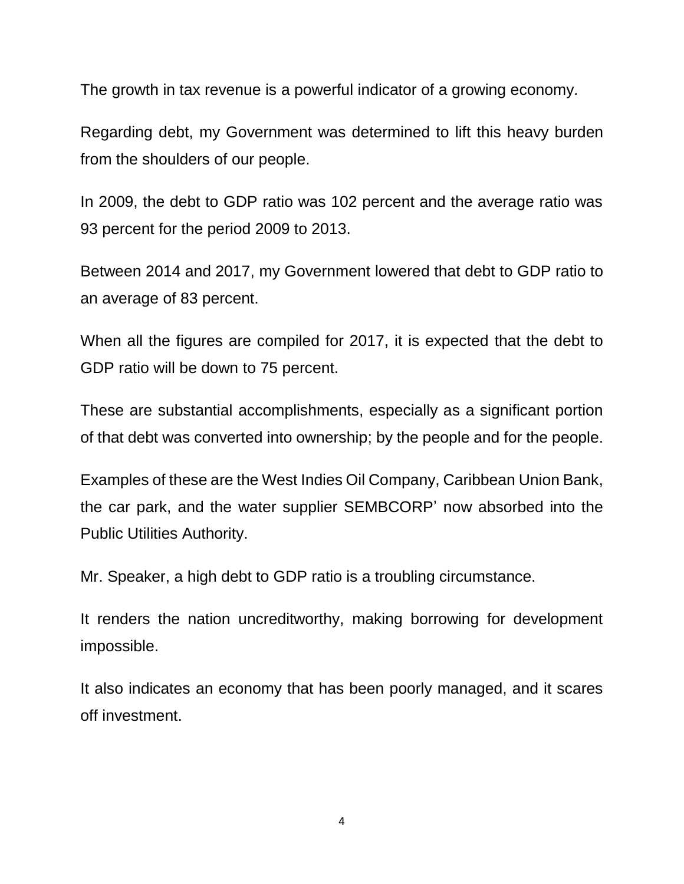The growth in tax revenue is a powerful indicator of a growing economy.

Regarding debt, my Government was determined to lift this heavy burden from the shoulders of our people.

In 2009, the debt to GDP ratio was 102 percent and the average ratio was 93 percent for the period 2009 to 2013.

Between 2014 and 2017, my Government lowered that debt to GDP ratio to an average of 83 percent.

When all the figures are compiled for 2017, it is expected that the debt to GDP ratio will be down to 75 percent.

These are substantial accomplishments, especially as a significant portion of that debt was converted into ownership; by the people and for the people.

Examples of these are the West Indies Oil Company, Caribbean Union Bank, the car park, and the water supplier SEMBCORP' now absorbed into the Public Utilities Authority.

Mr. Speaker, a high debt to GDP ratio is a troubling circumstance.

It renders the nation uncreditworthy, making borrowing for development impossible.

It also indicates an economy that has been poorly managed, and it scares off investment.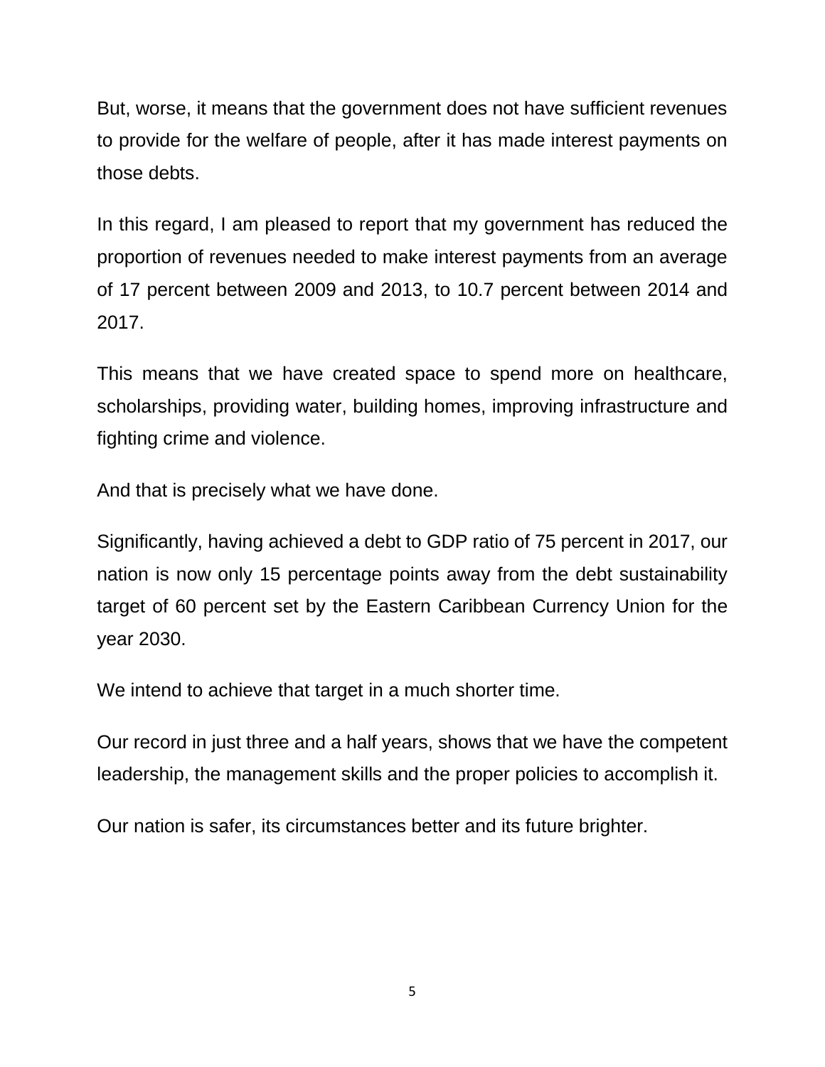But, worse, it means that the government does not have sufficient revenues to provide for the welfare of people, after it has made interest payments on those debts.

In this regard, I am pleased to report that my government has reduced the proportion of revenues needed to make interest payments from an average of 17 percent between 2009 and 2013, to 10.7 percent between 2014 and 2017.

This means that we have created space to spend more on healthcare, scholarships, providing water, building homes, improving infrastructure and fighting crime and violence.

And that is precisely what we have done.

Significantly, having achieved a debt to GDP ratio of 75 percent in 2017, our nation is now only 15 percentage points away from the debt sustainability target of 60 percent set by the Eastern Caribbean Currency Union for the year 2030.

We intend to achieve that target in a much shorter time.

Our record in just three and a half years, shows that we have the competent leadership, the management skills and the proper policies to accomplish it.

Our nation is safer, its circumstances better and its future brighter.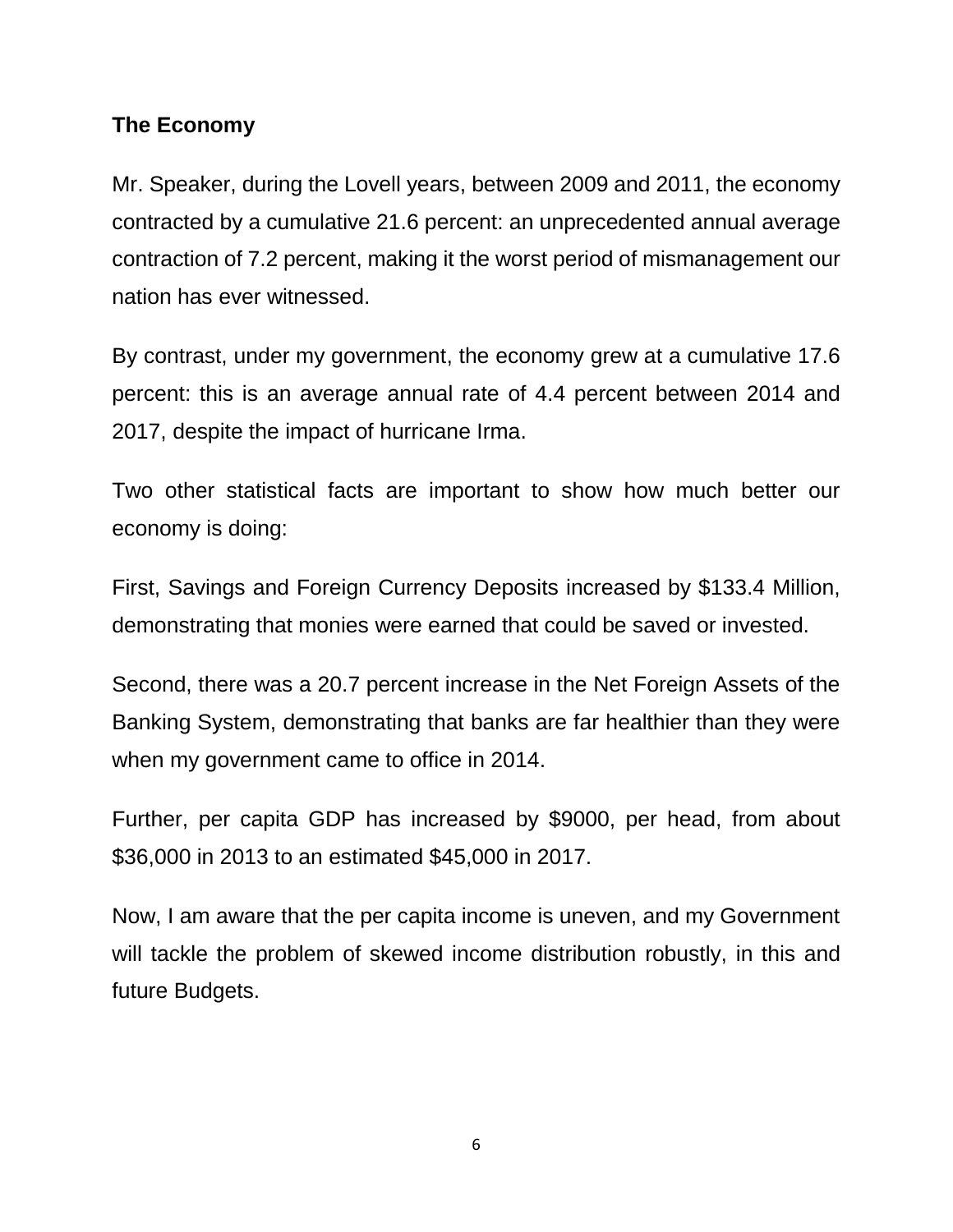**The Economy**

Mr. Speaker, during the Lovell years, between 2009 and 2011, the economy contracted by a cumulative 21.6 percent: an unprecedented annual average contraction of 7.2 percent, making it the worst period of mismanagement our nation has ever witnessed.

By contrast, under my government, the economy grew at a cumulative 17.6 percent: this is an average annual rate of 4.4 percent between 2014 and 2017, despite the impact of hurricane Irma.

Two other statistical facts are important to show how much better our economy is doing:

First, Savings and Foreign Currency Deposits increased by $133.4 Million, demonstrating that monies were earned that could be saved or invested.

Second, there was a 20.7 percent increase in the Net Foreign Assets of the Banking System, demonstrating that banks are far healthier than they were when my government came to office in 2014.

Further, per capita GDP has increased by $9000, per head, from about $36,000 in 2013 to an estimated $45,000 in 2017.

Now, I am aware that the per capita income is uneven, and my Government will tackle the problem of skewed income distribution robustly, in this and future Budgets.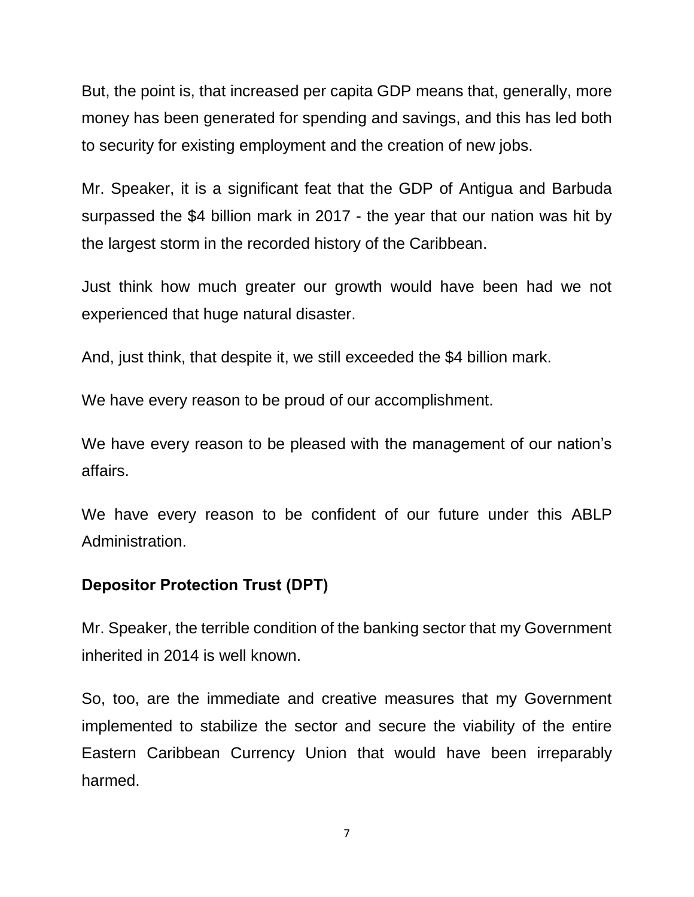But, the point is, that increased per capita GDP means that, generally, more money has been generated for spending and savings, and this has led both to security for existing employment and the creation of new jobs.

Mr. Speaker, it is a significant feat that the GDP of Antigua and Barbuda surpassed the $4 billion mark in 2017 - the year that our nation was hit by the largest storm in the recorded history of the Caribbean.

Just think how much greater our growth would have been had we not experienced that huge natural disaster.

And, just think, that despite it, we still exceeded the $4 billion mark.

We have every reason to be proud of our accomplishment.

We have every reason to be pleased with the management of our nation's affairs.

We have every reason to be confident of our future under this ABLP Administration.

**Depositor Protection Trust (DPT)**

Mr. Speaker, the terrible condition of the banking sector that my Government inherited in 2014 is well known.

So, too, are the immediate and creative measures that my Government implemented to stabilize the sector and secure the viability of the entire Eastern Caribbean Currency Union that would have been irreparably harmed.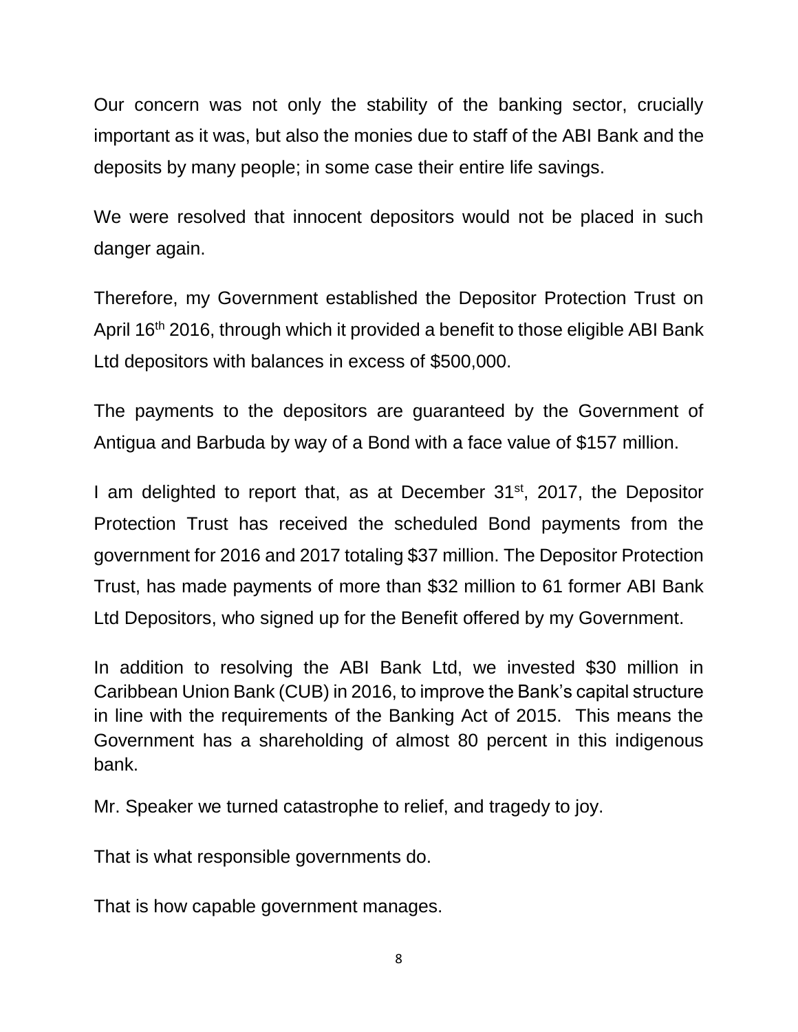Our concern was not only the stability of the banking sector, crucially important as it was, but also the monies due to staff of the ABI Bank and the deposits by many people; in some case their entire life savings.

We were resolved that innocent depositors would not be placed in such danger again.

Therefore, my Government established the Depositor Protection Trust on April 16th 2016, through which it provided a benefit to those eligible ABI Bank Ltd depositors with balances in excess of $500,000.

The payments to the depositors are guaranteed by the Government of Antigua and Barbuda by way of a Bond with a face value of $157 million.

I am delighted to report that, as at December 31st, 2017, the Depositor Protection Trust has received the scheduled Bond payments from the government for 2016 and 2017 totaling $37 million. The Depositor Protection Trust, has made payments of more than $32 million to 61 former ABI Bank Ltd Depositors, who signed up for the Benefit offered by my Government.

In addition to resolving the ABI Bank Ltd, we invested $30 million in Caribbean Union Bank (CUB) in 2016, to improve the Bank's capital structure in line with the requirements of the Banking Act of 2015. This means the Government has a shareholding of almost 80 percent in this indigenous bank.

Mr. Speaker we turned catastrophe to relief, and tragedy to joy.

That is what responsible governments do.

That is how capable government manages.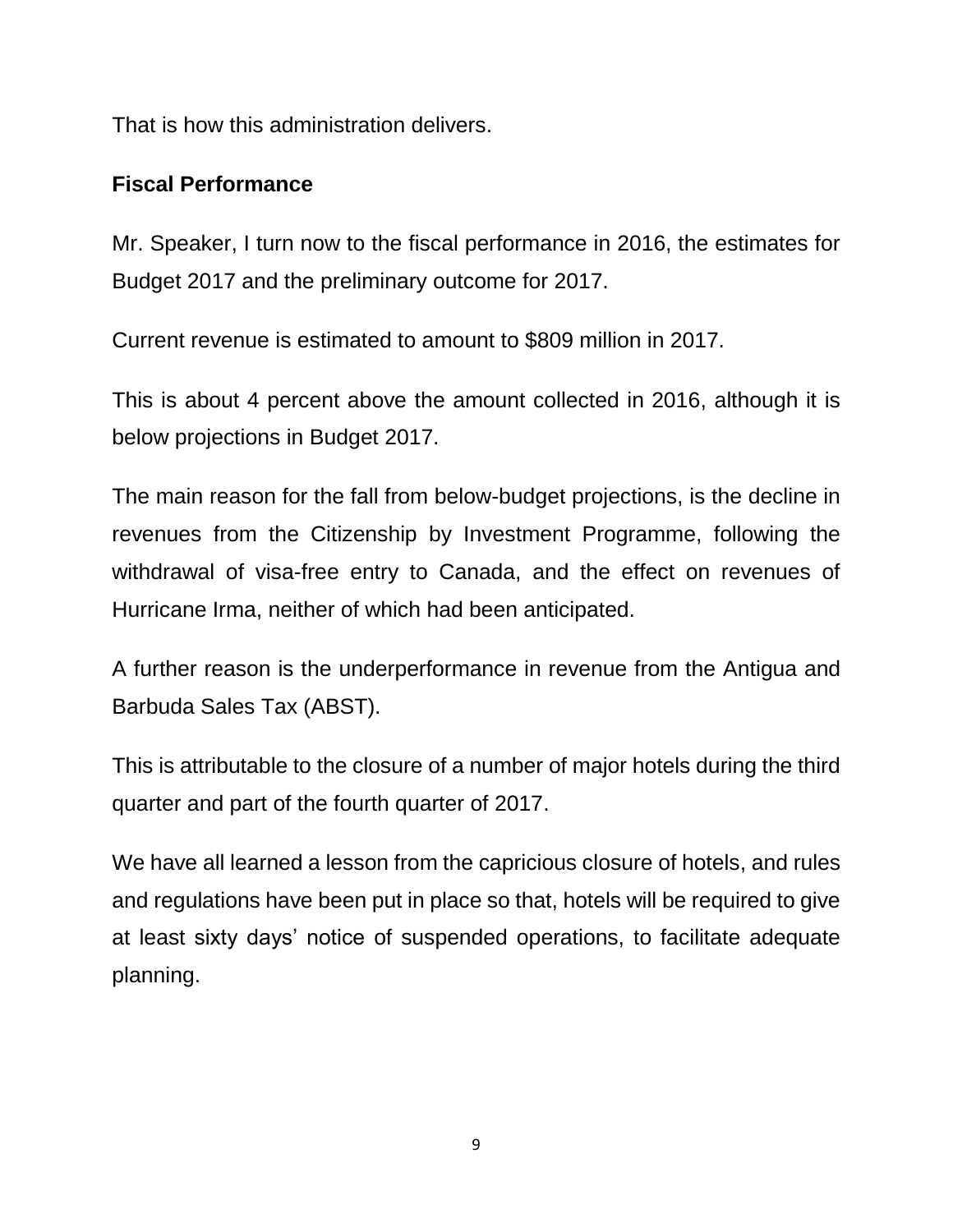That is how this administration delivers.

## Fiscal Performance

Mr. Speaker, I turn now to the fiscal performance in 2016, the estimates for Budget 2017 and the preliminary outcome for 2017.

Current revenue is estimated to amount to $809 million in 2017.

This is about 4 percent above the amount collected in 2016, although it is below projections in Budget 2017.

The main reason for the fall from below-budget projections, is the decline in revenues from the Citizenship by Investment Programme, following the withdrawal of visa-free entry to Canada, and the effect on revenues of Hurricane Irma, neither of which had been anticipated.

A further reason is the underperformance in revenue from the Antigua and Barbuda Sales Tax (ABST).

This is attributable to the closure of a number of major hotels during the third quarter and part of the fourth quarter of 2017.

We have all learned a lesson from the capricious closure of hotels, and rules and regulations have been put in place so that, hotels will be required to give at least sixty days' notice of suspended operations, to facilitate adequate planning.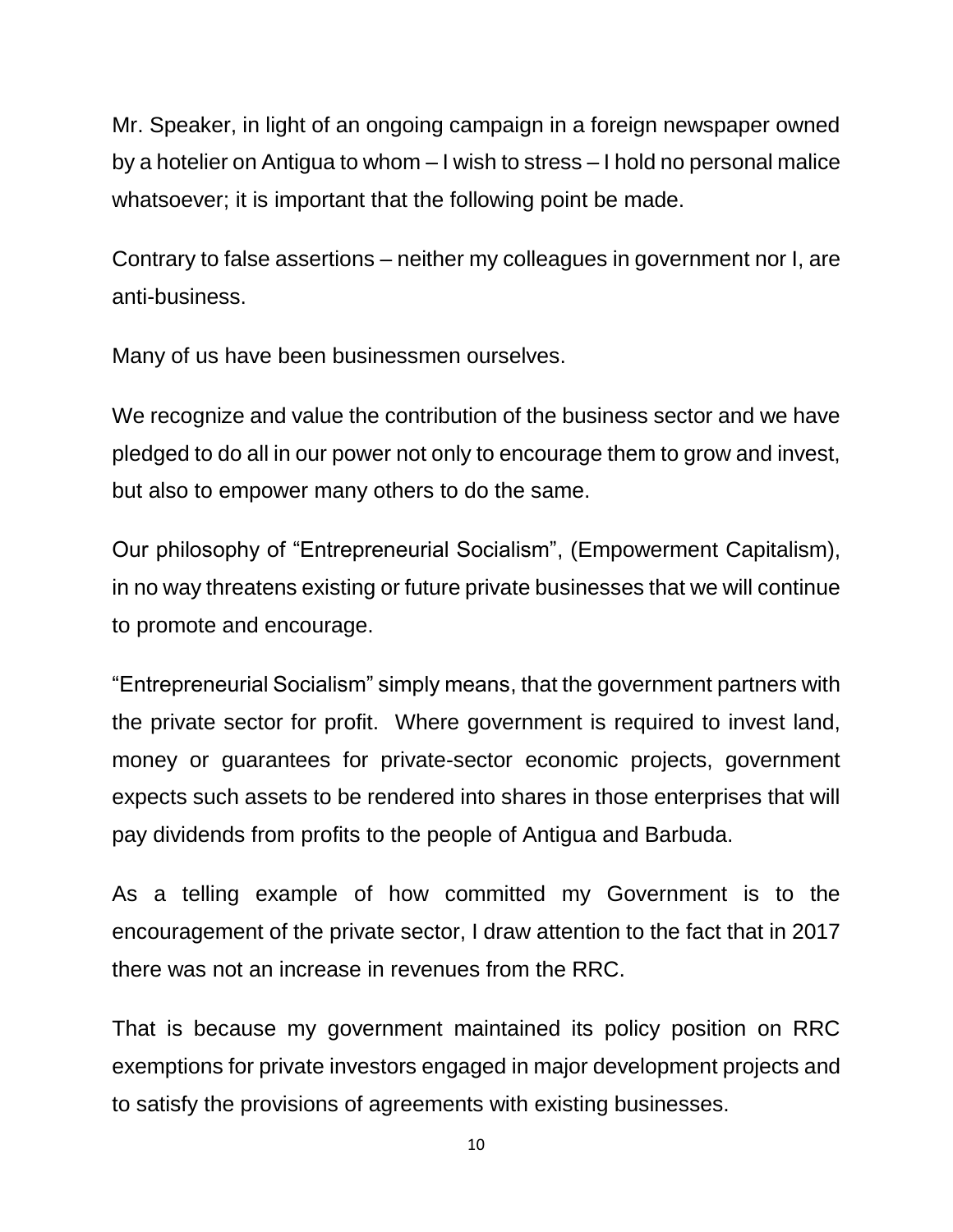Mr. Speaker, in light of an ongoing campaign in a foreign newspaper owned by a hotelier on Antigua to whom – I wish to stress – I hold no personal malice whatsoever; it is important that the following point be made.

Contrary to false assertions – neither my colleagues in government nor I, are anti-business.

Many of us have been businessmen ourselves.

We recognize and value the contribution of the business sector and we have pledged to do all in our power not only to encourage them to grow and invest, but also to empower many others to do the same.

Our philosophy of "Entrepreneurial Socialism", (Empowerment Capitalism), in no way threatens existing or future private businesses that we will continue to promote and encourage.

"Entrepreneurial Socialism" simply means, that the government partners with the private sector for profit. Where government is required to invest land, money or guarantees for private-sector economic projects, government expects such assets to be rendered into shares in those enterprises that will pay dividends from profits to the people of Antigua and Barbuda.

As a telling example of how committed my Government is to the encouragement of the private sector, I draw attention to the fact that in 2017 there was not an increase in revenues from the RRC.

That is because my government maintained its policy position on RRC exemptions for private investors engaged in major development projects and to satisfy the provisions of agreements with existing businesses.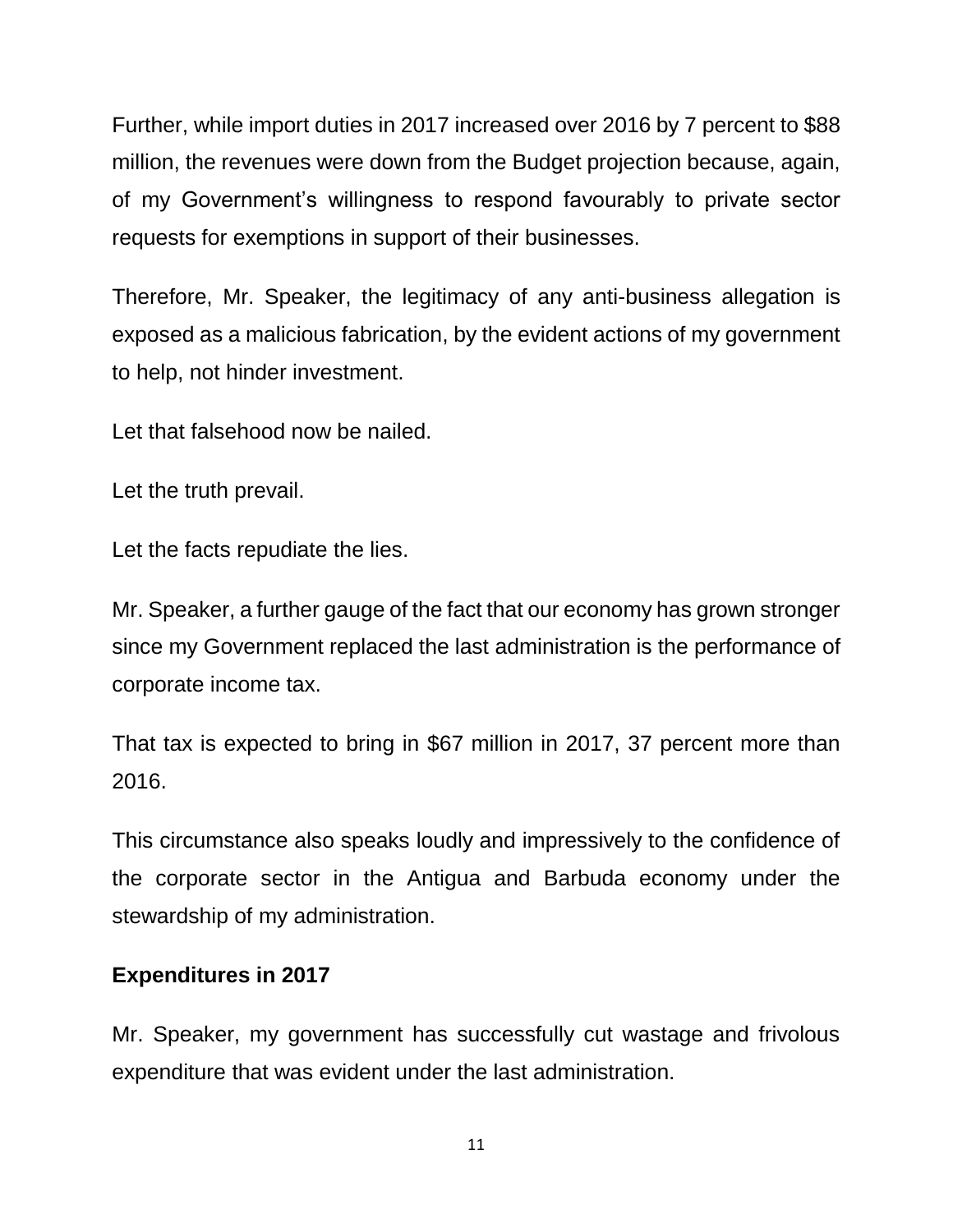Further, while import duties in 2017 increased over 2016 by 7 percent to $88 million, the revenues were down from the Budget projection because, again, of my Government's willingness to respond favourably to private sector requests for exemptions in support of their businesses.

Therefore, Mr. Speaker, the legitimacy of any anti-business allegation is exposed as a malicious fabrication, by the evident actions of my government to help, not hinder investment.

Let that falsehood now be nailed.

Let the truth prevail.

Let the facts repudiate the lies.

Mr. Speaker, a further gauge of the fact that our economy has grown stronger since my Government replaced the last administration is the performance of corporate income tax.

That tax is expected to bring in $67 million in 2017, 37 percent more than 2016.

This circumstance also speaks loudly and impressively to the confidence of the corporate sector in the Antigua and Barbuda economy under the stewardship of my administration.

**Expenditures in 2017**

Mr. Speaker, my government has successfully cut wastage and frivolous expenditure that was evident under the last administration.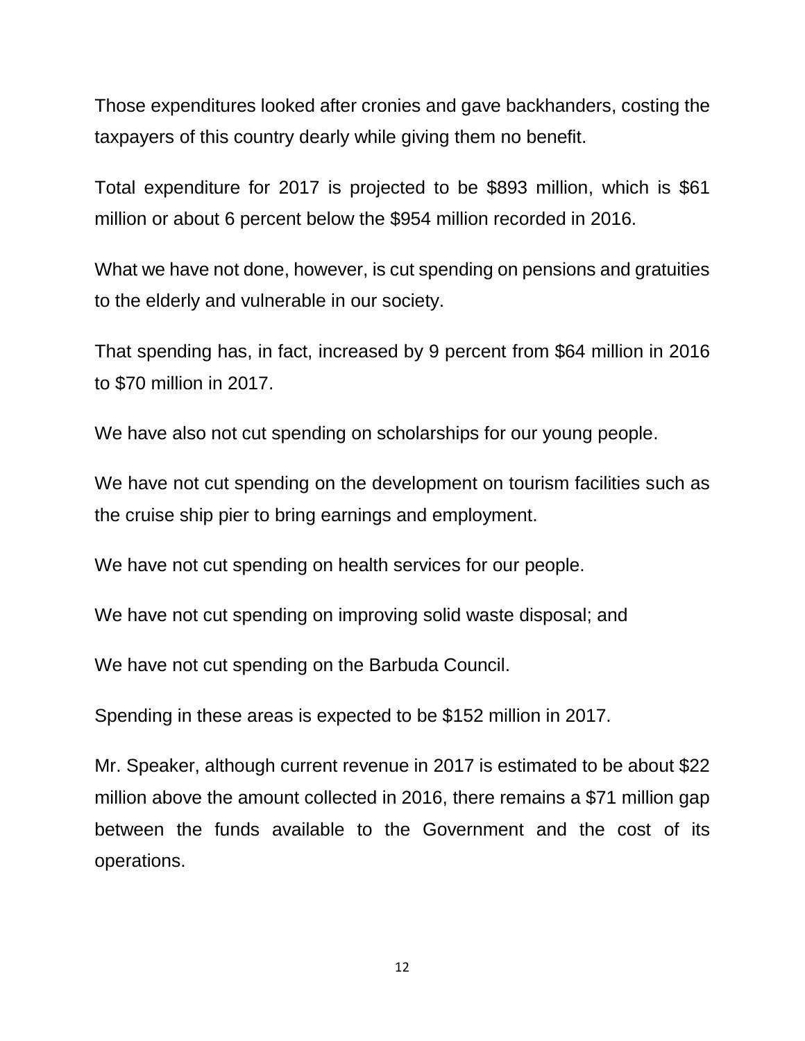Those expenditures looked after cronies and gave backhanders, costing the taxpayers of this country dearly while giving them no benefit.

Total expenditure for 2017 is projected to be $893 million, which is $61 million or about 6 percent below the $954 million recorded in 2016.

What we have not done, however, is cut spending on pensions and gratuities to the elderly and vulnerable in our society.

That spending has, in fact, increased by 9 percent from $64 million in 2016 to $70 million in 2017.

We have also not cut spending on scholarships for our young people.

We have not cut spending on the development on tourism facilities such as the cruise ship pier to bring earnings and employment.

We have not cut spending on health services for our people.

We have not cut spending on improving solid waste disposal; and

We have not cut spending on the Barbuda Council.

Spending in these areas is expected to be $152 million in 2017.

Mr. Speaker, although current revenue in 2017 is estimated to be about $22 million above the amount collected in 2016, there remains a $71 million gap between the funds available to the Government and the cost of its operations.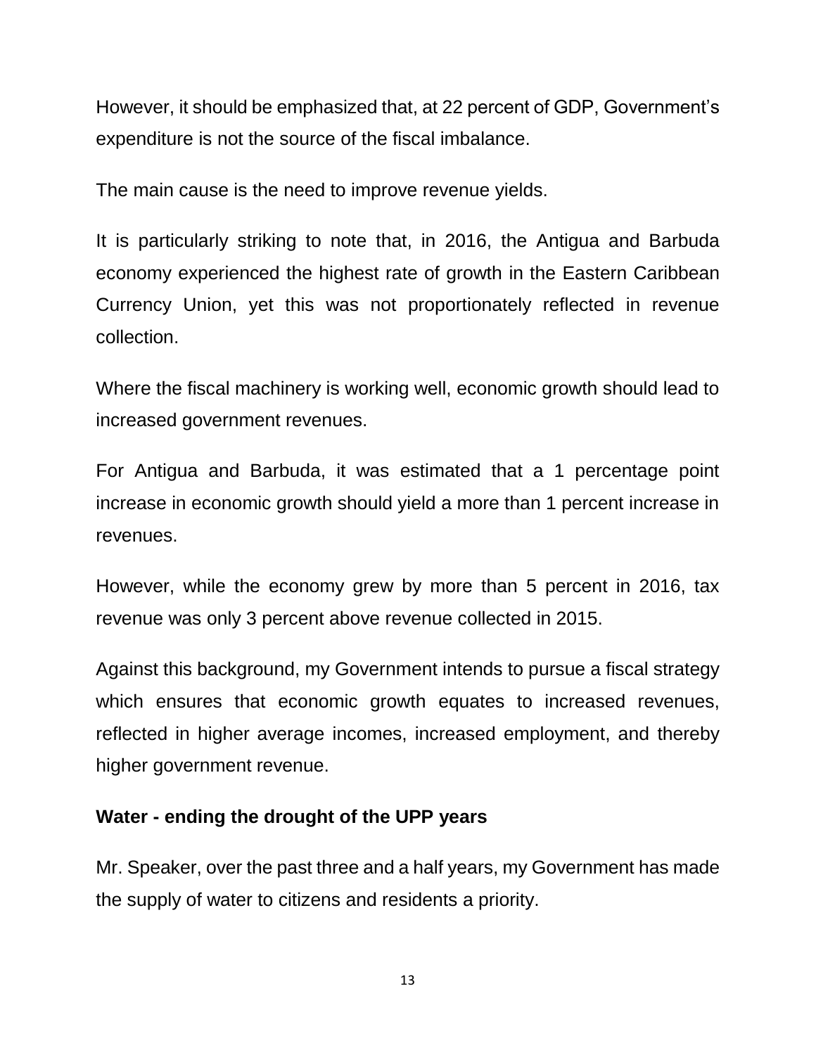However, it should be emphasized that, at 22 percent of GDP, Government's expenditure is not the source of the fiscal imbalance.

The main cause is the need to improve revenue yields.

It is particularly striking to note that, in 2016, the Antigua and Barbuda economy experienced the highest rate of growth in the Eastern Caribbean Currency Union, yet this was not proportionately reflected in revenue collection.

Where the fiscal machinery is working well, economic growth should lead to increased government revenues.

For Antigua and Barbuda, it was estimated that a 1 percentage point increase in economic growth should yield a more than 1 percent increase in revenues.

However, while the economy grew by more than 5 percent in 2016, tax revenue was only 3 percent above revenue collected in 2015.

Against this background, my Government intends to pursue a fiscal strategy which ensures that economic growth equates to increased revenues, reflected in higher average incomes, increased employment, and thereby higher government revenue.

**Water - ending the drought of the UPP years**

Mr. Speaker, over the past three and a half years, my Government has made the supply of water to citizens and residents a priority.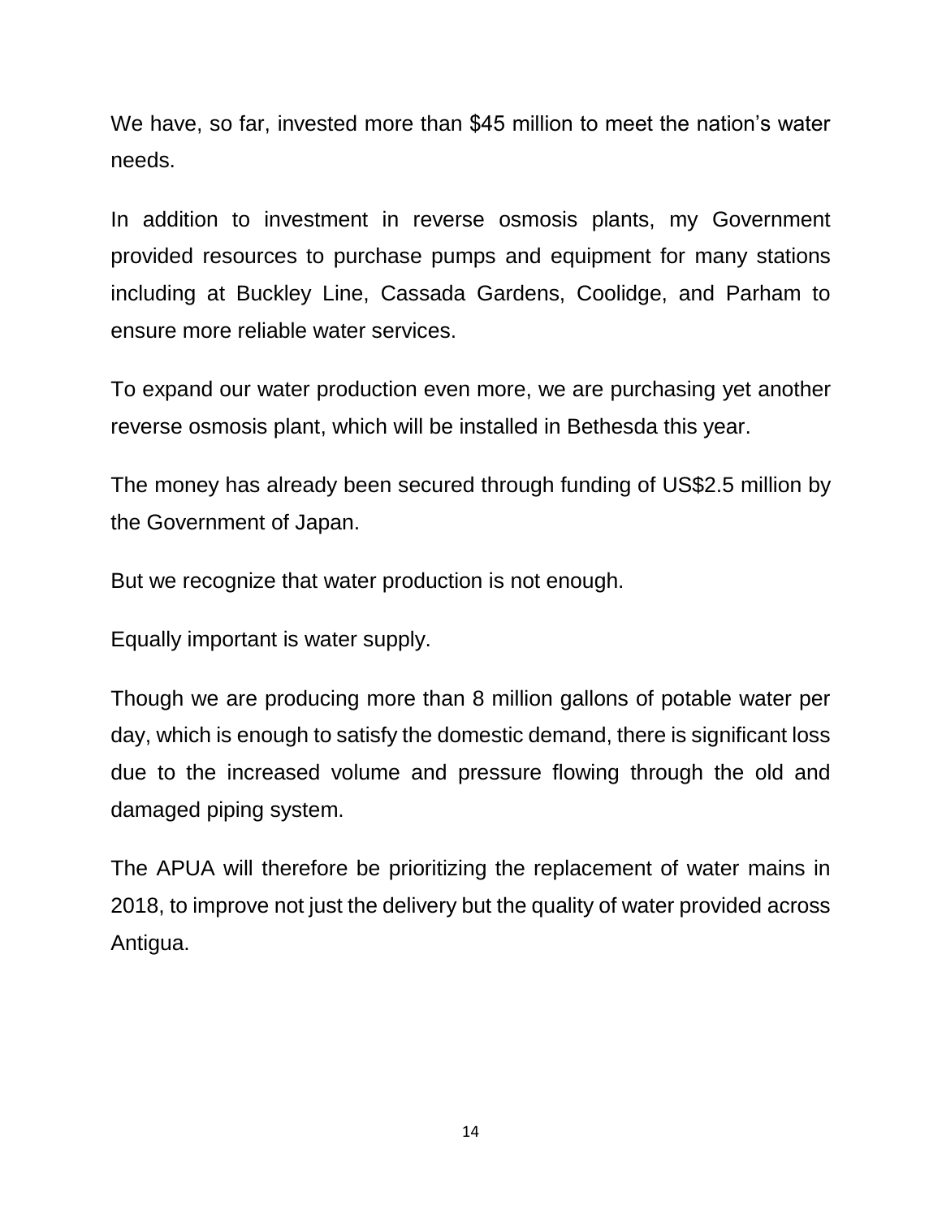We have, so far, invested more than $45 million to meet the nation's water needs.

In addition to investment in reverse osmosis plants, my Government provided resources to purchase pumps and equipment for many stations including at Buckley Line, Cassada Gardens, Coolidge, and Parham to ensure more reliable water services.

To expand our water production even more, we are purchasing yet another reverse osmosis plant, which will be installed in Bethesda this year.

The money has already been secured through funding of US$2.5 million by the Government of Japan.

But we recognize that water production is not enough.

Equally important is water supply.

Though we are producing more than 8 million gallons of potable water per day, which is enough to satisfy the domestic demand, there is significant loss due to the increased volume and pressure flowing through the old and damaged piping system.

The APUA will therefore be prioritizing the replacement of water mains in 2018, to improve not just the delivery but the quality of water provided across Antigua.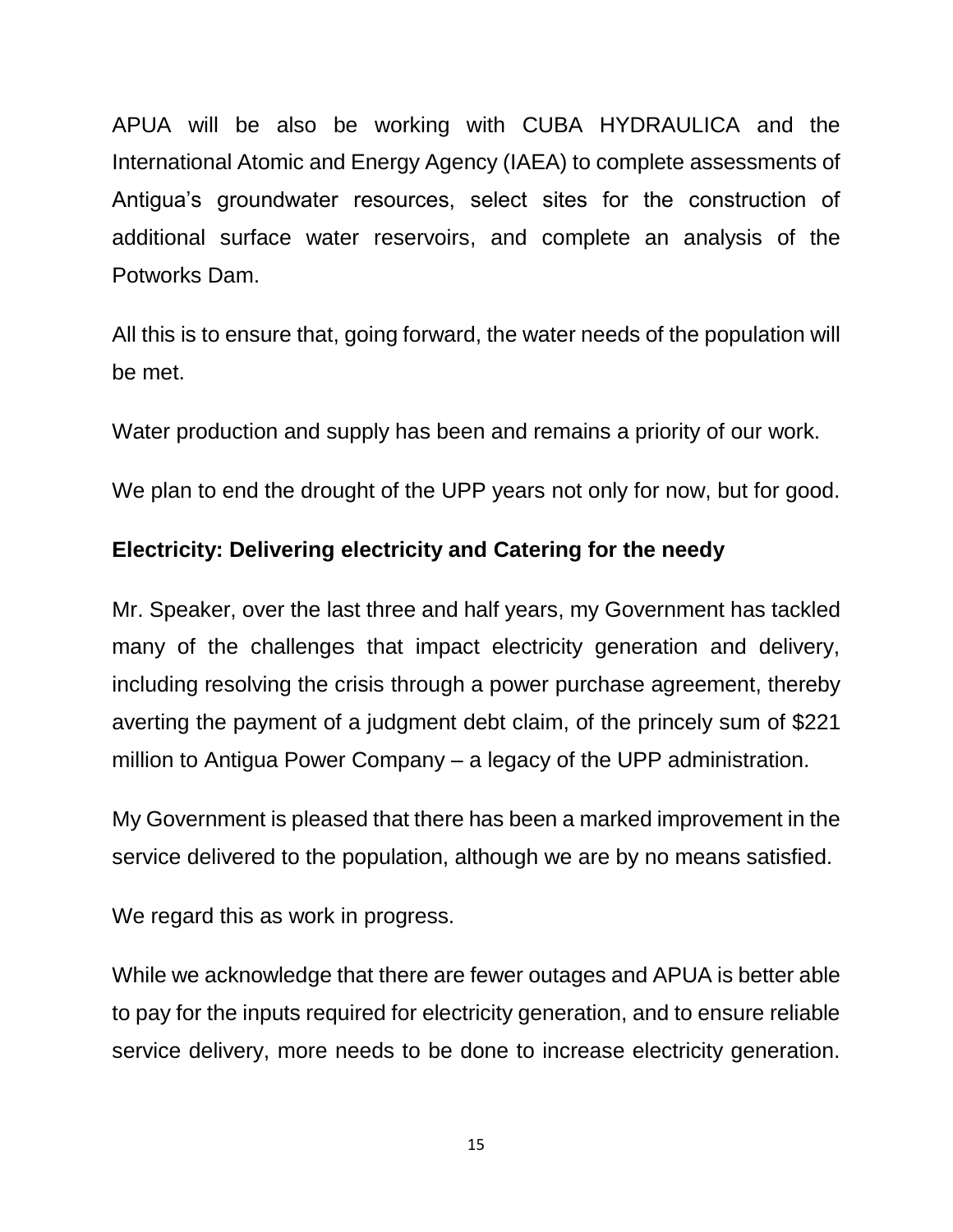APUA will be also be working with CUBA HYDRAULICA and the International Atomic and Energy Agency (IAEA) to complete assessments of Antigua's groundwater resources, select sites for the construction of additional surface water reservoirs, and complete an analysis of the Potworks Dam.

All this is to ensure that, going forward, the water needs of the population will be met.

Water production and supply has been and remains a priority of our work.

We plan to end the drought of the UPP years not only for now, but for good.

**Electricity: Delivering electricity and Catering for the needy**

Mr. Speaker, over the last three and half years, my Government has tackled many of the challenges that impact electricity generation and delivery, including resolving the crisis through a power purchase agreement, thereby averting the payment of a judgment debt claim, of the princely sum of $221 million to Antigua Power Company – a legacy of the UPP administration.

My Government is pleased that there has been a marked improvement in the service delivered to the population, although we are by no means satisfied.

We regard this as work in progress.

While we acknowledge that there are fewer outages and APUA is better able to pay for the inputs required for electricity generation, and to ensure reliable service delivery, more needs to be done to increase electricity generation.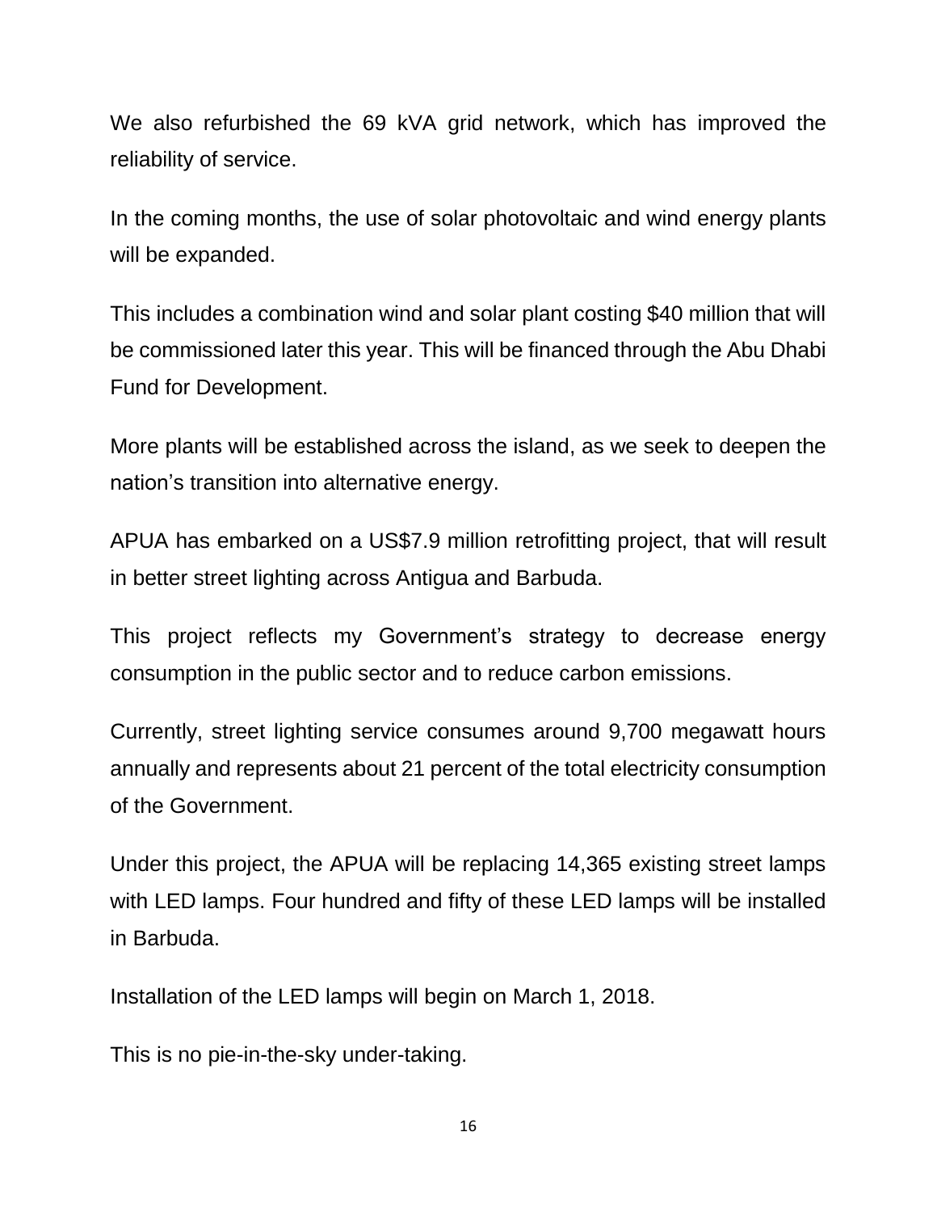We also refurbished the 69 kVA grid network, which has improved the reliability of service.

In the coming months, the use of solar photovoltaic and wind energy plants will be expanded.

This includes a combination wind and solar plant costing $40 million that will be commissioned later this year. This will be financed through the Abu Dhabi Fund for Development.

More plants will be established across the island, as we seek to deepen the nation's transition into alternative energy.

APUA has embarked on a US$7.9 million retrofitting project, that will result in better street lighting across Antigua and Barbuda.

This project reflects my Government's strategy to decrease energy consumption in the public sector and to reduce carbon emissions.

Currently, street lighting service consumes around 9,700 megawatt hours annually and represents about 21 percent of the total electricity consumption of the Government.

Under this project, the APUA will be replacing 14,365 existing street lamps with LED lamps. Four hundred and fifty of these LED lamps will be installed in Barbuda.

Installation of the LED lamps will begin on March 1, 2018.

This is no pie-in-the-sky under-taking.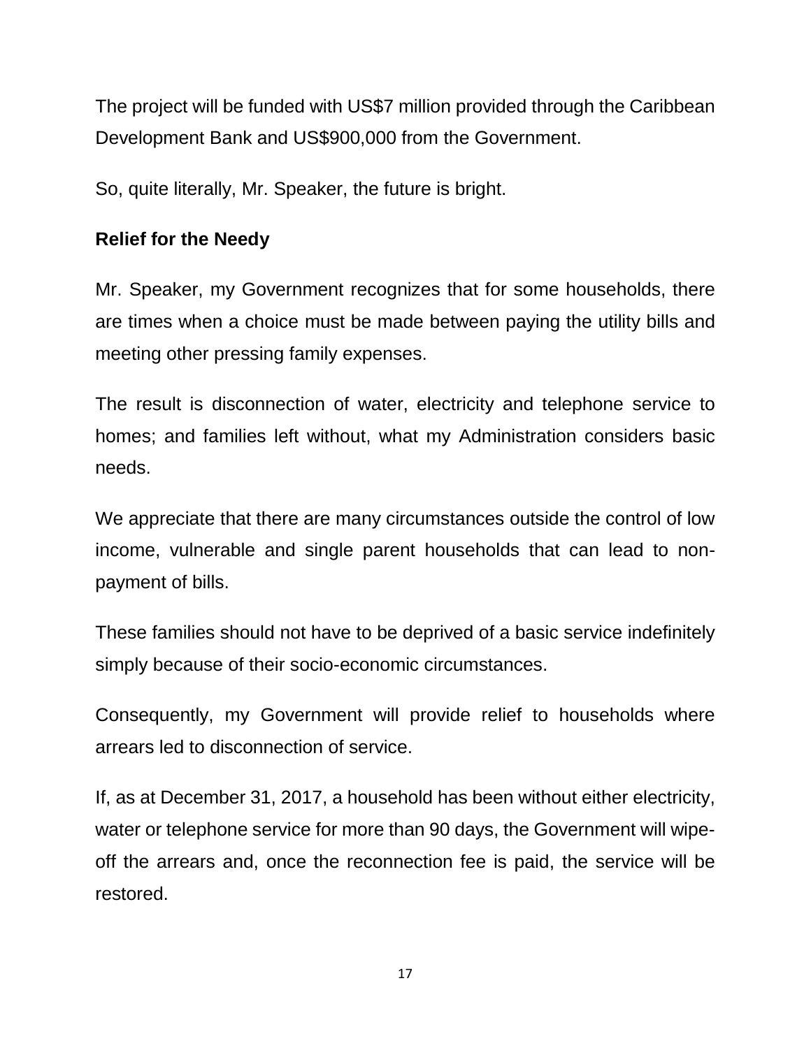The project will be funded with US$7 million provided through the Caribbean Development Bank and US$900,000 from the Government.

So, quite literally, Mr. Speaker, the future is bright.

**Relief for the Needy**

Mr. Speaker, my Government recognizes that for some households, there are times when a choice must be made between paying the utility bills and meeting other pressing family expenses.

The result is disconnection of water, electricity and telephone service to homes; and families left without, what my Administration considers basic needs.

We appreciate that there are many circumstances outside the control of low income, vulnerable and single parent households that can lead to non-payment of bills.

These families should not have to be deprived of a basic service indefinitely simply because of their socio-economic circumstances.

Consequently, my Government will provide relief to households where arrears led to disconnection of service.

If, as at December 31, 2017, a household has been without either electricity, water or telephone service for more than 90 days, the Government will wipe-off the arrears and, once the reconnection fee is paid, the service will be restored.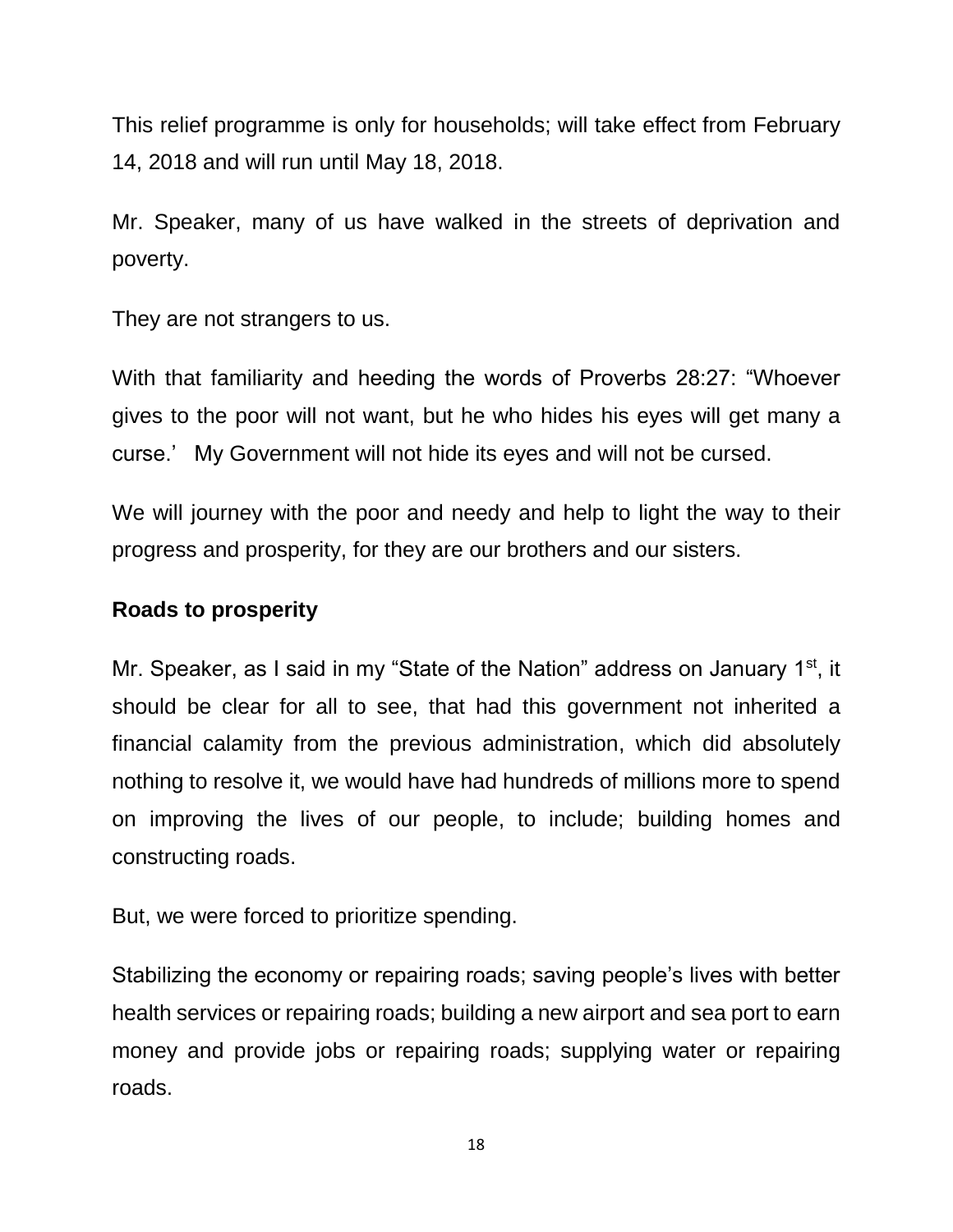This relief programme is only for households; will take effect from February 14, 2018 and will run until May 18, 2018.

Mr. Speaker, many of us have walked in the streets of deprivation and poverty.

They are not strangers to us.

With that familiarity and heeding the words of Proverbs 28:27: "Whoever gives to the poor will not want, but he who hides his eyes will get many a curse.'  My Government will not hide its eyes and will not be cursed.

We will journey with the poor and needy and help to light the way to their progress and prosperity, for they are our brothers and our sisters.

**Roads to prosperity**

Mr. Speaker, as I said in my "State of the Nation" address on January 1st, it should be clear for all to see, that had this government not inherited a financial calamity from the previous administration, which did absolutely nothing to resolve it, we would have had hundreds of millions more to spend on improving the lives of our people, to include; building homes and constructing roads.

But, we were forced to prioritize spending.

Stabilizing the economy or repairing roads; saving people's lives with better health services or repairing roads; building a new airport and sea port to earn money and provide jobs or repairing roads; supplying water or repairing roads.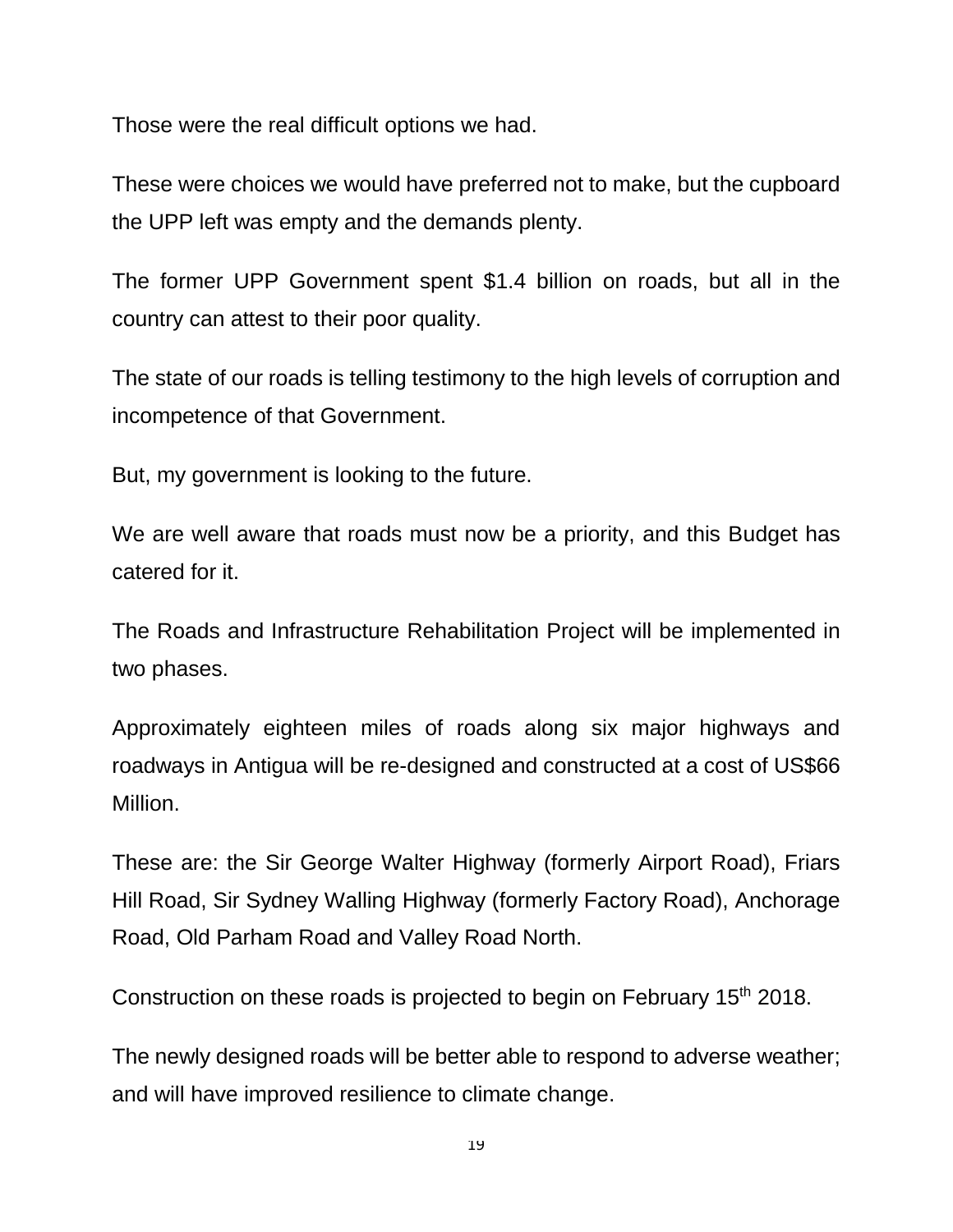Those were the real difficult options we had.

These were choices we would have preferred not to make, but the cupboard the UPP left was empty and the demands plenty.

The former UPP Government spent $1.4 billion on roads, but all in the country can attest to their poor quality.

The state of our roads is telling testimony to the high levels of corruption and incompetence of that Government.

But, my government is looking to the future.

We are well aware that roads must now be a priority, and this Budget has catered for it.

The Roads and Infrastructure Rehabilitation Project will be implemented in two phases.

Approximately eighteen miles of roads along six major highways and roadways in Antigua will be re-designed and constructed at a cost of US$66 Million.

These are: the Sir George Walter Highway (formerly Airport Road), Friars Hill Road, Sir Sydney Walling Highway (formerly Factory Road), Anchorage Road, Old Parham Road and Valley Road North.

Construction on these roads is projected to begin on February 15th 2018.

The newly designed roads will be better able to respond to adverse weather; and will have improved resilience to climate change.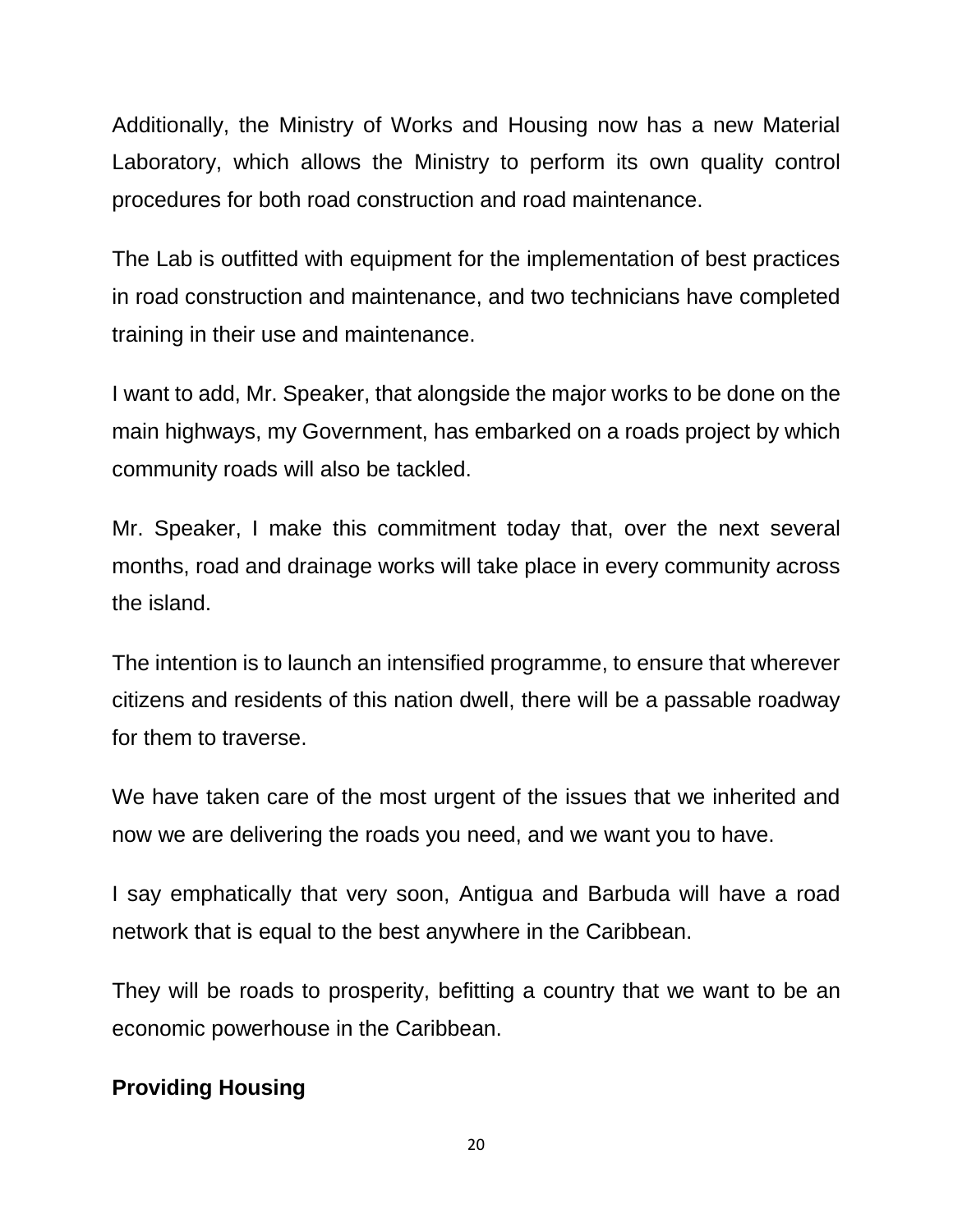Additionally, the Ministry of Works and Housing now has a new Material Laboratory, which allows the Ministry to perform its own quality control procedures for both road construction and road maintenance.

The Lab is outfitted with equipment for the implementation of best practices in road construction and maintenance, and two technicians have completed training in their use and maintenance.

I want to add, Mr. Speaker, that alongside the major works to be done on the main highways, my Government, has embarked on a roads project by which community roads will also be tackled.

Mr. Speaker, I make this commitment today that, over the next several months, road and drainage works will take place in every community across the island.

The intention is to launch an intensified programme, to ensure that wherever citizens and residents of this nation dwell, there will be a passable roadway for them to traverse.

We have taken care of the most urgent of the issues that we inherited and now we are delivering the roads you need, and we want you to have.

I say emphatically that very soon, Antigua and Barbuda will have a road network that is equal to the best anywhere in the Caribbean.

They will be roads to prosperity, befitting a country that we want to be an economic powerhouse in the Caribbean.

**Providing Housing**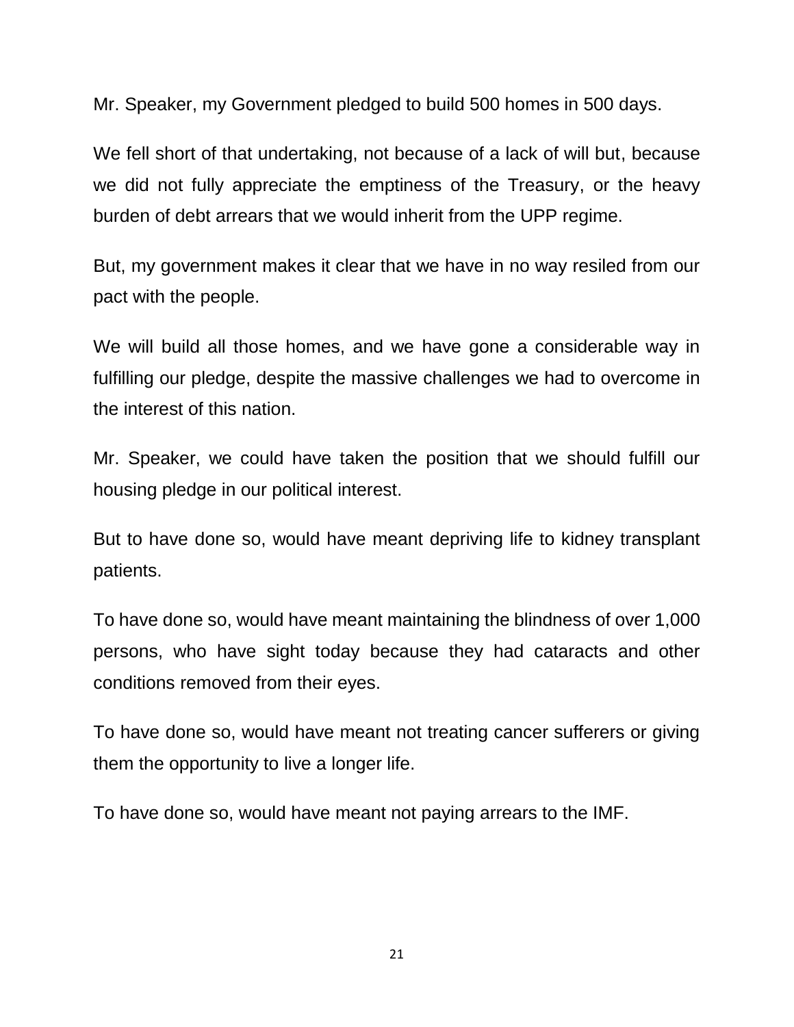Mr. Speaker, my Government pledged to build 500 homes in 500 days.

We fell short of that undertaking, not because of a lack of will but, because we did not fully appreciate the emptiness of the Treasury, or the heavy burden of debt arrears that we would inherit from the UPP regime.

But, my government makes it clear that we have in no way resiled from our pact with the people.

We will build all those homes, and we have gone a considerable way in fulfilling our pledge, despite the massive challenges we had to overcome in the interest of this nation.

Mr. Speaker, we could have taken the position that we should fulfill our housing pledge in our political interest.

But to have done so, would have meant depriving life to kidney transplant patients.

To have done so, would have meant maintaining the blindness of over 1,000 persons, who have sight today because they had cataracts and other conditions removed from their eyes.

To have done so, would have meant not treating cancer sufferers or giving them the opportunity to live a longer life.

To have done so, would have meant not paying arrears to the IMF.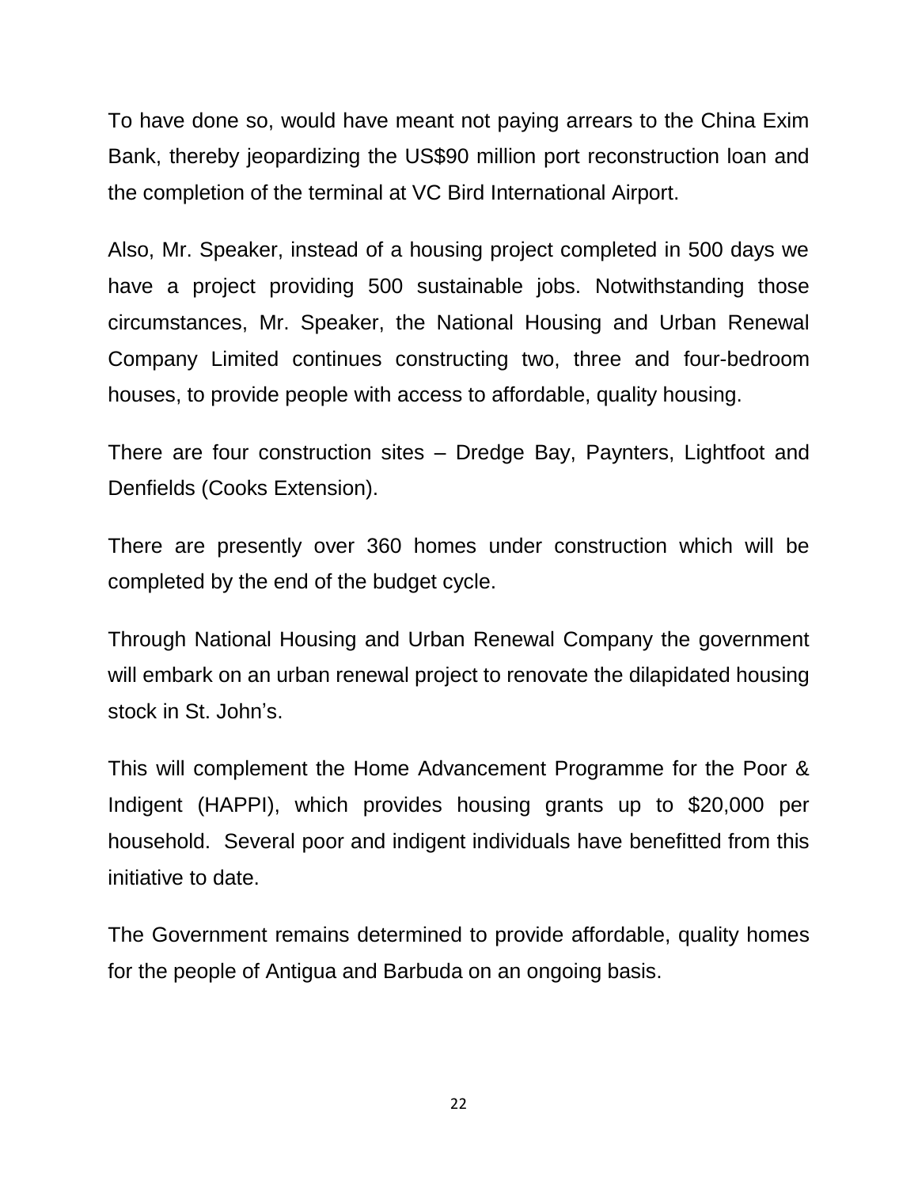To have done so, would have meant not paying arrears to the China Exim Bank, thereby jeopardizing the US$90 million port reconstruction loan and the completion of the terminal at VC Bird International Airport.

Also, Mr. Speaker, instead of a housing project completed in 500 days we have a project providing 500 sustainable jobs. Notwithstanding those circumstances, Mr. Speaker, the National Housing and Urban Renewal Company Limited continues constructing two, three and four-bedroom houses, to provide people with access to affordable, quality housing.

There are four construction sites – Dredge Bay, Paynters, Lightfoot and Denfields (Cooks Extension).

There are presently over 360 homes under construction which will be completed by the end of the budget cycle.

Through National Housing and Urban Renewal Company the government will embark on an urban renewal project to renovate the dilapidated housing stock in St. John's.

This will complement the Home Advancement Programme for the Poor & Indigent (HAPPI), which provides housing grants up to $20,000 per household. Several poor and indigent individuals have benefitted from this initiative to date.

The Government remains determined to provide affordable, quality homes for the people of Antigua and Barbuda on an ongoing basis.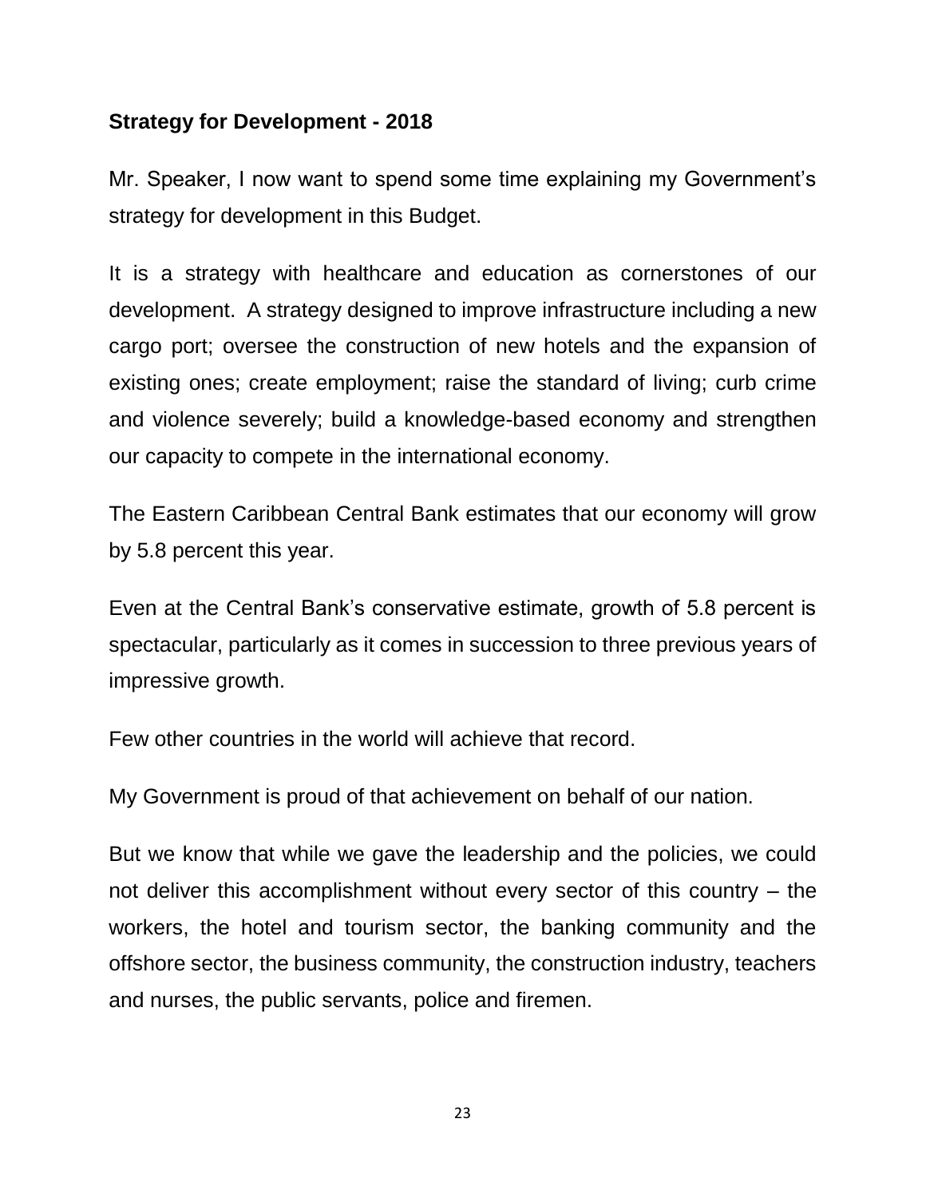**Strategy for Development - 2018**

Mr. Speaker, I now want to spend some time explaining my Government's strategy for development in this Budget.

It is a strategy with healthcare and education as cornerstones of our development. A strategy designed to improve infrastructure including a new cargo port; oversee the construction of new hotels and the expansion of existing ones; create employment; raise the standard of living; curb crime and violence severely; build a knowledge-based economy and strengthen our capacity to compete in the international economy.

The Eastern Caribbean Central Bank estimates that our economy will grow by 5.8 percent this year.

Even at the Central Bank's conservative estimate, growth of 5.8 percent is spectacular, particularly as it comes in succession to three previous years of impressive growth.

Few other countries in the world will achieve that record.

My Government is proud of that achievement on behalf of our nation.

But we know that while we gave the leadership and the policies, we could not deliver this accomplishment without every sector of this country – the workers, the hotel and tourism sector, the banking community and the offshore sector, the business community, the construction industry, teachers and nurses, the public servants, police and firemen.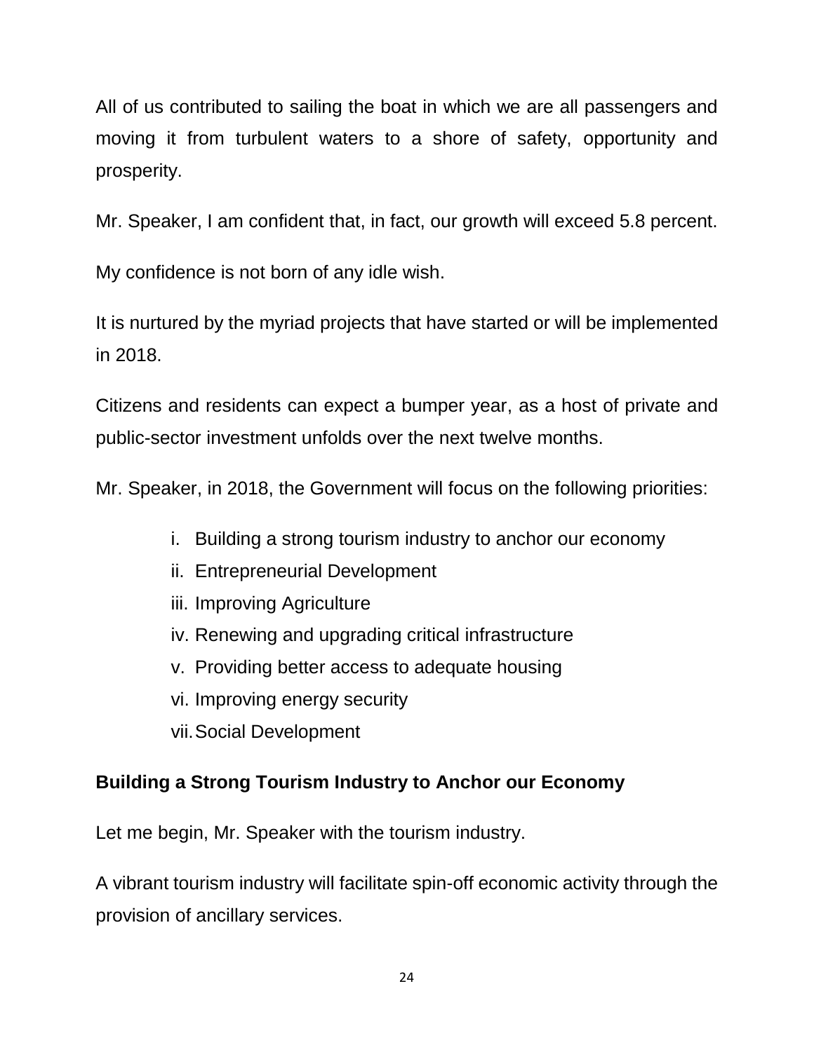All of us contributed to sailing the boat in which we are all passengers and moving it from turbulent waters to a shore of safety, opportunity and prosperity.

Mr. Speaker, I am confident that, in fact, our growth will exceed 5.8 percent.

My confidence is not born of any idle wish.

It is nurtured by the myriad projects that have started or will be implemented in 2018.

Citizens and residents can expect a bumper year, as a host of private and public-sector investment unfolds over the next twelve months.

Mr. Speaker, in 2018, the Government will focus on the following priorities:

i. Building a strong tourism industry to anchor our economy
ii. Entrepreneurial Development
iii. Improving Agriculture
iv. Renewing and upgrading critical infrastructure
v. Providing better access to adequate housing
vi. Improving energy security
vii. Social Development

**Building a Strong Tourism Industry to Anchor our Economy**

Let me begin, Mr. Speaker with the tourism industry.

A vibrant tourism industry will facilitate spin-off economic activity through the provision of ancillary services.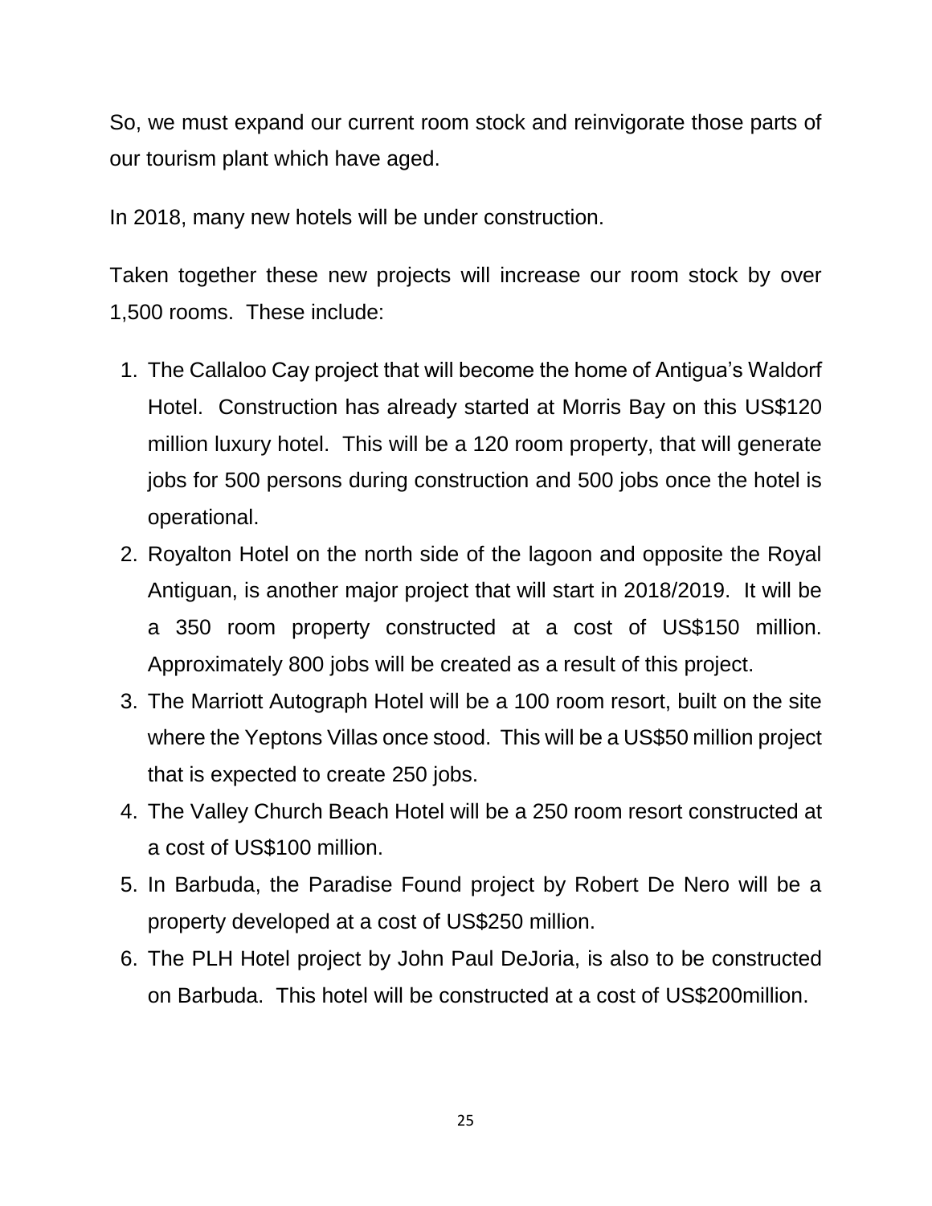So, we must expand our current room stock and reinvigorate those parts of our tourism plant which have aged.

In 2018, many new hotels will be under construction.

Taken together these new projects will increase our room stock by over 1,500 rooms. These include:

1. The Callaloo Cay project that will become the home of Antigua's Waldorf Hotel. Construction has already started at Morris Bay on this US$120 million luxury hotel. This will be a 120 room property, that will generate jobs for 500 persons during construction and 500 jobs once the hotel is operational.
2. Royalton Hotel on the north side of the lagoon and opposite the Royal Antiguan, is another major project that will start in 2018/2019. It will be a 350 room property constructed at a cost of US$150 million. Approximately 800 jobs will be created as a result of this project.
3. The Marriott Autograph Hotel will be a 100 room resort, built on the site where the Yeptons Villas once stood. This will be a US$50 million project that is expected to create 250 jobs.
4. The Valley Church Beach Hotel will be a 250 room resort constructed at a cost of US$100 million.
5. In Barbuda, the Paradise Found project by Robert De Nero will be a property developed at a cost of US$250 million.
6. The PLH Hotel project by John Paul DeJoria, is also to be constructed on Barbuda. This hotel will be constructed at a cost of US$200million.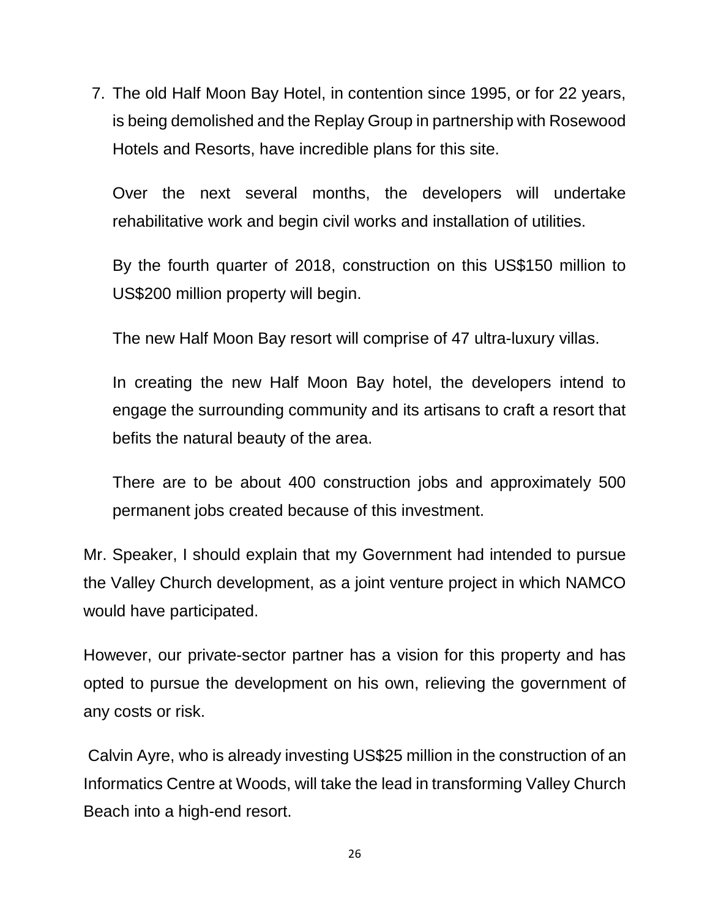7. The old Half Moon Bay Hotel, in contention since 1995, or for 22 years, is being demolished and the Replay Group in partnership with Rosewood Hotels and Resorts, have incredible plans for this site.

   Over the next several months, the developers will undertake rehabilitative work and begin civil works and installation of utilities.

   By the fourth quarter of 2018, construction on this US$150 million to US$200 million property will begin.

   The new Half Moon Bay resort will comprise of 47 ultra-luxury villas.

   In creating the new Half Moon Bay hotel, the developers intend to engage the surrounding community and its artisans to craft a resort that befits the natural beauty of the area.

   There are to be about 400 construction jobs and approximately 500 permanent jobs created because of this investment.

Mr. Speaker, I should explain that my Government had intended to pursue the Valley Church development, as a joint venture project in which NAMCO would have participated.

However, our private-sector partner has a vision for this property and has opted to pursue the development on his own, relieving the government of any costs or risk.

Calvin Ayre, who is already investing US$25 million in the construction of an Informatics Centre at Woods, will take the lead in transforming Valley Church Beach into a high-end resort.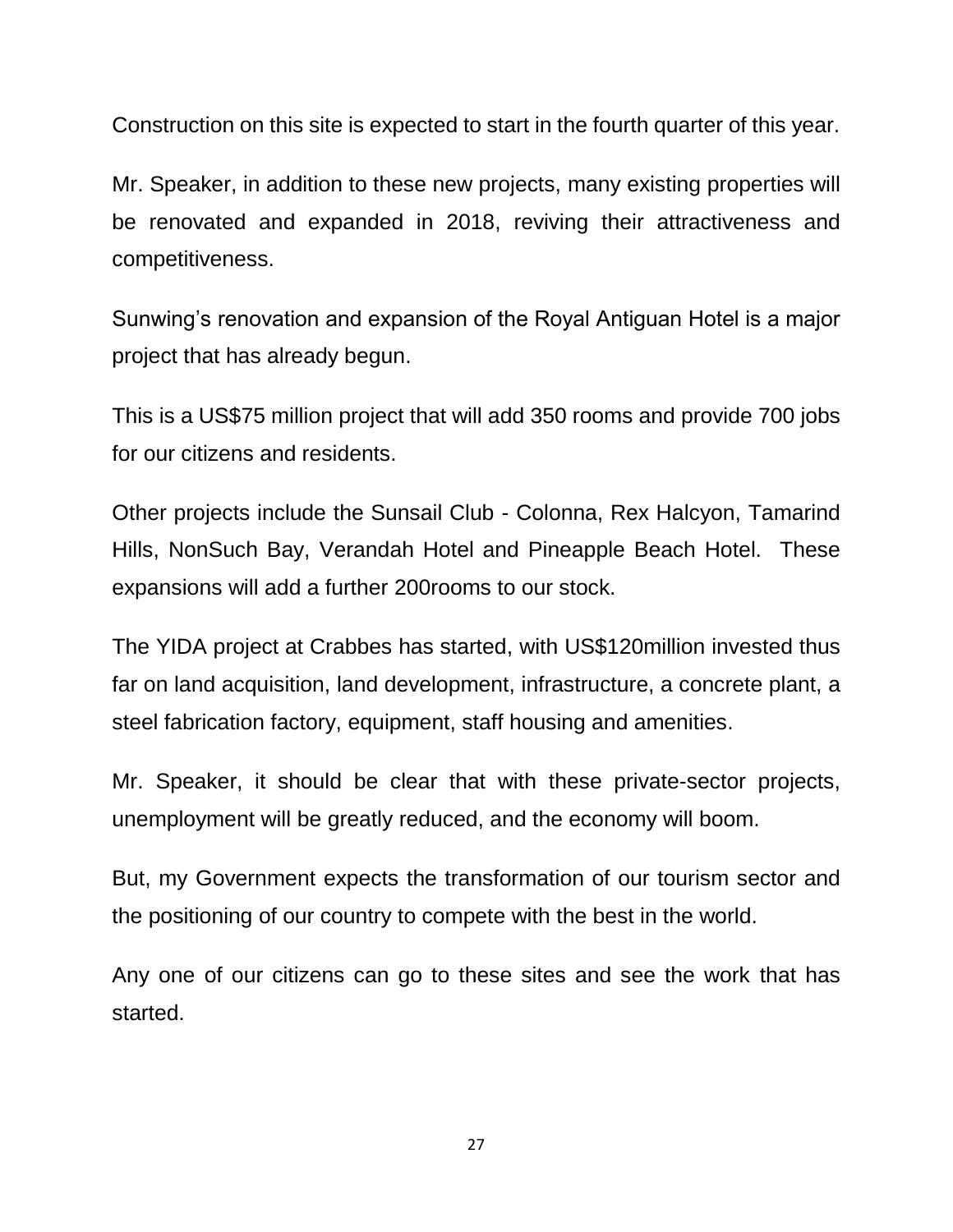Construction on this site is expected to start in the fourth quarter of this year.

Mr. Speaker, in addition to these new projects, many existing properties will be renovated and expanded in 2018, reviving their attractiveness and competitiveness.

Sunwing's renovation and expansion of the Royal Antiguan Hotel is a major project that has already begun.

This is a US$75 million project that will add 350 rooms and provide 700 jobs for our citizens and residents.

Other projects include the Sunsail Club - Colonna, Rex Halcyon, Tamarind Hills, NonSuch Bay, Verandah Hotel and Pineapple Beach Hotel. These expansions will add a further 200rooms to our stock.

The YIDA project at Crabbes has started, with US$120million invested thus far on land acquisition, land development, infrastructure, a concrete plant, a steel fabrication factory, equipment, staff housing and amenities.

Mr. Speaker, it should be clear that with these private-sector projects, unemployment will be greatly reduced, and the economy will boom.

But, my Government expects the transformation of our tourism sector and the positioning of our country to compete with the best in the world.

Any one of our citizens can go to these sites and see the work that has started.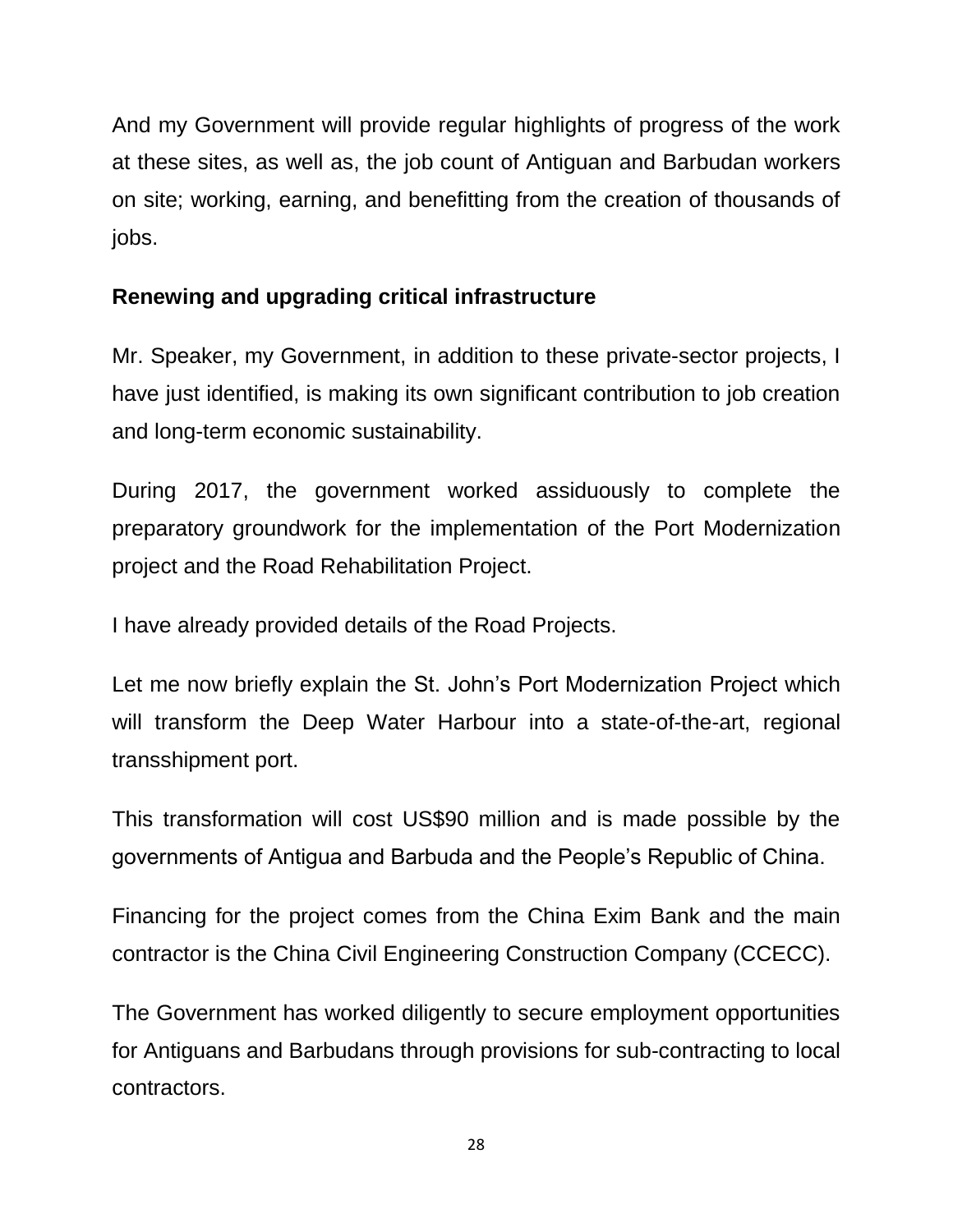And my Government will provide regular highlights of progress of the work at these sites, as well as, the job count of Antiguan and Barbudan workers on site; working, earning, and benefitting from the creation of thousands of jobs.

**Renewing and upgrading critical infrastructure**

Mr. Speaker, my Government, in addition to these private-sector projects, I have just identified, is making its own significant contribution to job creation and long-term economic sustainability.

During 2017, the government worked assiduously to complete the preparatory groundwork for the implementation of the Port Modernization project and the Road Rehabilitation Project.

I have already provided details of the Road Projects.

Let me now briefly explain the St. John's Port Modernization Project which will transform the Deep Water Harbour into a state-of-the-art, regional transshipment port.

This transformation will cost US$90 million and is made possible by the governments of Antigua and Barbuda and the People's Republic of China.

Financing for the project comes from the China Exim Bank and the main contractor is the China Civil Engineering Construction Company (CCECC).

The Government has worked diligently to secure employment opportunities for Antiguans and Barbudans through provisions for sub-contracting to local contractors.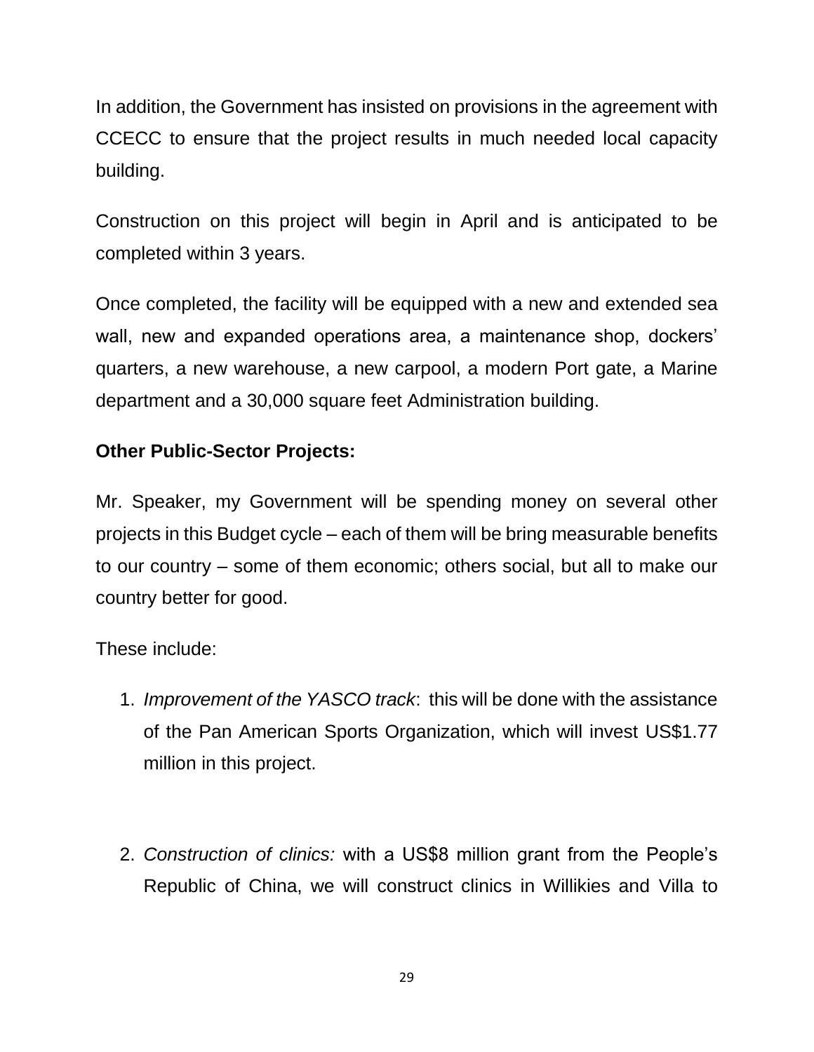In addition, the Government has insisted on provisions in the agreement with CCECC to ensure that the project results in much needed local capacity building.

Construction on this project will begin in April and is anticipated to be completed within 3 years.

Once completed, the facility will be equipped with a new and extended sea wall, new and expanded operations area, a maintenance shop, dockers' quarters, a new warehouse, a new carpool, a modern Port gate, a Marine department and a 30,000 square feet Administration building.

**Other Public-Sector Projects:**

Mr. Speaker, my Government will be spending money on several other projects in this Budget cycle – each of them will be bring measurable benefits to our country – some of them economic; others social, but all to make our country better for good.

These include:

1. *Improvement of the YASCO track*: this will be done with the assistance of the Pan American Sports Organization, which will invest US$1.77 million in this project.

2. *Construction of clinics:* with a US$8 million grant from the People's Republic of China, we will construct clinics in Willikies and Villa to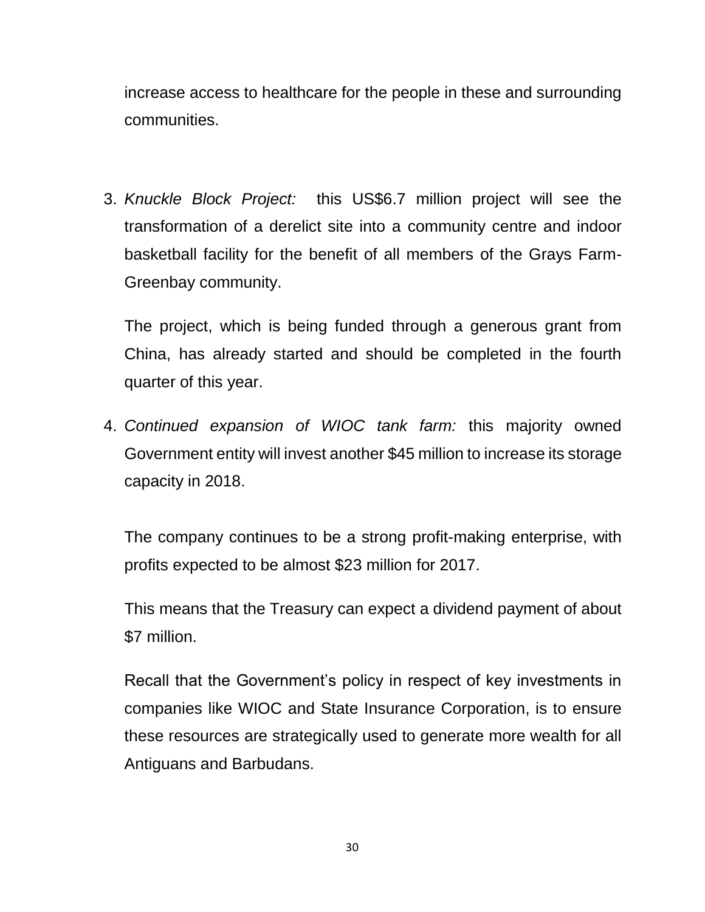increase access to healthcare for the people in these and surrounding communities.

3. *Knuckle Block Project:* this US$6.7 million project will see the transformation of a derelict site into a community centre and indoor basketball facility for the benefit of all members of the Grays Farm-Greenbay community.

   The project, which is being funded through a generous grant from China, has already started and should be completed in the fourth quarter of this year.

4. *Continued expansion of WIOC tank farm:* this majority owned Government entity will invest another $45 million to increase its storage capacity in 2018.

   The company continues to be a strong profit-making enterprise, with profits expected to be almost $23 million for 2017.

   This means that the Treasury can expect a dividend payment of about $7 million.

   Recall that the Government's policy in respect of key investments in companies like WIOC and State Insurance Corporation, is to ensure these resources are strategically used to generate more wealth for all Antiguans and Barbudans.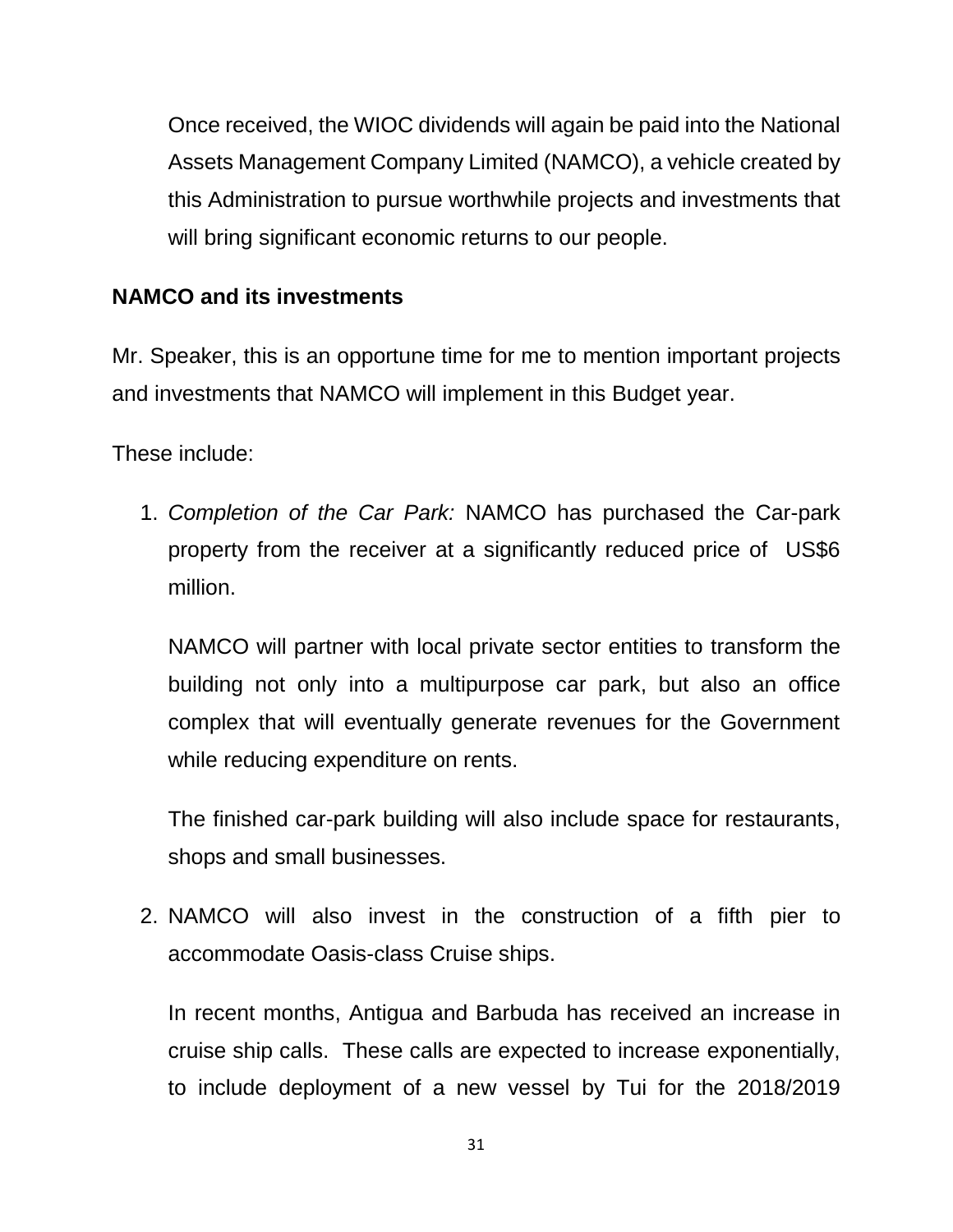Once received, the WIOC dividends will again be paid into the National Assets Management Company Limited (NAMCO), a vehicle created by this Administration to pursue worthwhile projects and investments that will bring significant economic returns to our people.

**NAMCO and its investments**

Mr. Speaker, this is an opportune time for me to mention important projects and investments that NAMCO will implement in this Budget year.

These include:

1. *Completion of the Car Park:* NAMCO has purchased the Car-park property from the receiver at a significantly reduced price of US$6 million.

   NAMCO will partner with local private sector entities to transform the building not only into a multipurpose car park, but also an office complex that will eventually generate revenues for the Government while reducing expenditure on rents.

   The finished car-park building will also include space for restaurants, shops and small businesses.

2. NAMCO will also invest in the construction of a fifth pier to accommodate Oasis-class Cruise ships.

   In recent months, Antigua and Barbuda has received an increase in cruise ship calls. These calls are expected to increase exponentially, to include deployment of a new vessel by Tui for the 2018/2019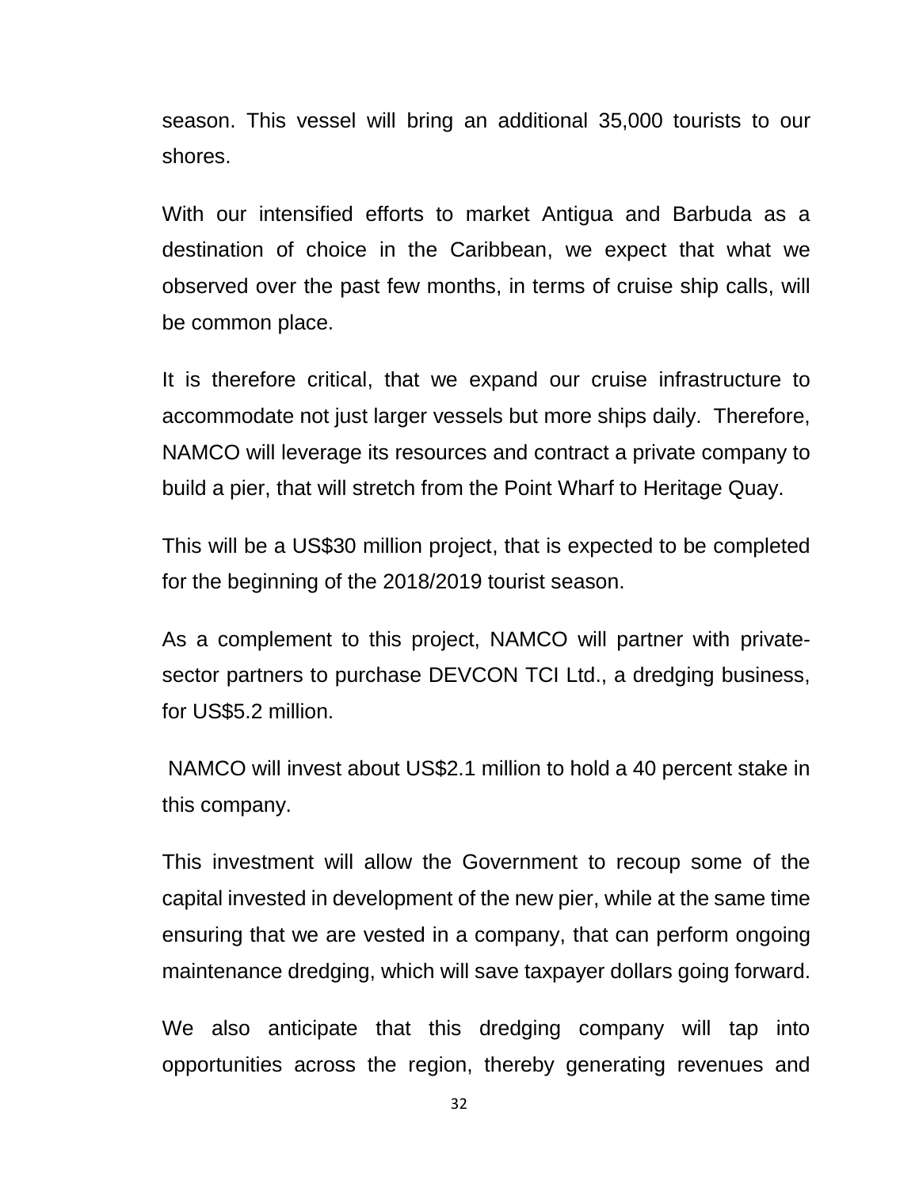season. This vessel will bring an additional 35,000 tourists to our shores.

With our intensified efforts to market Antigua and Barbuda as a destination of choice in the Caribbean, we expect that what we observed over the past few months, in terms of cruise ship calls, will be common place.

It is therefore critical, that we expand our cruise infrastructure to accommodate not just larger vessels but more ships daily. Therefore, NAMCO will leverage its resources and contract a private company to build a pier, that will stretch from the Point Wharf to Heritage Quay.

This will be a US$30 million project, that is expected to be completed for the beginning of the 2018/2019 tourist season.

As a complement to this project, NAMCO will partner with private-sector partners to purchase DEVCON TCI Ltd., a dredging business, for US$5.2 million.

NAMCO will invest about US$2.1 million to hold a 40 percent stake in this company.

This investment will allow the Government to recoup some of the capital invested in development of the new pier, while at the same time ensuring that we are vested in a company, that can perform ongoing maintenance dredging, which will save taxpayer dollars going forward.

We also anticipate that this dredging company will tap into opportunities across the region, thereby generating revenues and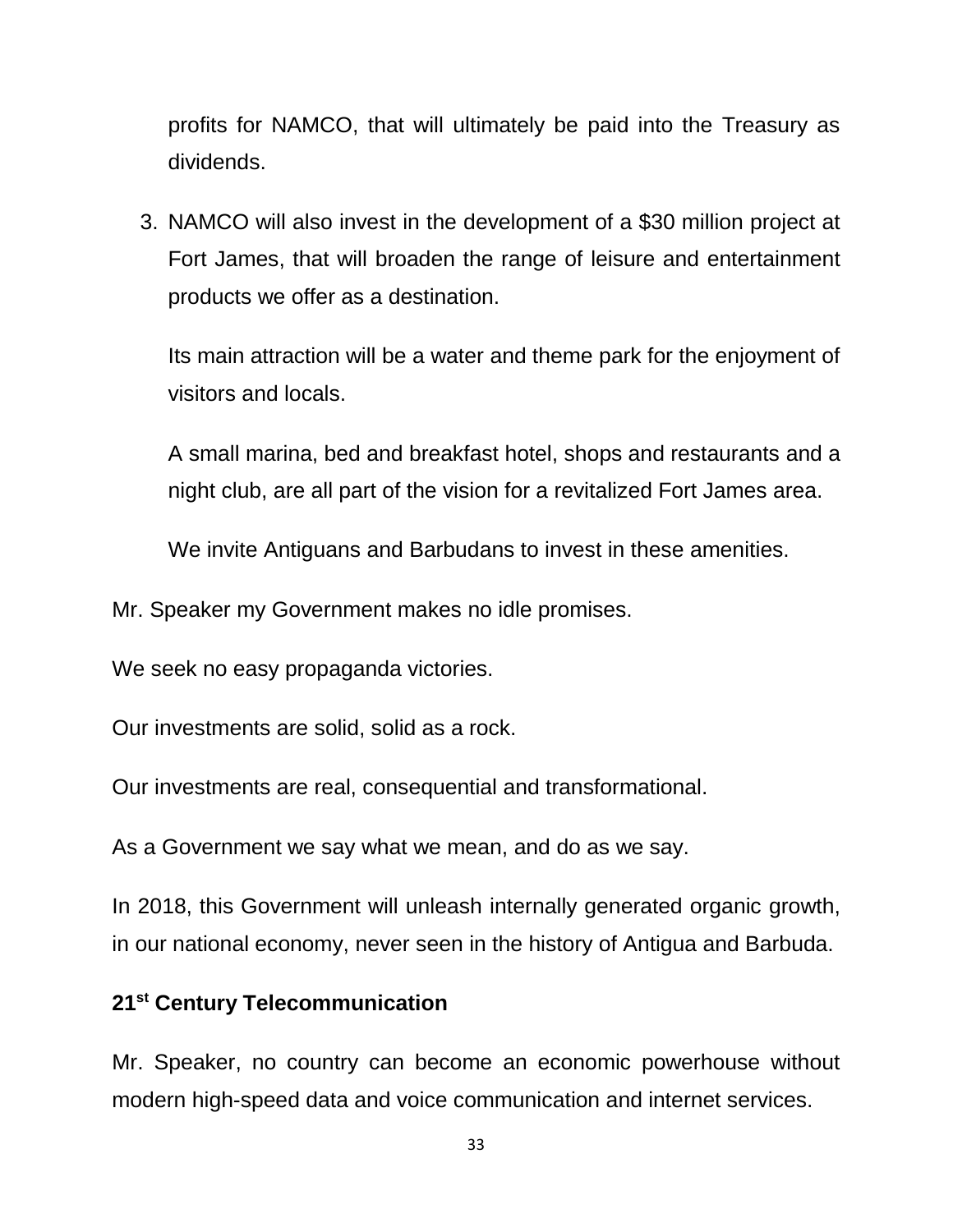profits for NAMCO, that will ultimately be paid into the Treasury as dividends.

3. NAMCO will also invest in the development of a $30 million project at Fort James, that will broaden the range of leisure and entertainment products we offer as a destination.

   Its main attraction will be a water and theme park for the enjoyment of visitors and locals.

   A small marina, bed and breakfast hotel, shops and restaurants and a night club, are all part of the vision for a revitalized Fort James area.

   We invite Antiguans and Barbudans to invest in these amenities.

Mr. Speaker my Government makes no idle promises.

We seek no easy propaganda victories.

Our investments are solid, solid as a rock.

Our investments are real, consequential and transformational.

As a Government we say what we mean, and do as we say.

In 2018, this Government will unleash internally generated organic growth, in our national economy, never seen in the history of Antigua and Barbuda.

**21st Century Telecommunication**

Mr. Speaker, no country can become an economic powerhouse without modern high-speed data and voice communication and internet services.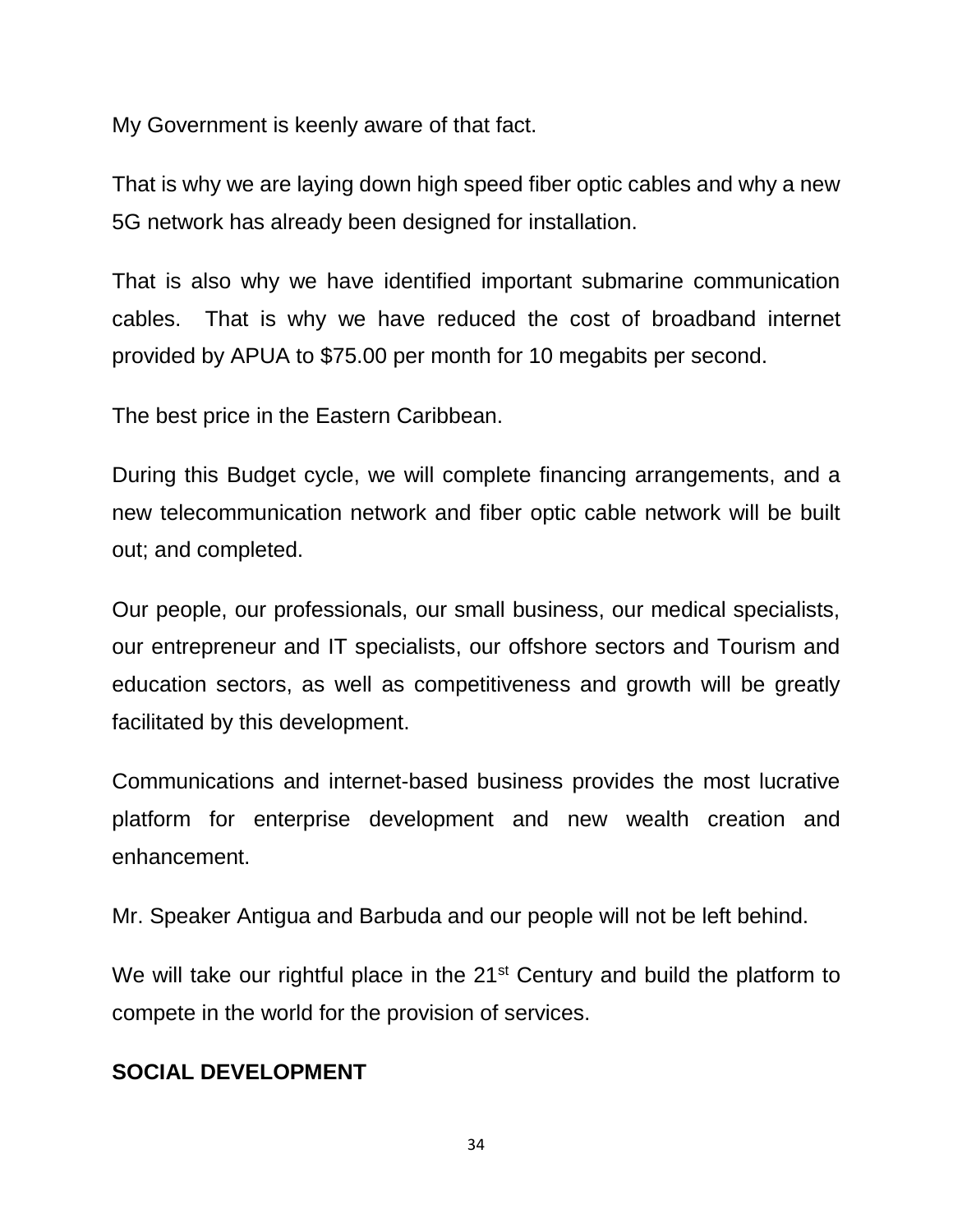My Government is keenly aware of that fact.

That is why we are laying down high speed fiber optic cables and why a new 5G network has already been designed for installation.

That is also why we have identified important submarine communication cables. That is why we have reduced the cost of broadband internet provided by APUA to $75.00 per month for 10 megabits per second.

The best price in the Eastern Caribbean.

During this Budget cycle, we will complete financing arrangements, and a new telecommunication network and fiber optic cable network will be built out; and completed.

Our people, our professionals, our small business, our medical specialists, our entrepreneur and IT specialists, our offshore sectors and Tourism and education sectors, as well as competitiveness and growth will be greatly facilitated by this development.

Communications and internet-based business provides the most lucrative platform for enterprise development and new wealth creation and enhancement.

Mr. Speaker Antigua and Barbuda and our people will not be left behind.

We will take our rightful place in the 21st Century and build the platform to compete in the world for the provision of services.

**SOCIAL DEVELOPMENT**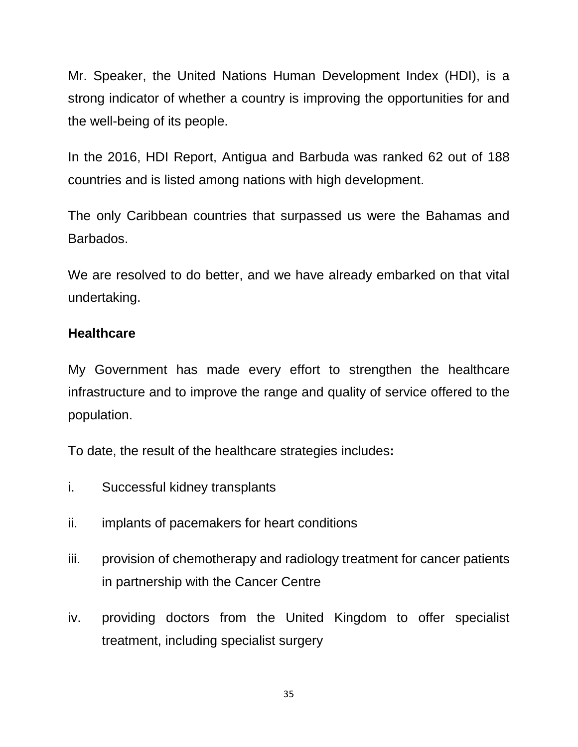Mr. Speaker, the United Nations Human Development Index (HDI), is a strong indicator of whether a country is improving the opportunities for and the well-being of its people.

In the 2016, HDI Report, Antigua and Barbuda was ranked 62 out of 188 countries and is listed among nations with high development.

The only Caribbean countries that surpassed us were the Bahamas and Barbados.

We are resolved to do better, and we have already embarked on that vital undertaking.

**Healthcare**

My Government has made every effort to strengthen the healthcare infrastructure and to improve the range and quality of service offered to the population.

To date, the result of the healthcare strategies includes**:**

i. Successful kidney transplants

ii. implants of pacemakers for heart conditions

iii. provision of chemotherapy and radiology treatment for cancer patients in partnership with the Cancer Centre

iv. providing doctors from the United Kingdom to offer specialist treatment, including specialist surgery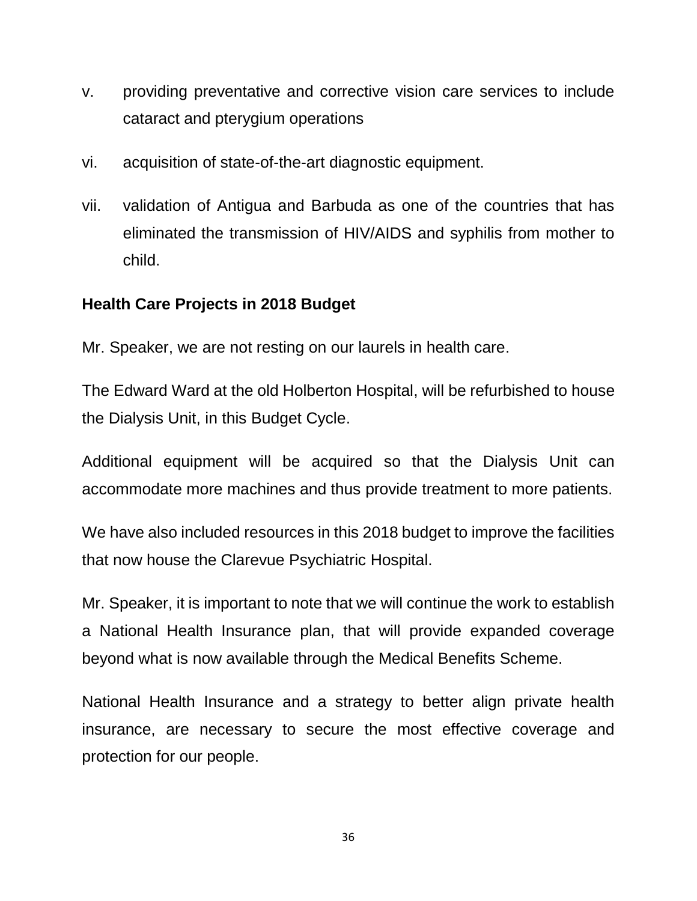v. providing preventative and corrective vision care services to include cataract and pterygium operations

vi. acquisition of state-of-the-art diagnostic equipment.

vii. validation of Antigua and Barbuda as one of the countries that has eliminated the transmission of HIV/AIDS and syphilis from mother to child.

**Health Care Projects in 2018 Budget**

Mr. Speaker, we are not resting on our laurels in health care.

The Edward Ward at the old Holberton Hospital, will be refurbished to house the Dialysis Unit, in this Budget Cycle.

Additional equipment will be acquired so that the Dialysis Unit can accommodate more machines and thus provide treatment to more patients.

We have also included resources in this 2018 budget to improve the facilities that now house the Clarevue Psychiatric Hospital.

Mr. Speaker, it is important to note that we will continue the work to establish a National Health Insurance plan, that will provide expanded coverage beyond what is now available through the Medical Benefits Scheme.

National Health Insurance and a strategy to better align private health insurance, are necessary to secure the most effective coverage and protection for our people.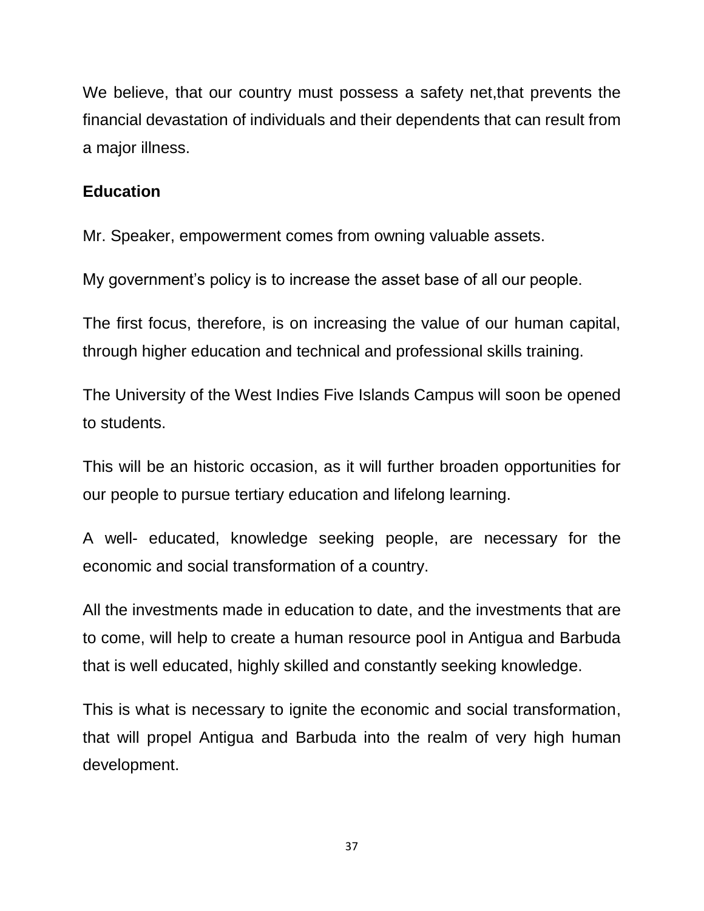We believe, that our country must possess a safety net,that prevents the financial devastation of individuals and their dependents that can result from a major illness.

**Education**

Mr. Speaker, empowerment comes from owning valuable assets.

My government's policy is to increase the asset base of all our people.

The first focus, therefore, is on increasing the value of our human capital, through higher education and technical and professional skills training.

The University of the West Indies Five Islands Campus will soon be opened to students.

This will be an historic occasion, as it will further broaden opportunities for our people to pursue tertiary education and lifelong learning.

A well- educated, knowledge seeking people, are necessary for the economic and social transformation of a country.

All the investments made in education to date, and the investments that are to come, will help to create a human resource pool in Antigua and Barbuda that is well educated, highly skilled and constantly seeking knowledge.

This is what is necessary to ignite the economic and social transformation, that will propel Antigua and Barbuda into the realm of very high human development.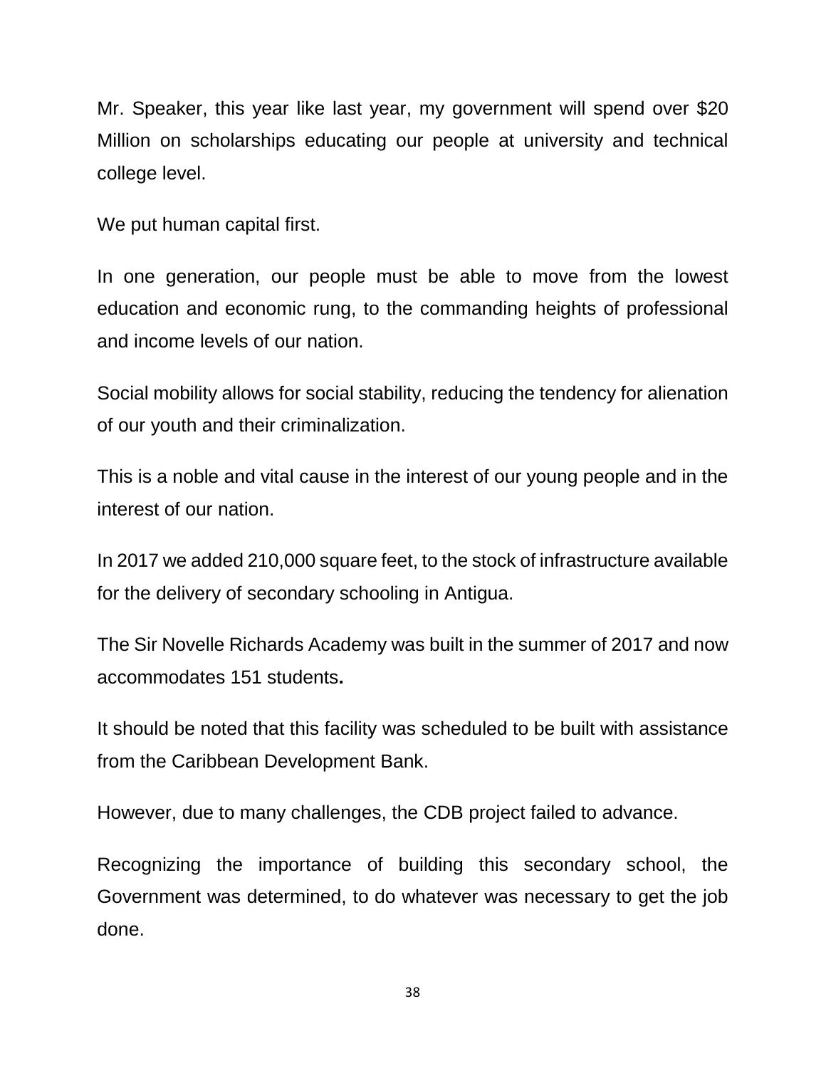Mr. Speaker, this year like last year, my government will spend over $20 Million on scholarships educating our people at university and technical college level.

We put human capital first.

In one generation, our people must be able to move from the lowest education and economic rung, to the commanding heights of professional and income levels of our nation.

Social mobility allows for social stability, reducing the tendency for alienation of our youth and their criminalization.

This is a noble and vital cause in the interest of our young people and in the interest of our nation.

In 2017 we added 210,000 square feet, to the stock of infrastructure available for the delivery of secondary schooling in Antigua.

The Sir Novelle Richards Academy was built in the summer of 2017 and now accommodates 151 students**.**

It should be noted that this facility was scheduled to be built with assistance from the Caribbean Development Bank.

However, due to many challenges, the CDB project failed to advance.

Recognizing the importance of building this secondary school, the Government was determined, to do whatever was necessary to get the job done.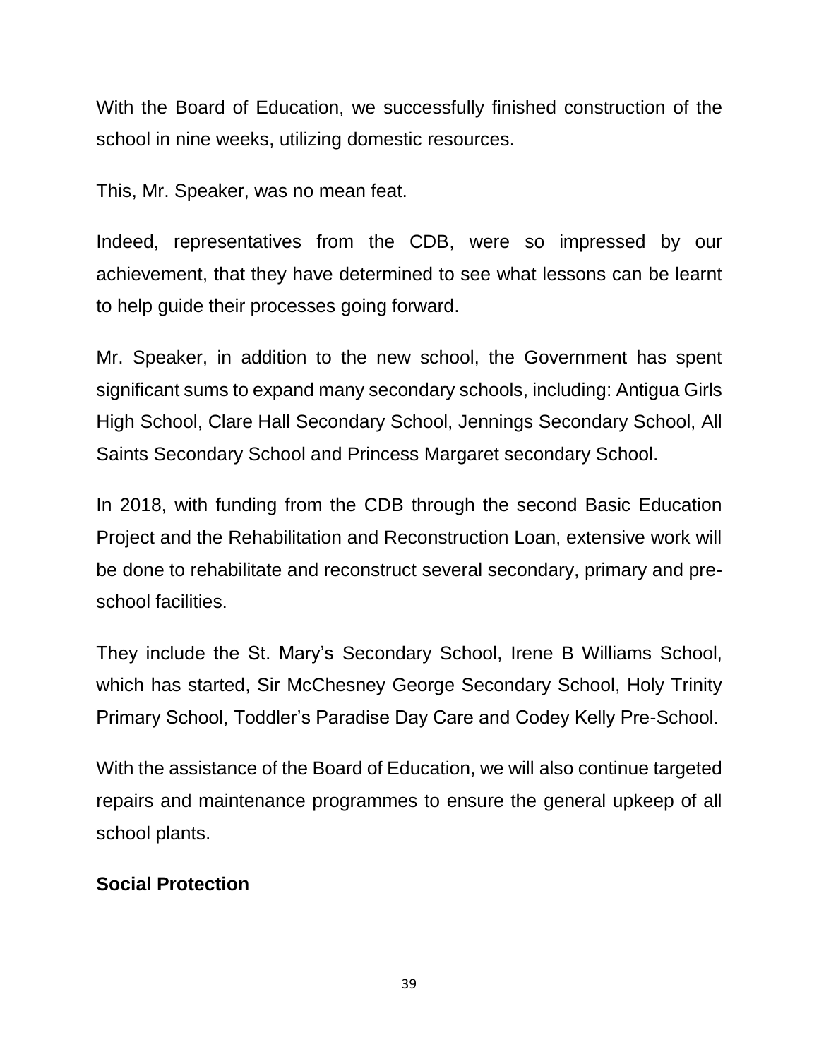With the Board of Education, we successfully finished construction of the school in nine weeks, utilizing domestic resources.

This, Mr. Speaker, was no mean feat.

Indeed, representatives from the CDB, were so impressed by our achievement, that they have determined to see what lessons can be learnt to help guide their processes going forward.

Mr. Speaker, in addition to the new school, the Government has spent significant sums to expand many secondary schools, including: Antigua Girls High School, Clare Hall Secondary School, Jennings Secondary School, All Saints Secondary School and Princess Margaret secondary School.

In 2018, with funding from the CDB through the second Basic Education Project and the Rehabilitation and Reconstruction Loan, extensive work will be done to rehabilitate and reconstruct several secondary, primary and pre-school facilities.

They include the St. Mary's Secondary School, Irene B Williams School, which has started, Sir McChesney George Secondary School, Holy Trinity Primary School, Toddler's Paradise Day Care and Codey Kelly Pre-School.

With the assistance of the Board of Education, we will also continue targeted repairs and maintenance programmes to ensure the general upkeep of all school plants.

**Social Protection**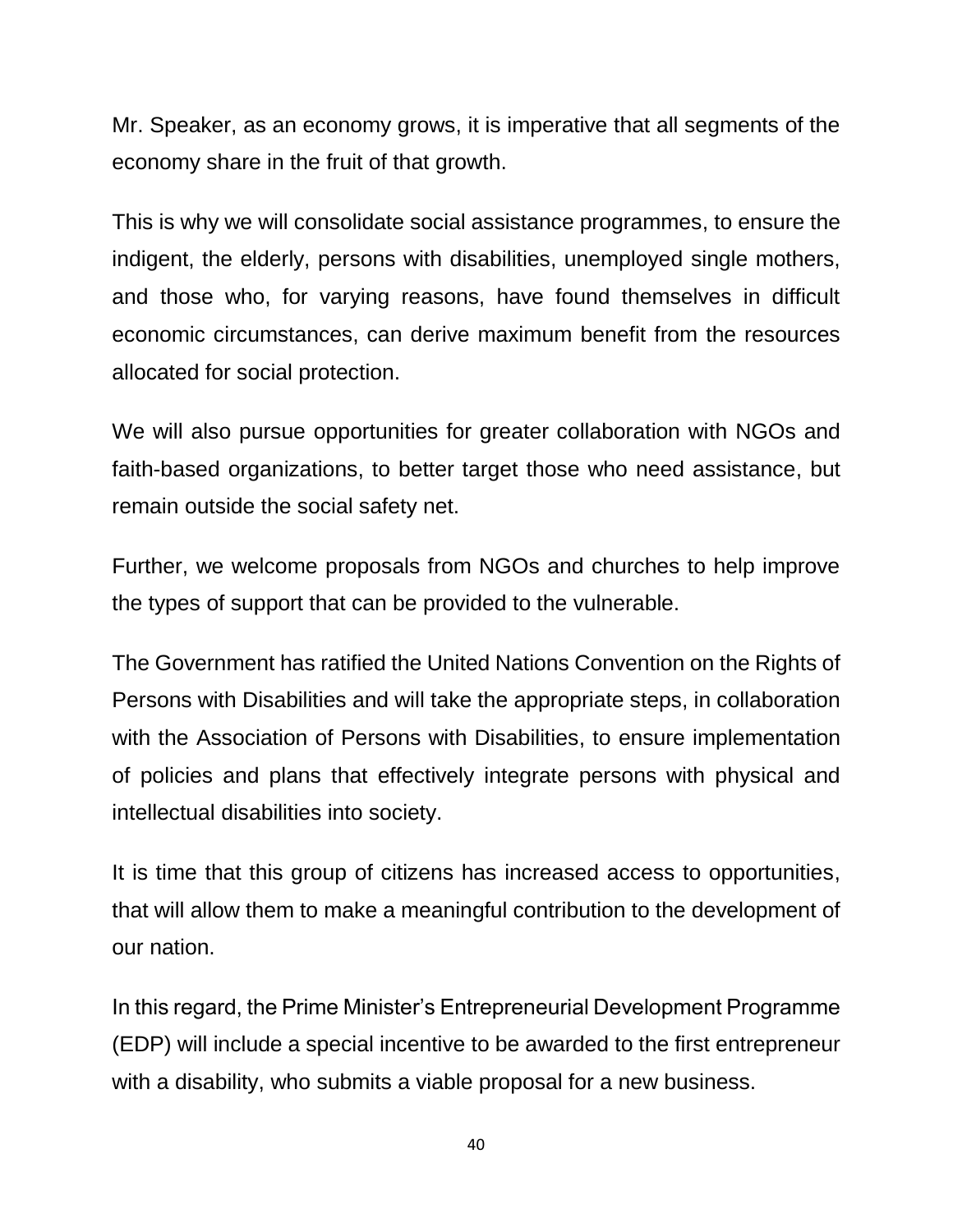Mr. Speaker, as an economy grows, it is imperative that all segments of the economy share in the fruit of that growth.

This is why we will consolidate social assistance programmes, to ensure the indigent, the elderly, persons with disabilities, unemployed single mothers, and those who, for varying reasons, have found themselves in difficult economic circumstances, can derive maximum benefit from the resources allocated for social protection.

We will also pursue opportunities for greater collaboration with NGOs and faith-based organizations, to better target those who need assistance, but remain outside the social safety net.

Further, we welcome proposals from NGOs and churches to help improve the types of support that can be provided to the vulnerable.

The Government has ratified the United Nations Convention on the Rights of Persons with Disabilities and will take the appropriate steps, in collaboration with the Association of Persons with Disabilities, to ensure implementation of policies and plans that effectively integrate persons with physical and intellectual disabilities into society.

It is time that this group of citizens has increased access to opportunities, that will allow them to make a meaningful contribution to the development of our nation.

In this regard, the Prime Minister's Entrepreneurial Development Programme (EDP) will include a special incentive to be awarded to the first entrepreneur with a disability, who submits a viable proposal for a new business.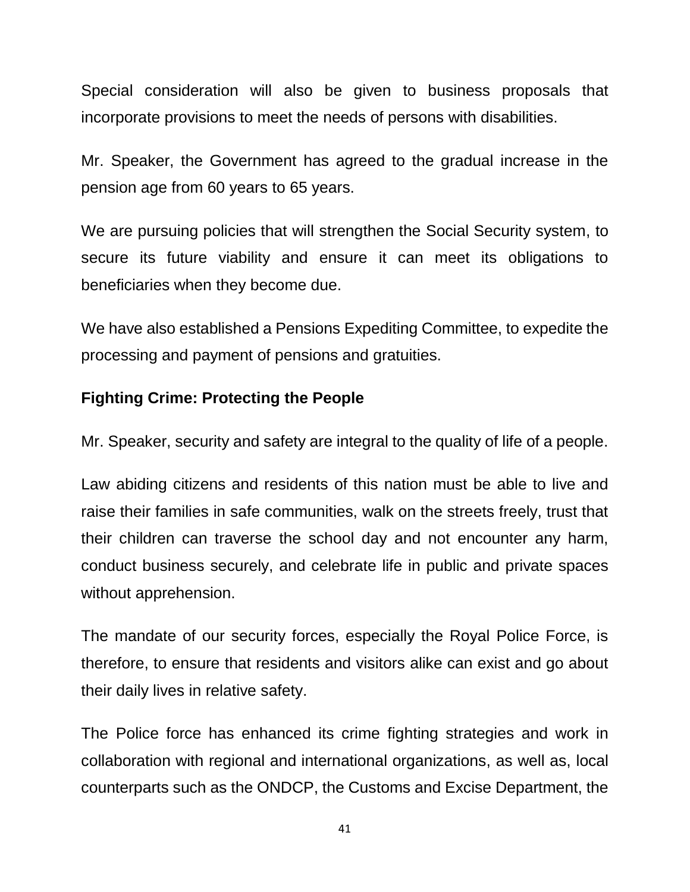Special consideration will also be given to business proposals that incorporate provisions to meet the needs of persons with disabilities.

Mr. Speaker, the Government has agreed to the gradual increase in the pension age from 60 years to 65 years.

We are pursuing policies that will strengthen the Social Security system, to secure its future viability and ensure it can meet its obligations to beneficiaries when they become due.

We have also established a Pensions Expediting Committee, to expedite the processing and payment of pensions and gratuities.

**Fighting Crime: Protecting the People**

Mr. Speaker, security and safety are integral to the quality of life of a people.

Law abiding citizens and residents of this nation must be able to live and raise their families in safe communities, walk on the streets freely, trust that their children can traverse the school day and not encounter any harm, conduct business securely, and celebrate life in public and private spaces without apprehension.

The mandate of our security forces, especially the Royal Police Force, is therefore, to ensure that residents and visitors alike can exist and go about their daily lives in relative safety.

The Police force has enhanced its crime fighting strategies and work in collaboration with regional and international organizations, as well as, local counterparts such as the ONDCP, the Customs and Excise Department, the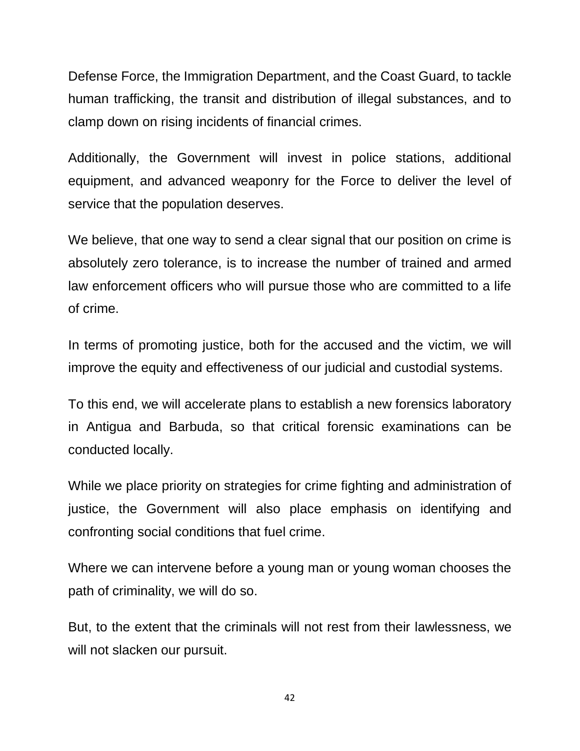Defense Force, the Immigration Department, and the Coast Guard, to tackle human trafficking, the transit and distribution of illegal substances, and to clamp down on rising incidents of financial crimes.

Additionally, the Government will invest in police stations, additional equipment, and advanced weaponry for the Force to deliver the level of service that the population deserves.

We believe, that one way to send a clear signal that our position on crime is absolutely zero tolerance, is to increase the number of trained and armed law enforcement officers who will pursue those who are committed to a life of crime.

In terms of promoting justice, both for the accused and the victim, we will improve the equity and effectiveness of our judicial and custodial systems.

To this end, we will accelerate plans to establish a new forensics laboratory in Antigua and Barbuda, so that critical forensic examinations can be conducted locally.

While we place priority on strategies for crime fighting and administration of justice, the Government will also place emphasis on identifying and confronting social conditions that fuel crime.

Where we can intervene before a young man or young woman chooses the path of criminality, we will do so.

But, to the extent that the criminals will not rest from their lawlessness, we will not slacken our pursuit.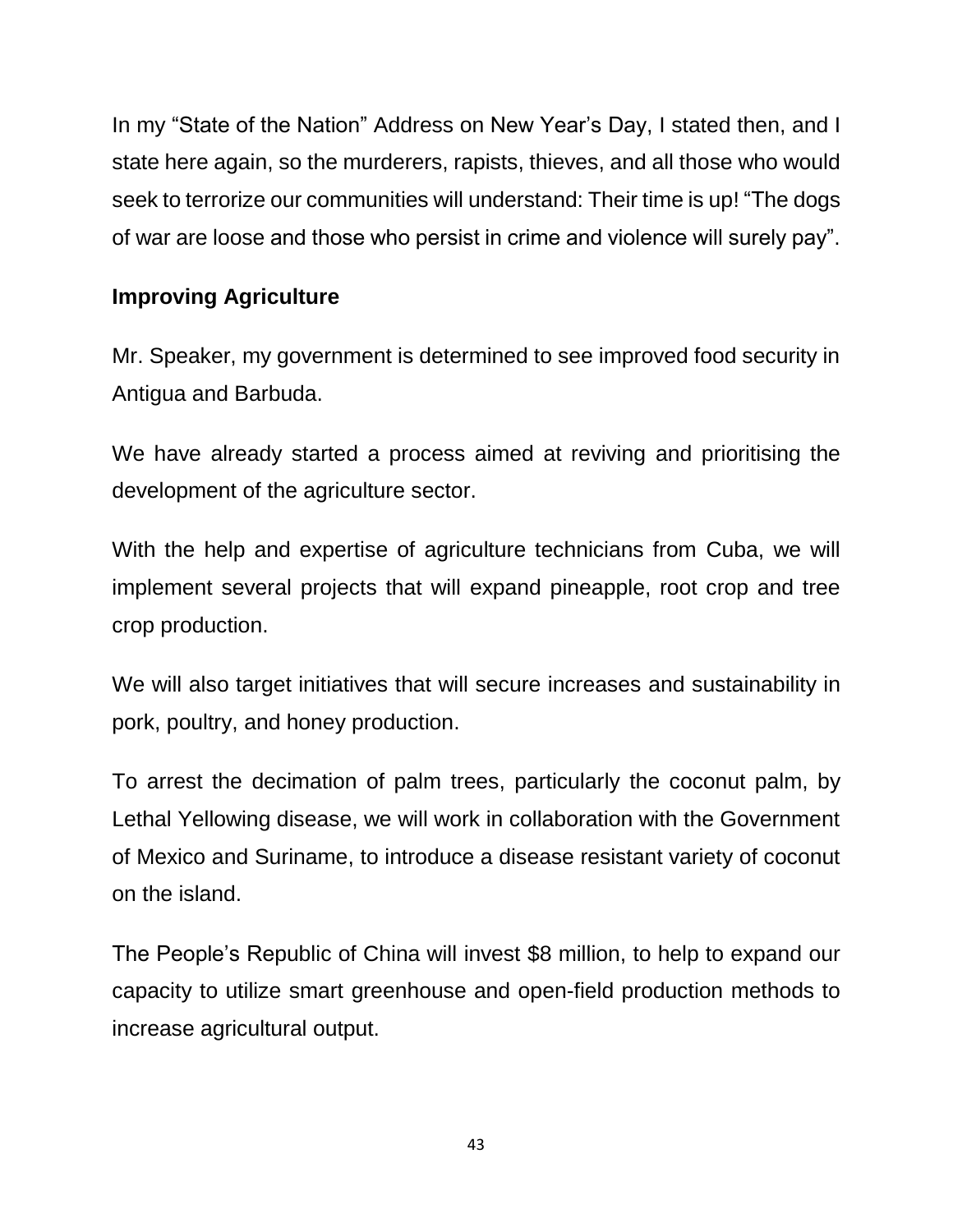In my "State of the Nation" Address on New Year's Day, I stated then, and I state here again, so the murderers, rapists, thieves, and all those who would seek to terrorize our communities will understand: Their time is up! "The dogs of war are loose and those who persist in crime and violence will surely pay".

**Improving Agriculture**

Mr. Speaker, my government is determined to see improved food security in Antigua and Barbuda.

We have already started a process aimed at reviving and prioritising the development of the agriculture sector.

With the help and expertise of agriculture technicians from Cuba, we will implement several projects that will expand pineapple, root crop and tree crop production.

We will also target initiatives that will secure increases and sustainability in pork, poultry, and honey production.

To arrest the decimation of palm trees, particularly the coconut palm, by Lethal Yellowing disease, we will work in collaboration with the Government of Mexico and Suriname, to introduce a disease resistant variety of coconut on the island.

The People's Republic of China will invest $8 million, to help to expand our capacity to utilize smart greenhouse and open-field production methods to increase agricultural output.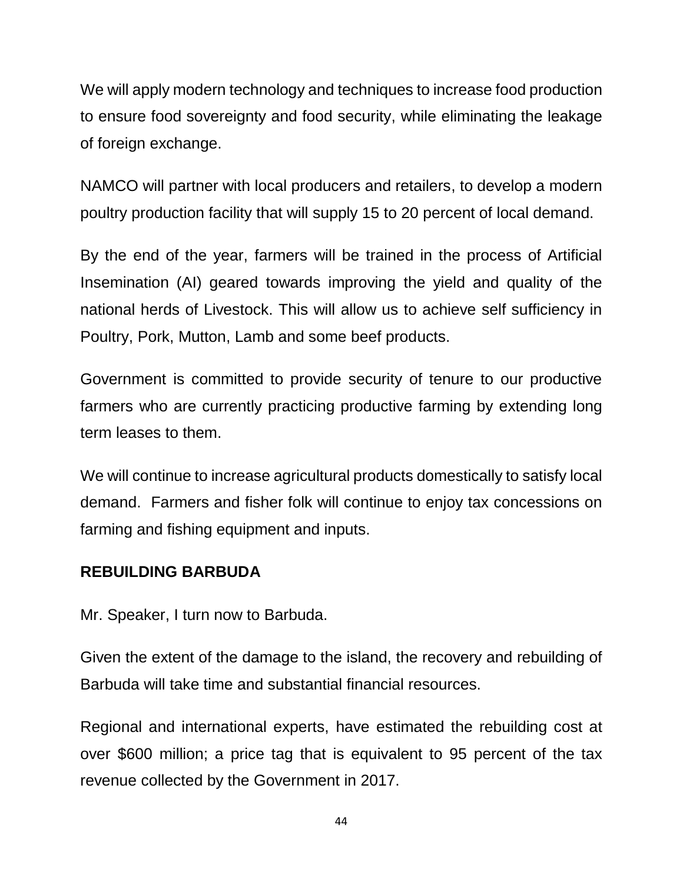We will apply modern technology and techniques to increase food production to ensure food sovereignty and food security, while eliminating the leakage of foreign exchange.

NAMCO will partner with local producers and retailers, to develop a modern poultry production facility that will supply 15 to 20 percent of local demand.

By the end of the year, farmers will be trained in the process of Artificial Insemination (AI) geared towards improving the yield and quality of the national herds of Livestock. This will allow us to achieve self sufficiency in Poultry, Pork, Mutton, Lamb and some beef products.

Government is committed to provide security of tenure to our productive farmers who are currently practicing productive farming by extending long term leases to them.

We will continue to increase agricultural products domestically to satisfy local demand. Farmers and fisher folk will continue to enjoy tax concessions on farming and fishing equipment and inputs.

## REBUILDING BARBUDA

Mr. Speaker, I turn now to Barbuda.

Given the extent of the damage to the island, the recovery and rebuilding of Barbuda will take time and substantial financial resources.

Regional and international experts, have estimated the rebuilding cost at over $600 million; a price tag that is equivalent to 95 percent of the tax revenue collected by the Government in 2017.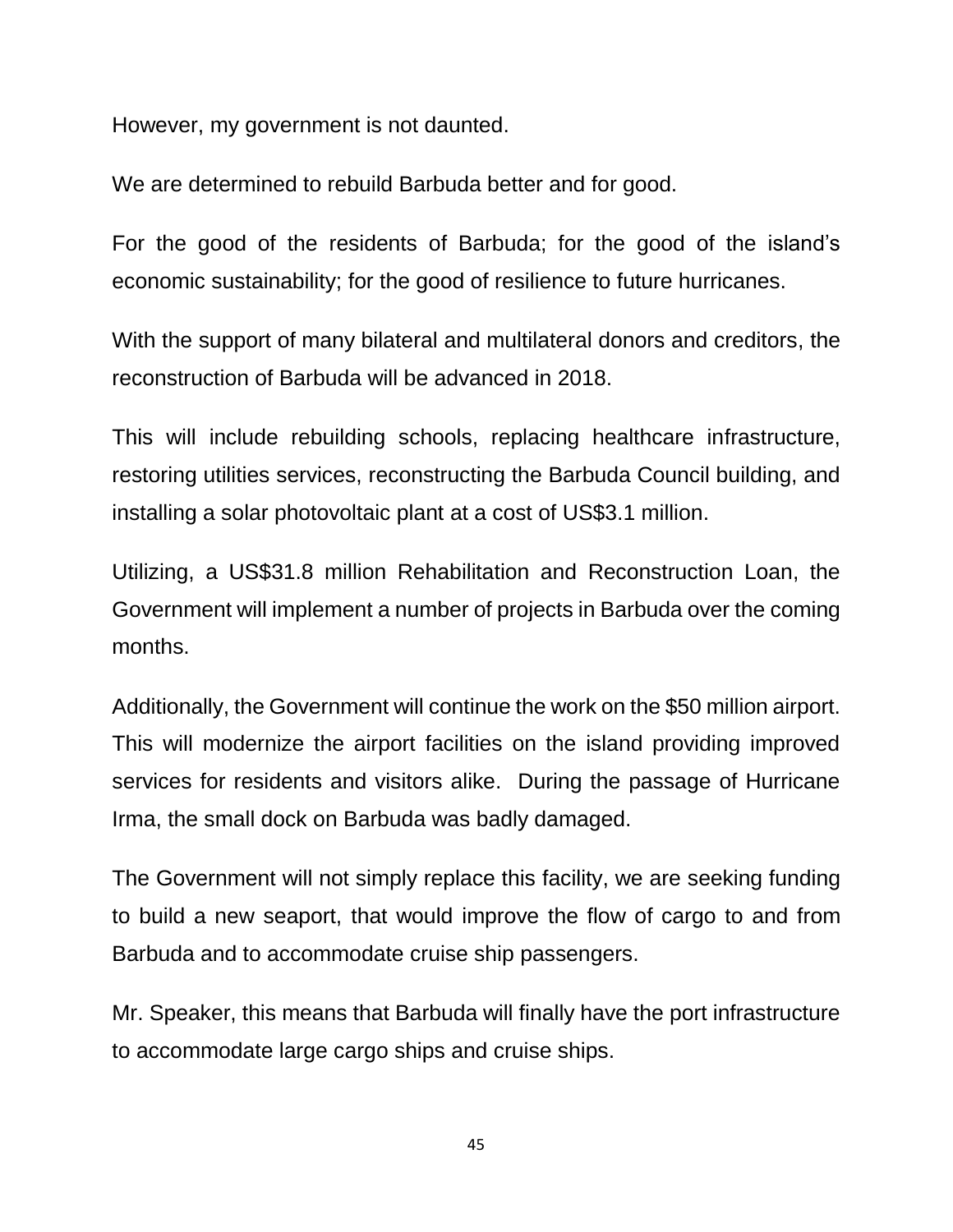However, my government is not daunted.

We are determined to rebuild Barbuda better and for good.

For the good of the residents of Barbuda; for the good of the island's economic sustainability; for the good of resilience to future hurricanes.

With the support of many bilateral and multilateral donors and creditors, the reconstruction of Barbuda will be advanced in 2018.

This will include rebuilding schools, replacing healthcare infrastructure, restoring utilities services, reconstructing the Barbuda Council building, and installing a solar photovoltaic plant at a cost of US$3.1 million.

Utilizing, a US$31.8 million Rehabilitation and Reconstruction Loan, the Government will implement a number of projects in Barbuda over the coming months.

Additionally, the Government will continue the work on the $50 million airport. This will modernize the airport facilities on the island providing improved services for residents and visitors alike. During the passage of Hurricane Irma, the small dock on Barbuda was badly damaged.

The Government will not simply replace this facility, we are seeking funding to build a new seaport, that would improve the flow of cargo to and from Barbuda and to accommodate cruise ship passengers.

Mr. Speaker, this means that Barbuda will finally have the port infrastructure to accommodate large cargo ships and cruise ships.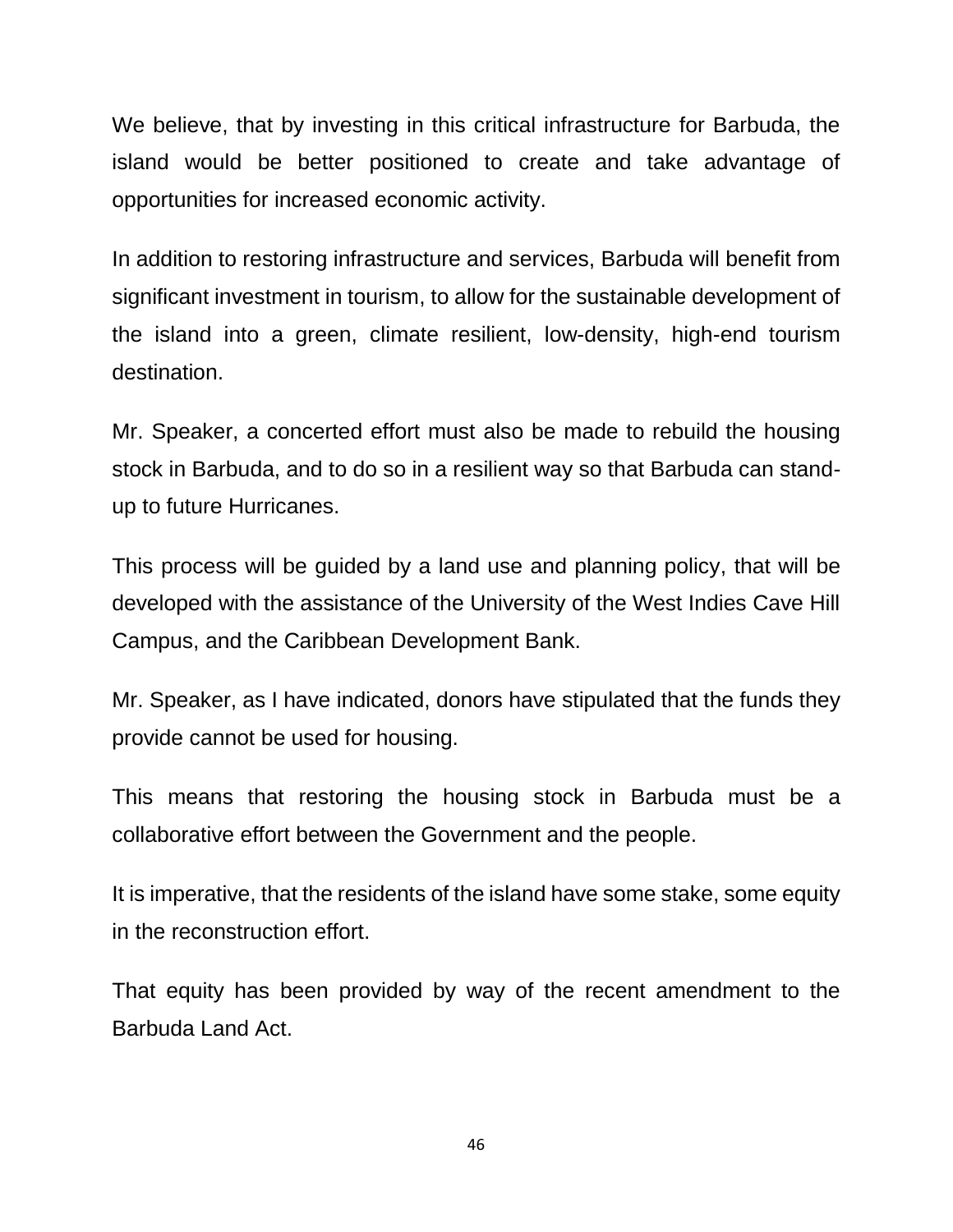We believe, that by investing in this critical infrastructure for Barbuda, the island would be better positioned to create and take advantage of opportunities for increased economic activity.

In addition to restoring infrastructure and services, Barbuda will benefit from significant investment in tourism, to allow for the sustainable development of the island into a green, climate resilient, low-density, high-end tourism destination.

Mr. Speaker, a concerted effort must also be made to rebuild the housing stock in Barbuda, and to do so in a resilient way so that Barbuda can stand-up to future Hurricanes.

This process will be guided by a land use and planning policy, that will be developed with the assistance of the University of the West Indies Cave Hill Campus, and the Caribbean Development Bank.

Mr. Speaker, as I have indicated, donors have stipulated that the funds they provide cannot be used for housing.

This means that restoring the housing stock in Barbuda must be a collaborative effort between the Government and the people.

It is imperative, that the residents of the island have some stake, some equity in the reconstruction effort.

That equity has been provided by way of the recent amendment to the Barbuda Land Act.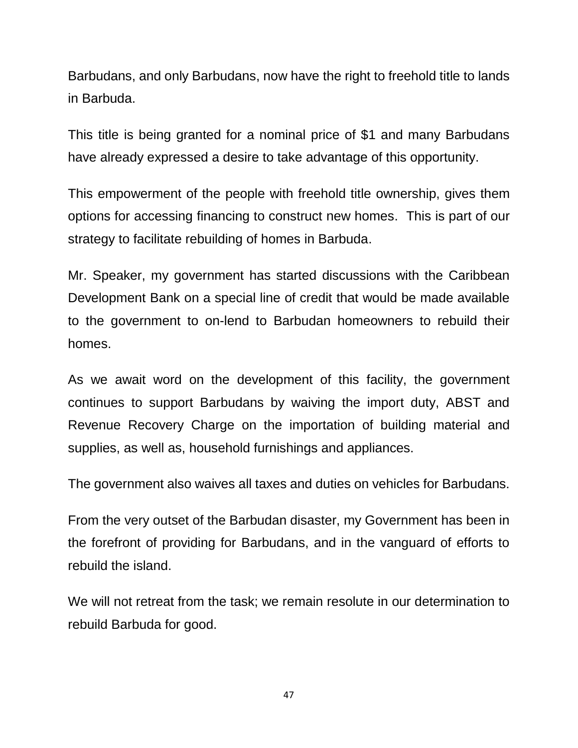Barbudans, and only Barbudans, now have the right to freehold title to lands in Barbuda.

This title is being granted for a nominal price of $1 and many Barbudans have already expressed a desire to take advantage of this opportunity.

This empowerment of the people with freehold title ownership, gives them options for accessing financing to construct new homes. This is part of our strategy to facilitate rebuilding of homes in Barbuda.

Mr. Speaker, my government has started discussions with the Caribbean Development Bank on a special line of credit that would be made available to the government to on-lend to Barbudan homeowners to rebuild their homes.

As we await word on the development of this facility, the government continues to support Barbudans by waiving the import duty, ABST and Revenue Recovery Charge on the importation of building material and supplies, as well as, household furnishings and appliances.

The government also waives all taxes and duties on vehicles for Barbudans.

From the very outset of the Barbudan disaster, my Government has been in the forefront of providing for Barbudans, and in the vanguard of efforts to rebuild the island.

We will not retreat from the task; we remain resolute in our determination to rebuild Barbuda for good.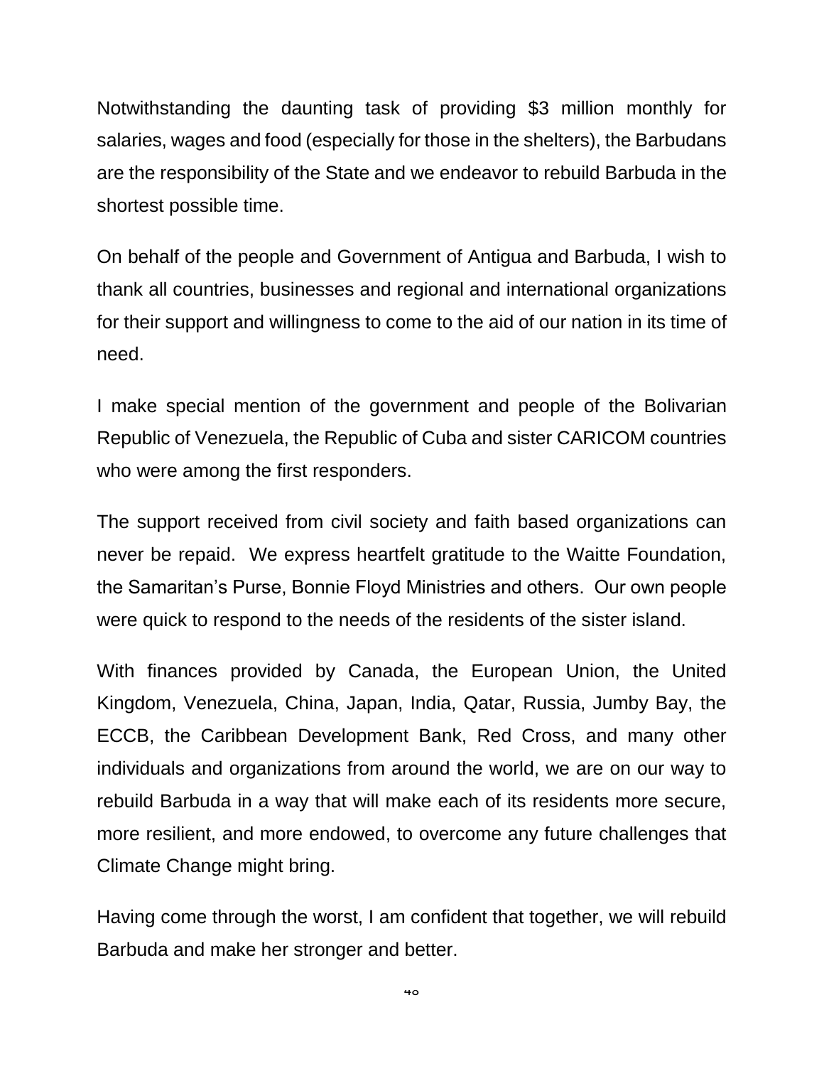Notwithstanding the daunting task of providing $3 million monthly for salaries, wages and food (especially for those in the shelters), the Barbudans are the responsibility of the State and we endeavor to rebuild Barbuda in the shortest possible time.

On behalf of the people and Government of Antigua and Barbuda, I wish to thank all countries, businesses and regional and international organizations for their support and willingness to come to the aid of our nation in its time of need.

I make special mention of the government and people of the Bolivarian Republic of Venezuela, the Republic of Cuba and sister CARICOM countries who were among the first responders.

The support received from civil society and faith based organizations can never be repaid. We express heartfelt gratitude to the Waitte Foundation, the Samaritan's Purse, Bonnie Floyd Ministries and others. Our own people were quick to respond to the needs of the residents of the sister island.

With finances provided by Canada, the European Union, the United Kingdom, Venezuela, China, Japan, India, Qatar, Russia, Jumby Bay, the ECCB, the Caribbean Development Bank, Red Cross, and many other individuals and organizations from around the world, we are on our way to rebuild Barbuda in a way that will make each of its residents more secure, more resilient, and more endowed, to overcome any future challenges that Climate Change might bring.

Having come through the worst, I am confident that together, we will rebuild Barbuda and make her stronger and better.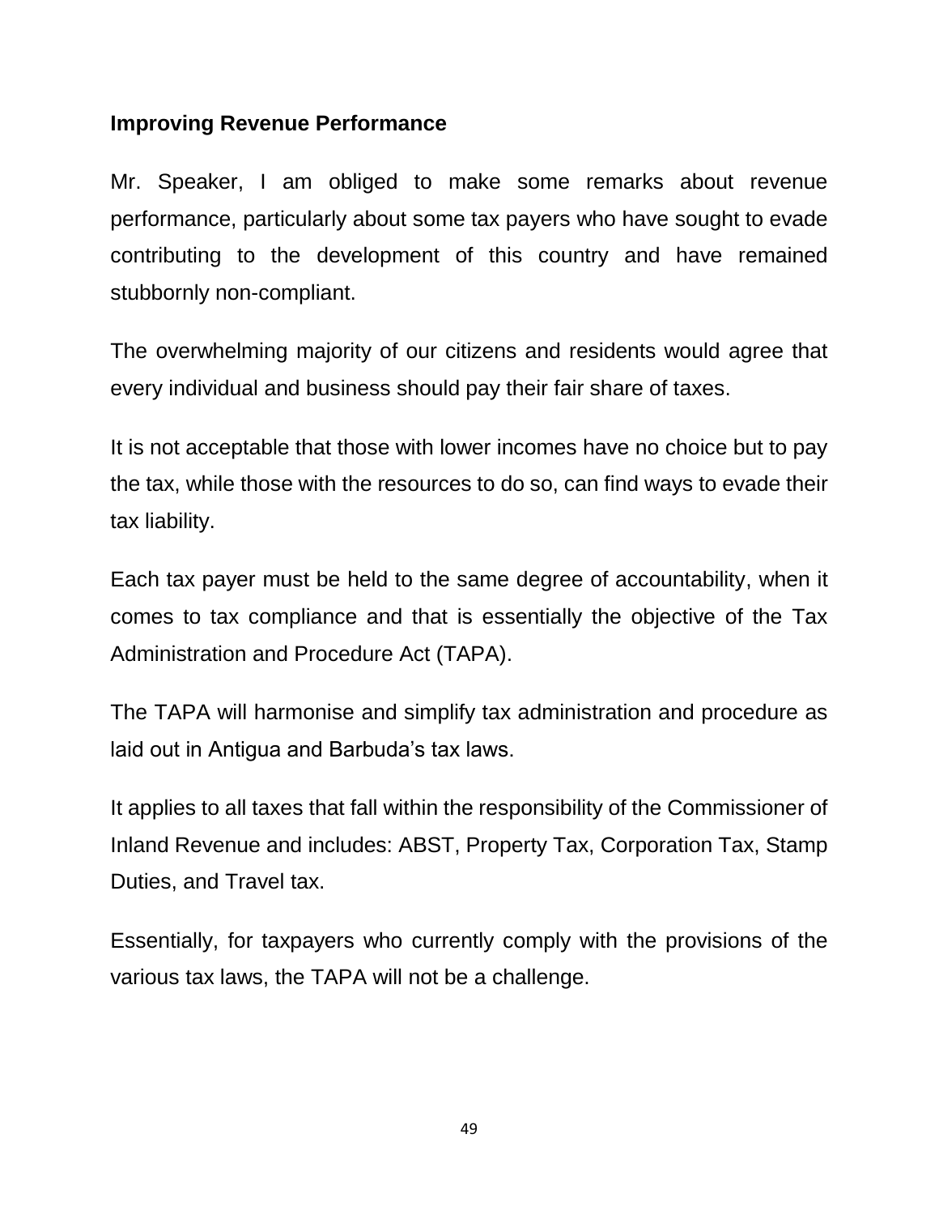**Improving Revenue Performance**

Mr. Speaker, I am obliged to make some remarks about revenue performance, particularly about some tax payers who have sought to evade contributing to the development of this country and have remained stubbornly non-compliant.

The overwhelming majority of our citizens and residents would agree that every individual and business should pay their fair share of taxes.

It is not acceptable that those with lower incomes have no choice but to pay the tax, while those with the resources to do so, can find ways to evade their tax liability.

Each tax payer must be held to the same degree of accountability, when it comes to tax compliance and that is essentially the objective of the Tax Administration and Procedure Act (TAPA).

The TAPA will harmonise and simplify tax administration and procedure as laid out in Antigua and Barbuda's tax laws.

It applies to all taxes that fall within the responsibility of the Commissioner of Inland Revenue and includes: ABST, Property Tax, Corporation Tax, Stamp Duties, and Travel tax.

Essentially, for taxpayers who currently comply with the provisions of the various tax laws, the TAPA will not be a challenge.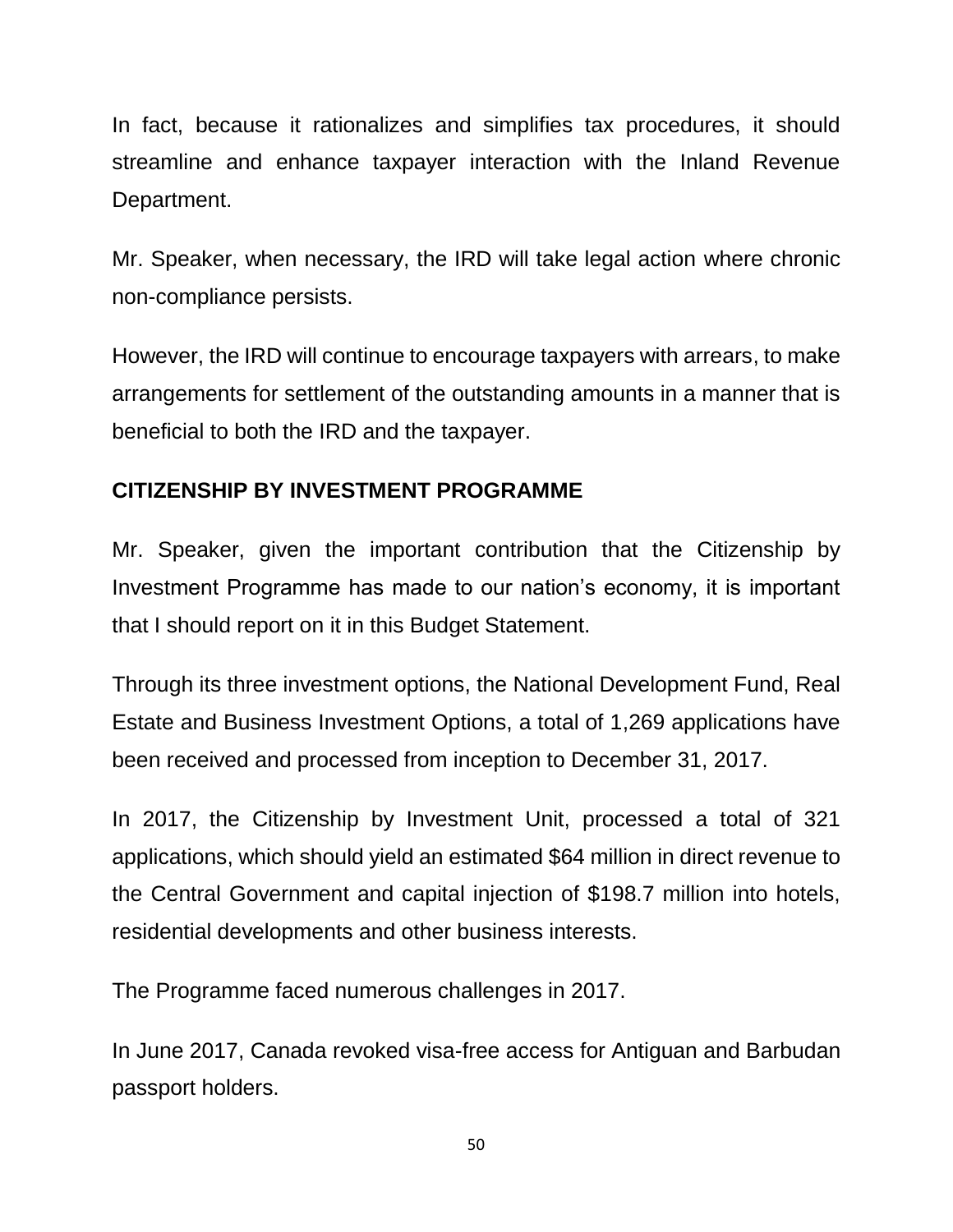In fact, because it rationalizes and simplifies tax procedures, it should streamline and enhance taxpayer interaction with the Inland Revenue Department.

Mr. Speaker, when necessary, the IRD will take legal action where chronic non-compliance persists.

However, the IRD will continue to encourage taxpayers with arrears, to make arrangements for settlement of the outstanding amounts in a manner that is beneficial to both the IRD and the taxpayer.

## CITIZENSHIP BY INVESTMENT PROGRAMME

Mr. Speaker, given the important contribution that the Citizenship by Investment Programme has made to our nation's economy, it is important that I should report on it in this Budget Statement.

Through its three investment options, the National Development Fund, Real Estate and Business Investment Options, a total of 1,269 applications have been received and processed from inception to December 31, 2017.

In 2017, the Citizenship by Investment Unit, processed a total of 321 applications, which should yield an estimated $64 million in direct revenue to the Central Government and capital injection of $198.7 million into hotels, residential developments and other business interests.

The Programme faced numerous challenges in 2017.

In June 2017, Canada revoked visa-free access for Antiguan and Barbudan passport holders.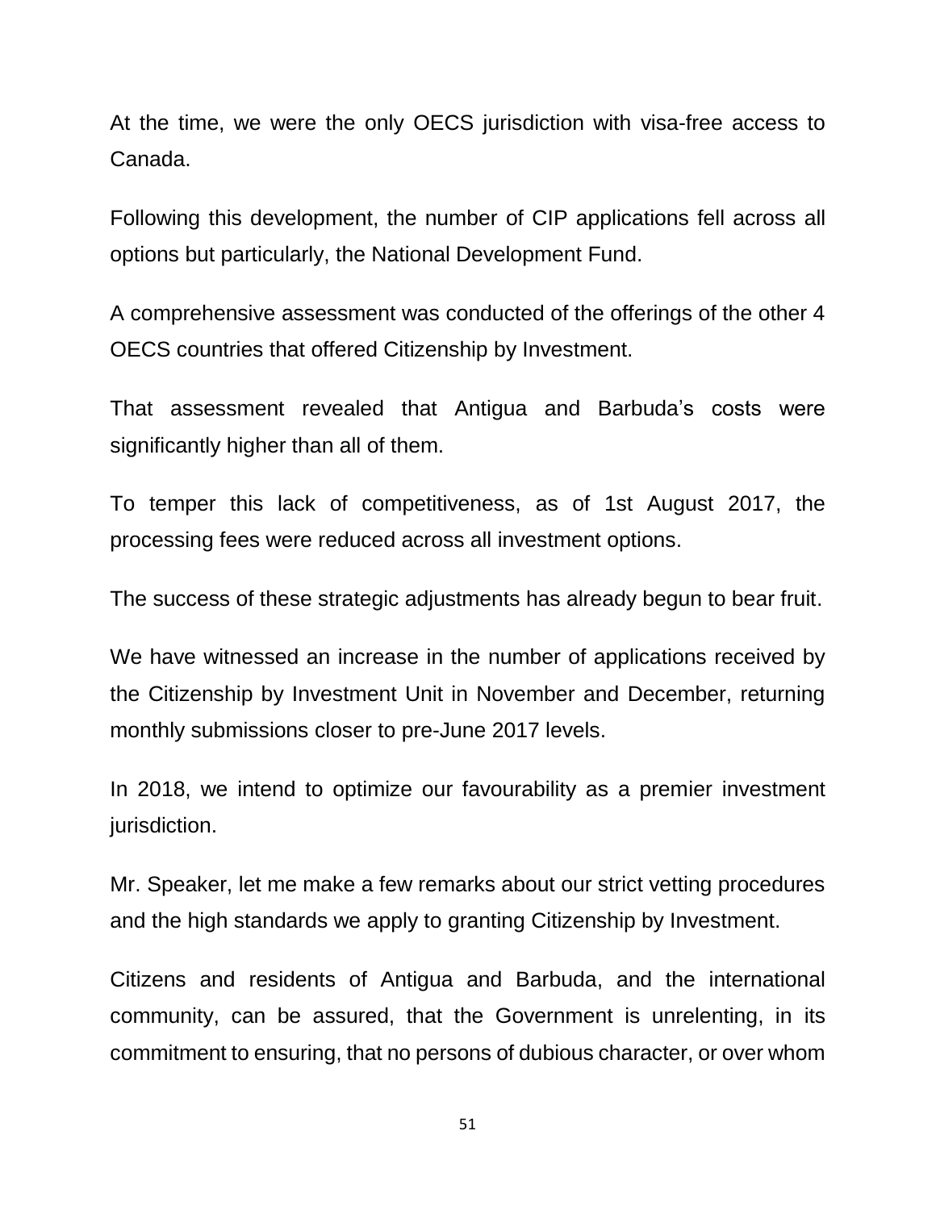At the time, we were the only OECS jurisdiction with visa-free access to Canada.

Following this development, the number of CIP applications fell across all options but particularly, the National Development Fund.

A comprehensive assessment was conducted of the offerings of the other 4 OECS countries that offered Citizenship by Investment.

That assessment revealed that Antigua and Barbuda's costs were significantly higher than all of them.

To temper this lack of competitiveness, as of 1st August 2017, the processing fees were reduced across all investment options.

The success of these strategic adjustments has already begun to bear fruit.

We have witnessed an increase in the number of applications received by the Citizenship by Investment Unit in November and December, returning monthly submissions closer to pre-June 2017 levels.

In 2018, we intend to optimize our favourability as a premier investment jurisdiction.

Mr. Speaker, let me make a few remarks about our strict vetting procedures and the high standards we apply to granting Citizenship by Investment.

Citizens and residents of Antigua and Barbuda, and the international community, can be assured, that the Government is unrelenting, in its commitment to ensuring, that no persons of dubious character, or over whom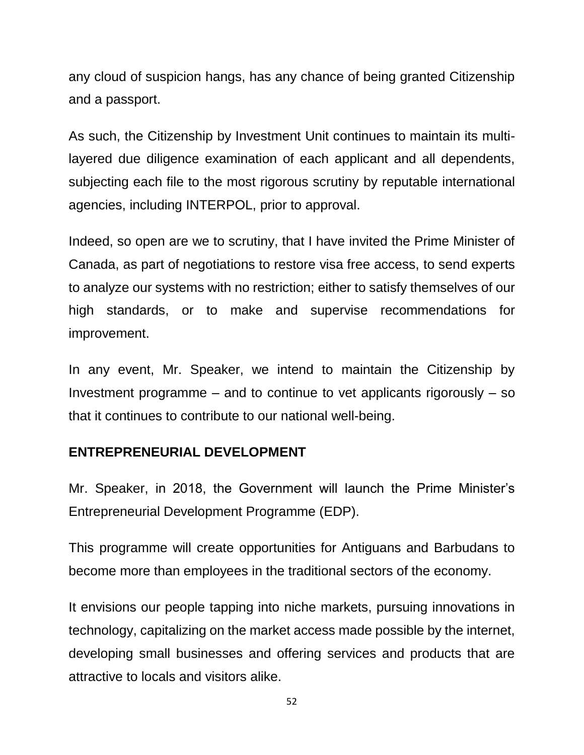any cloud of suspicion hangs, has any chance of being granted Citizenship and a passport.

As such, the Citizenship by Investment Unit continues to maintain its multi-layered due diligence examination of each applicant and all dependents, subjecting each file to the most rigorous scrutiny by reputable international agencies, including INTERPOL, prior to approval.

Indeed, so open are we to scrutiny, that I have invited the Prime Minister of Canada, as part of negotiations to restore visa free access, to send experts to analyze our systems with no restriction; either to satisfy themselves of our high standards, or to make and supervise recommendations for improvement.

In any event, Mr. Speaker, we intend to maintain the Citizenship by Investment programme – and to continue to vet applicants rigorously – so that it continues to contribute to our national well-being.

## ENTREPRENEURIAL DEVELOPMENT

Mr. Speaker, in 2018, the Government will launch the Prime Minister's Entrepreneurial Development Programme (EDP).

This programme will create opportunities for Antiguans and Barbudans to become more than employees in the traditional sectors of the economy.

It envisions our people tapping into niche markets, pursuing innovations in technology, capitalizing on the market access made possible by the internet, developing small businesses and offering services and products that are attractive to locals and visitors alike.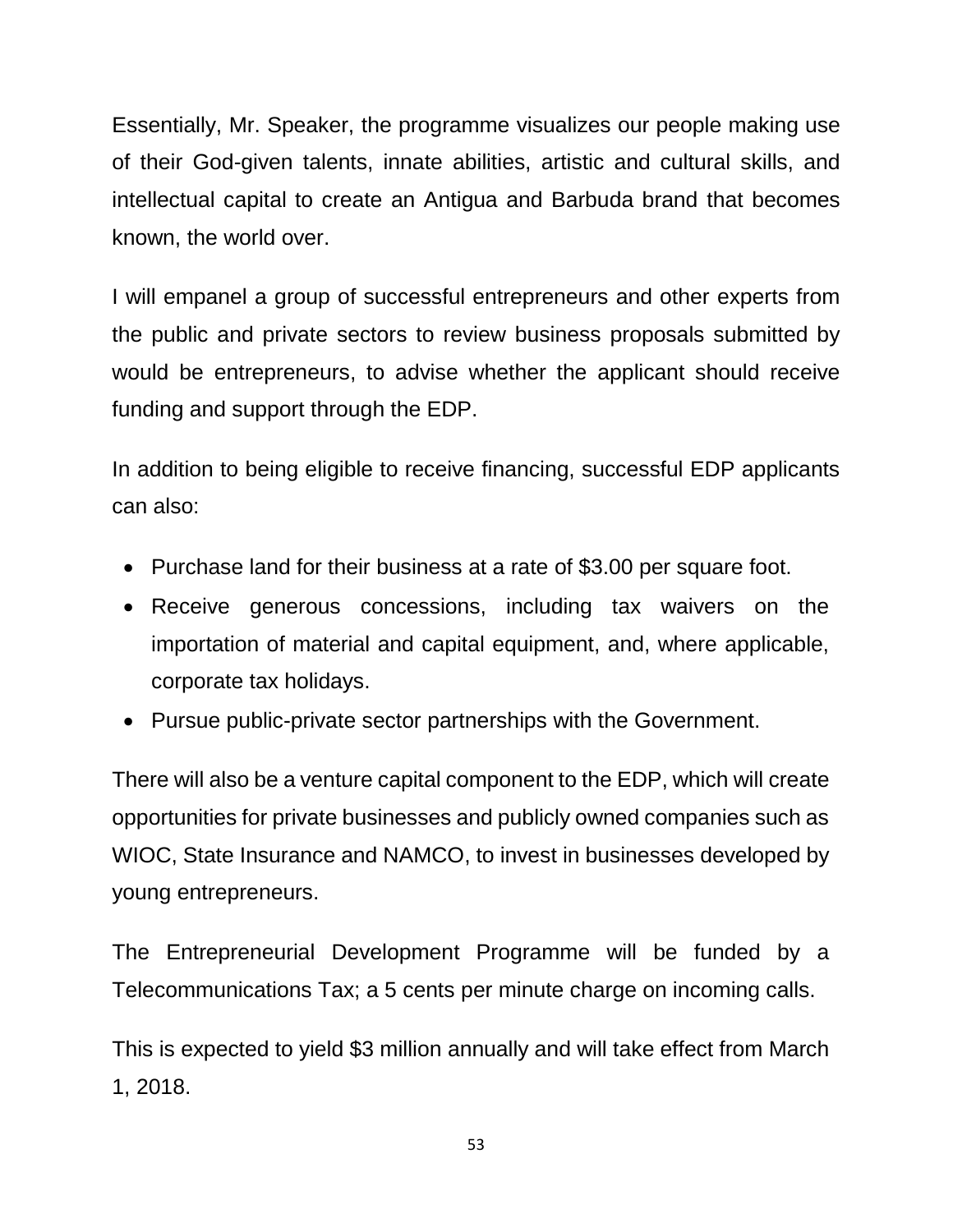Essentially, Mr. Speaker, the programme visualizes our people making use of their God-given talents, innate abilities, artistic and cultural skills, and intellectual capital to create an Antigua and Barbuda brand that becomes known, the world over.

I will empanel a group of successful entrepreneurs and other experts from the public and private sectors to review business proposals submitted by would be entrepreneurs, to advise whether the applicant should receive funding and support through the EDP.

In addition to being eligible to receive financing, successful EDP applicants can also:

- Purchase land for their business at a rate of $3.00 per square foot.
- Receive generous concessions, including tax waivers on the importation of material and capital equipment, and, where applicable, corporate tax holidays.
- Pursue public-private sector partnerships with the Government.

There will also be a venture capital component to the EDP, which will create opportunities for private businesses and publicly owned companies such as WIOC, State Insurance and NAMCO, to invest in businesses developed by young entrepreneurs.

The Entrepreneurial Development Programme will be funded by a Telecommunications Tax; a 5 cents per minute charge on incoming calls.

This is expected to yield $3 million annually and will take effect from March 1, 2018.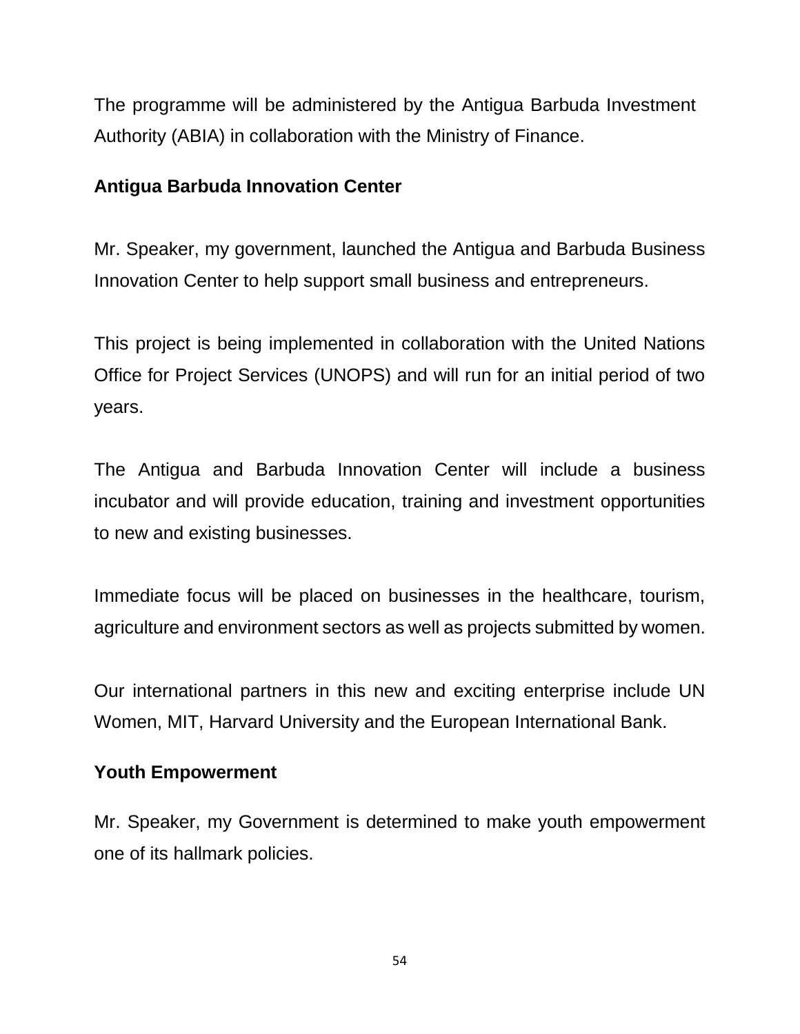The programme will be administered by the Antigua Barbuda Investment Authority (ABIA) in collaboration with the Ministry of Finance.

**Antigua Barbuda Innovation Center**

Mr. Speaker, my government, launched the Antigua and Barbuda Business Innovation Center to help support small business and entrepreneurs.

This project is being implemented in collaboration with the United Nations Office for Project Services (UNOPS) and will run for an initial period of two years.

The Antigua and Barbuda Innovation Center will include a business incubator and will provide education, training and investment opportunities to new and existing businesses.

Immediate focus will be placed on businesses in the healthcare, tourism, agriculture and environment sectors as well as projects submitted by women.

Our international partners in this new and exciting enterprise include UN Women, MIT, Harvard University and the European International Bank.

**Youth Empowerment**

Mr. Speaker, my Government is determined to make youth empowerment one of its hallmark policies.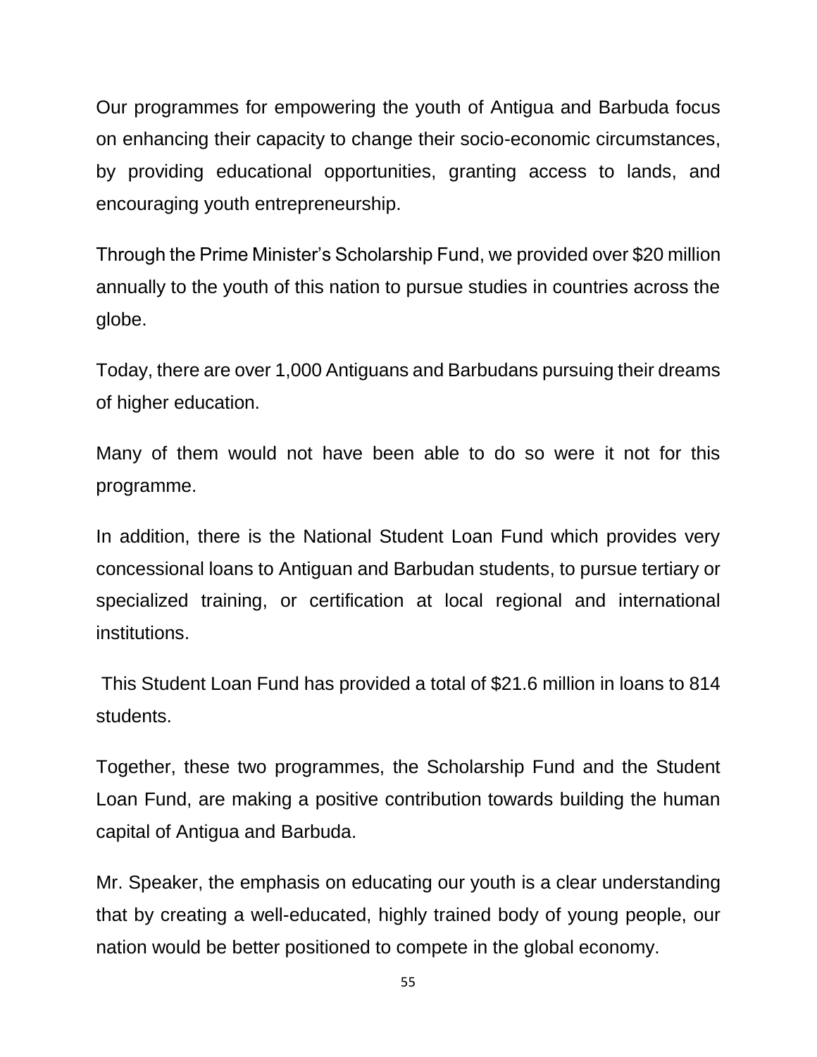Our programmes for empowering the youth of Antigua and Barbuda focus on enhancing their capacity to change their socio-economic circumstances, by providing educational opportunities, granting access to lands, and encouraging youth entrepreneurship.

Through the Prime Minister's Scholarship Fund, we provided over $20 million annually to the youth of this nation to pursue studies in countries across the globe.

Today, there are over 1,000 Antiguans and Barbudans pursuing their dreams of higher education.

Many of them would not have been able to do so were it not for this programme.

In addition, there is the National Student Loan Fund which provides very concessional loans to Antiguan and Barbudan students, to pursue tertiary or specialized training, or certification at local regional and international institutions.

This Student Loan Fund has provided a total of $21.6 million in loans to 814 students.

Together, these two programmes, the Scholarship Fund and the Student Loan Fund, are making a positive contribution towards building the human capital of Antigua and Barbuda.

Mr. Speaker, the emphasis on educating our youth is a clear understanding that by creating a well-educated, highly trained body of young people, our nation would be better positioned to compete in the global economy.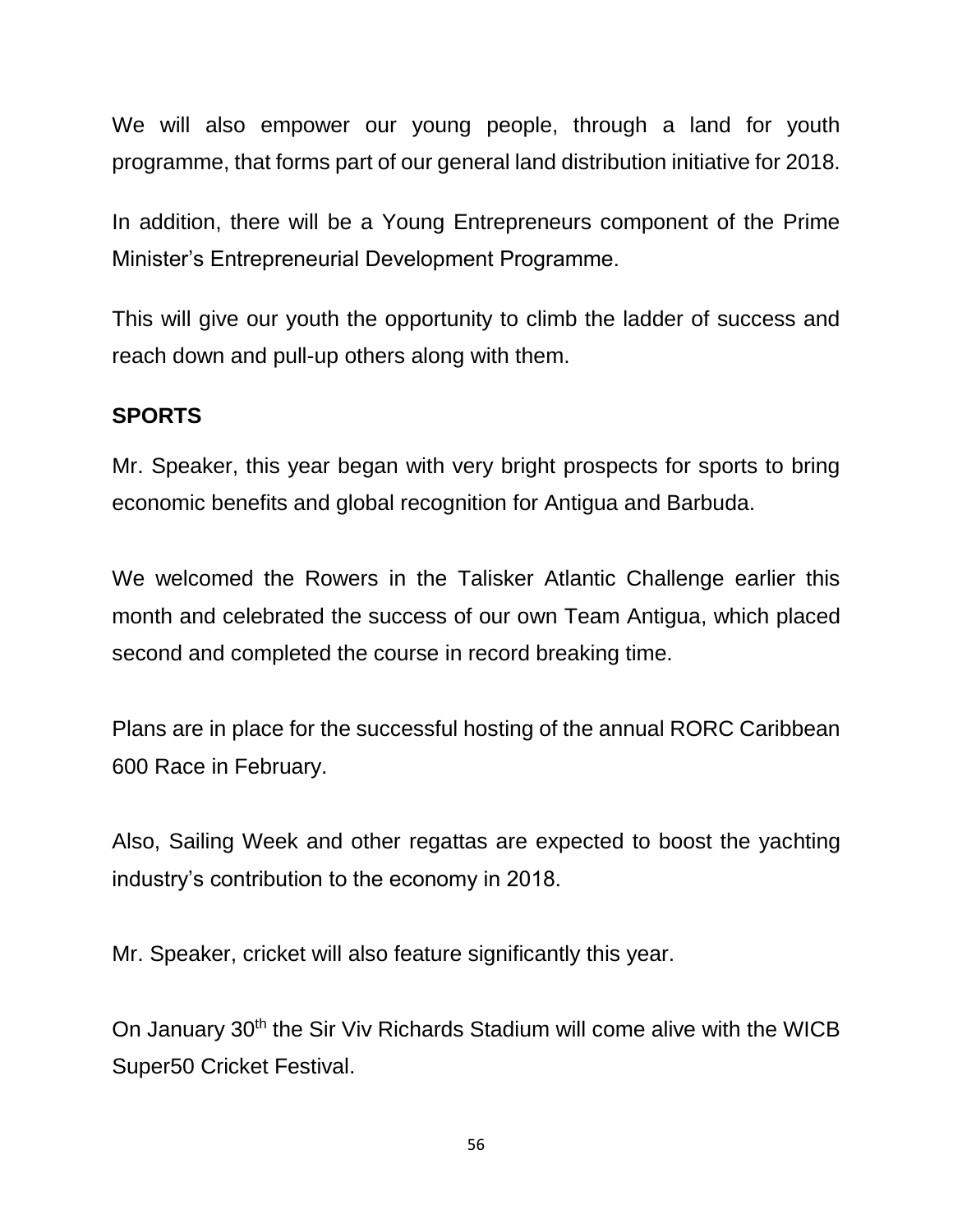We will also empower our young people, through a land for youth programme, that forms part of our general land distribution initiative for 2018.

In addition, there will be a Young Entrepreneurs component of the Prime Minister's Entrepreneurial Development Programme.

This will give our youth the opportunity to climb the ladder of success and reach down and pull-up others along with them.

**SPORTS**

Mr. Speaker, this year began with very bright prospects for sports to bring economic benefits and global recognition for Antigua and Barbuda.

We welcomed the Rowers in the Talisker Atlantic Challenge earlier this month and celebrated the success of our own Team Antigua, which placed second and completed the course in record breaking time.

Plans are in place for the successful hosting of the annual RORC Caribbean 600 Race in February.

Also, Sailing Week and other regattas are expected to boost the yachting industry's contribution to the economy in 2018.

Mr. Speaker, cricket will also feature significantly this year.

On January 30th the Sir Viv Richards Stadium will come alive with the WICB Super50 Cricket Festival.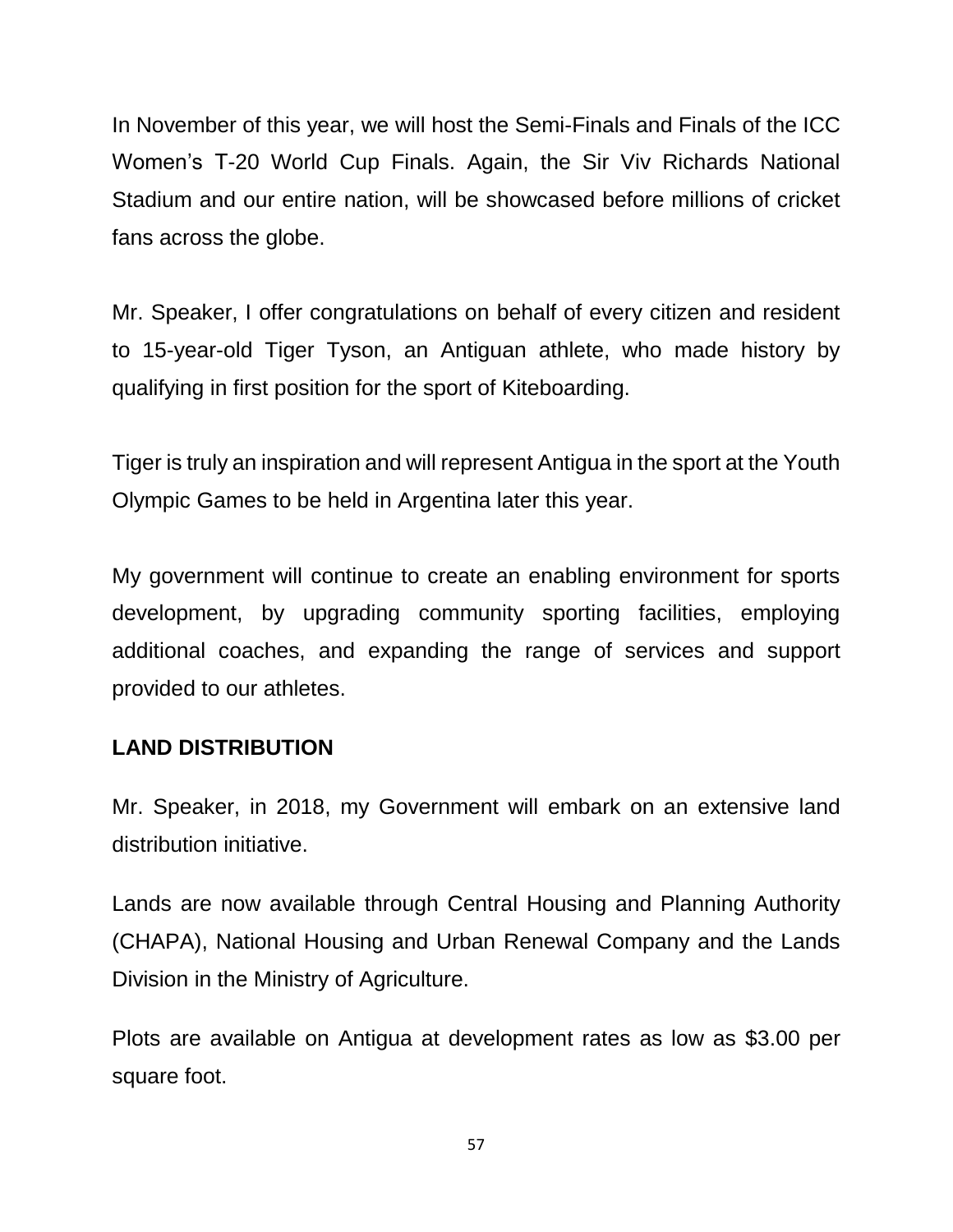In November of this year, we will host the Semi-Finals and Finals of the ICC Women's T-20 World Cup Finals. Again, the Sir Viv Richards National Stadium and our entire nation, will be showcased before millions of cricket fans across the globe.

Mr. Speaker, I offer congratulations on behalf of every citizen and resident to 15-year-old Tiger Tyson, an Antiguan athlete, who made history by qualifying in first position for the sport of Kiteboarding.

Tiger is truly an inspiration and will represent Antigua in the sport at the Youth Olympic Games to be held in Argentina later this year.

My government will continue to create an enabling environment for sports development, by upgrading community sporting facilities, employing additional coaches, and expanding the range of services and support provided to our athletes.

## LAND DISTRIBUTION

Mr. Speaker, in 2018, my Government will embark on an extensive land distribution initiative.

Lands are now available through Central Housing and Planning Authority (CHAPA), National Housing and Urban Renewal Company and the Lands Division in the Ministry of Agriculture.

Plots are available on Antigua at development rates as low as $3.00 per square foot.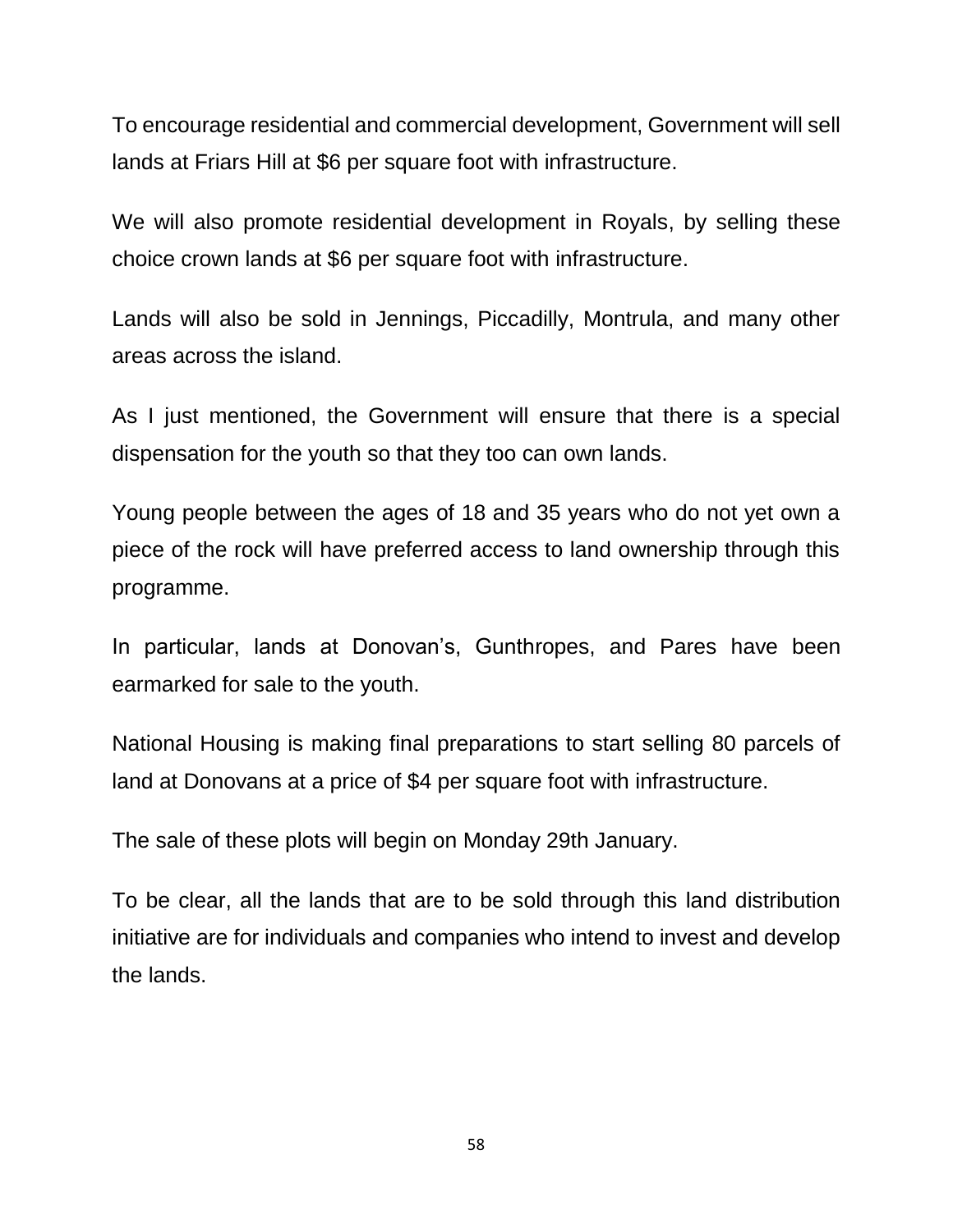To encourage residential and commercial development, Government will sell lands at Friars Hill at $6 per square foot with infrastructure.

We will also promote residential development in Royals, by selling these choice crown lands at $6 per square foot with infrastructure.

Lands will also be sold in Jennings, Piccadilly, Montrula, and many other areas across the island.

As I just mentioned, the Government will ensure that there is a special dispensation for the youth so that they too can own lands.

Young people between the ages of 18 and 35 years who do not yet own a piece of the rock will have preferred access to land ownership through this programme.

In particular, lands at Donovan's, Gunthropes, and Pares have been earmarked for sale to the youth.

National Housing is making final preparations to start selling 80 parcels of land at Donovans at a price of $4 per square foot with infrastructure.

The sale of these plots will begin on Monday 29th January.

To be clear, all the lands that are to be sold through this land distribution initiative are for individuals and companies who intend to invest and develop the lands.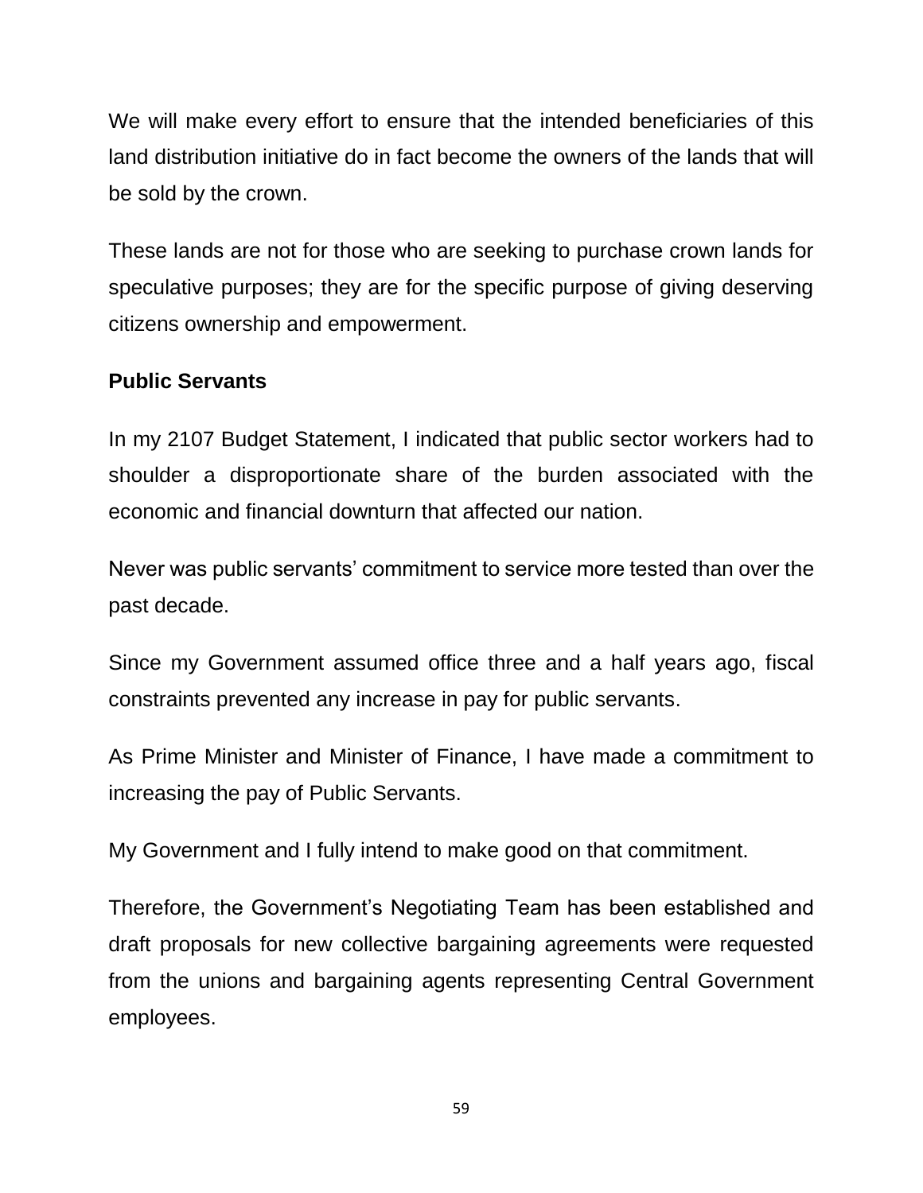We will make every effort to ensure that the intended beneficiaries of this land distribution initiative do in fact become the owners of the lands that will be sold by the crown.

These lands are not for those who are seeking to purchase crown lands for speculative purposes; they are for the specific purpose of giving deserving citizens ownership and empowerment.

**Public Servants**

In my 2107 Budget Statement, I indicated that public sector workers had to shoulder a disproportionate share of the burden associated with the economic and financial downturn that affected our nation.

Never was public servants' commitment to service more tested than over the past decade.

Since my Government assumed office three and a half years ago, fiscal constraints prevented any increase in pay for public servants.

As Prime Minister and Minister of Finance, I have made a commitment to increasing the pay of Public Servants.

My Government and I fully intend to make good on that commitment.

Therefore, the Government's Negotiating Team has been established and draft proposals for new collective bargaining agreements were requested from the unions and bargaining agents representing Central Government employees.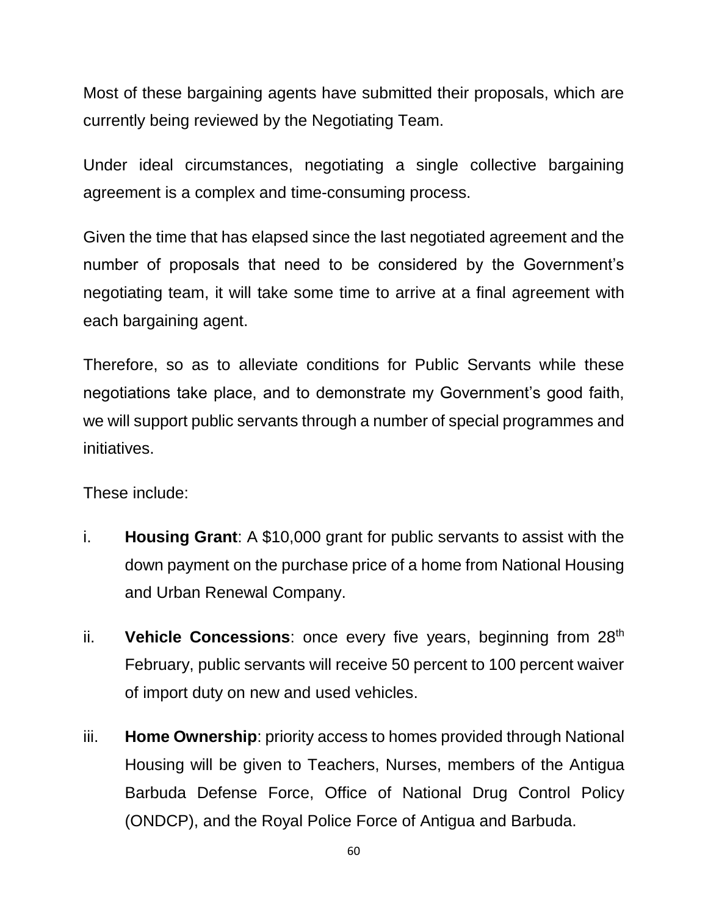Most of these bargaining agents have submitted their proposals, which are currently being reviewed by the Negotiating Team.

Under ideal circumstances, negotiating a single collective bargaining agreement is a complex and time-consuming process.

Given the time that has elapsed since the last negotiated agreement and the number of proposals that need to be considered by the Government's negotiating team, it will take some time to arrive at a final agreement with each bargaining agent.

Therefore, so as to alleviate conditions for Public Servants while these negotiations take place, and to demonstrate my Government's good faith, we will support public servants through a number of special programmes and initiatives.

These include:

i. **Housing Grant**: A $10,000 grant for public servants to assist with the down payment on the purchase price of a home from National Housing and Urban Renewal Company.

ii. **Vehicle Concessions**: once every five years, beginning from 28th February, public servants will receive 50 percent to 100 percent waiver of import duty on new and used vehicles.

iii. **Home Ownership**: priority access to homes provided through National Housing will be given to Teachers, Nurses, members of the Antigua Barbuda Defense Force, Office of National Drug Control Policy (ONDCP), and the Royal Police Force of Antigua and Barbuda.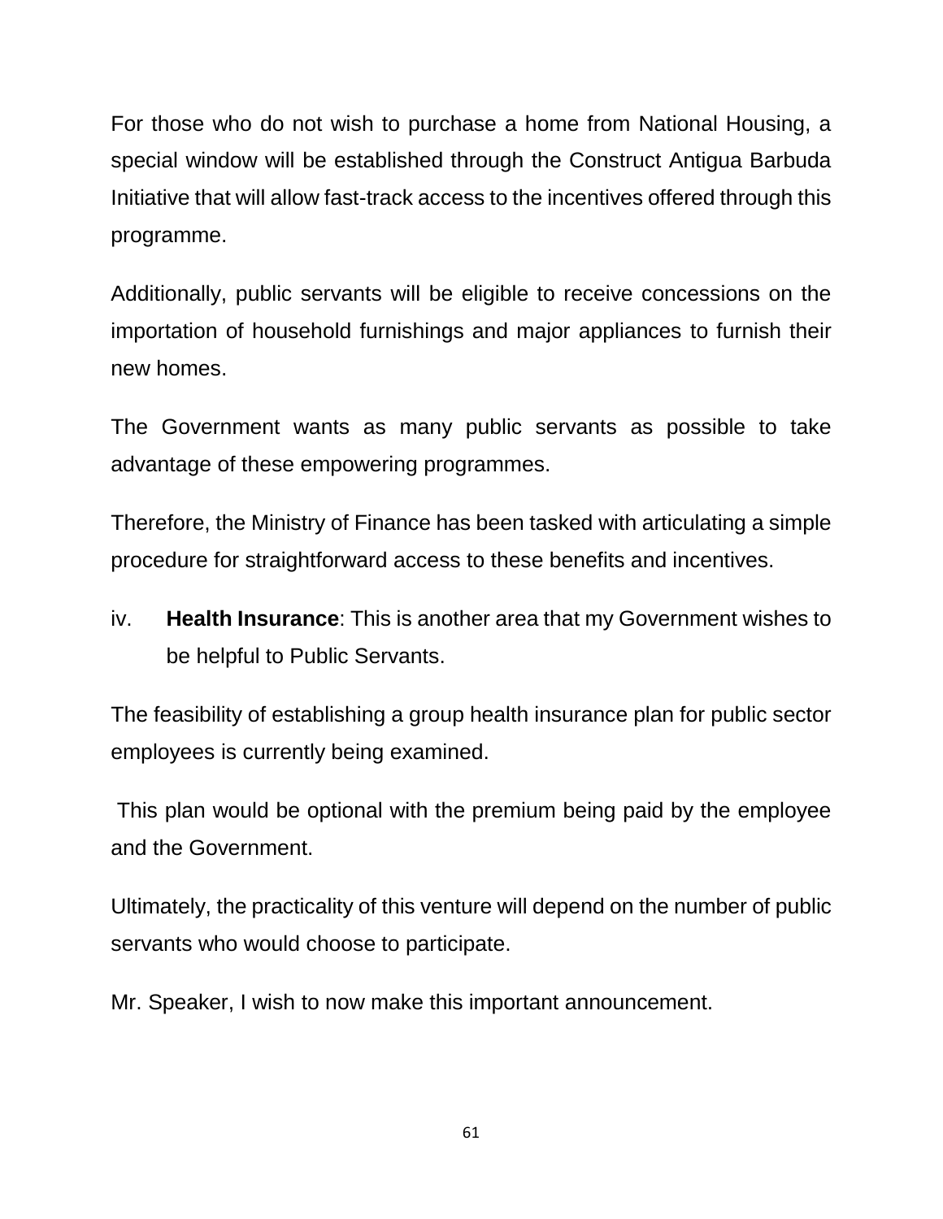For those who do not wish to purchase a home from National Housing, a special window will be established through the Construct Antigua Barbuda Initiative that will allow fast-track access to the incentives offered through this programme.

Additionally, public servants will be eligible to receive concessions on the importation of household furnishings and major appliances to furnish their new homes.

The Government wants as many public servants as possible to take advantage of these empowering programmes.

Therefore, the Ministry of Finance has been tasked with articulating a simple procedure for straightforward access to these benefits and incentives.

iv. **Health Insurance**: This is another area that my Government wishes to be helpful to Public Servants.

The feasibility of establishing a group health insurance plan for public sector employees is currently being examined.

This plan would be optional with the premium being paid by the employee and the Government.

Ultimately, the practicality of this venture will depend on the number of public servants who would choose to participate.

Mr. Speaker, I wish to now make this important announcement.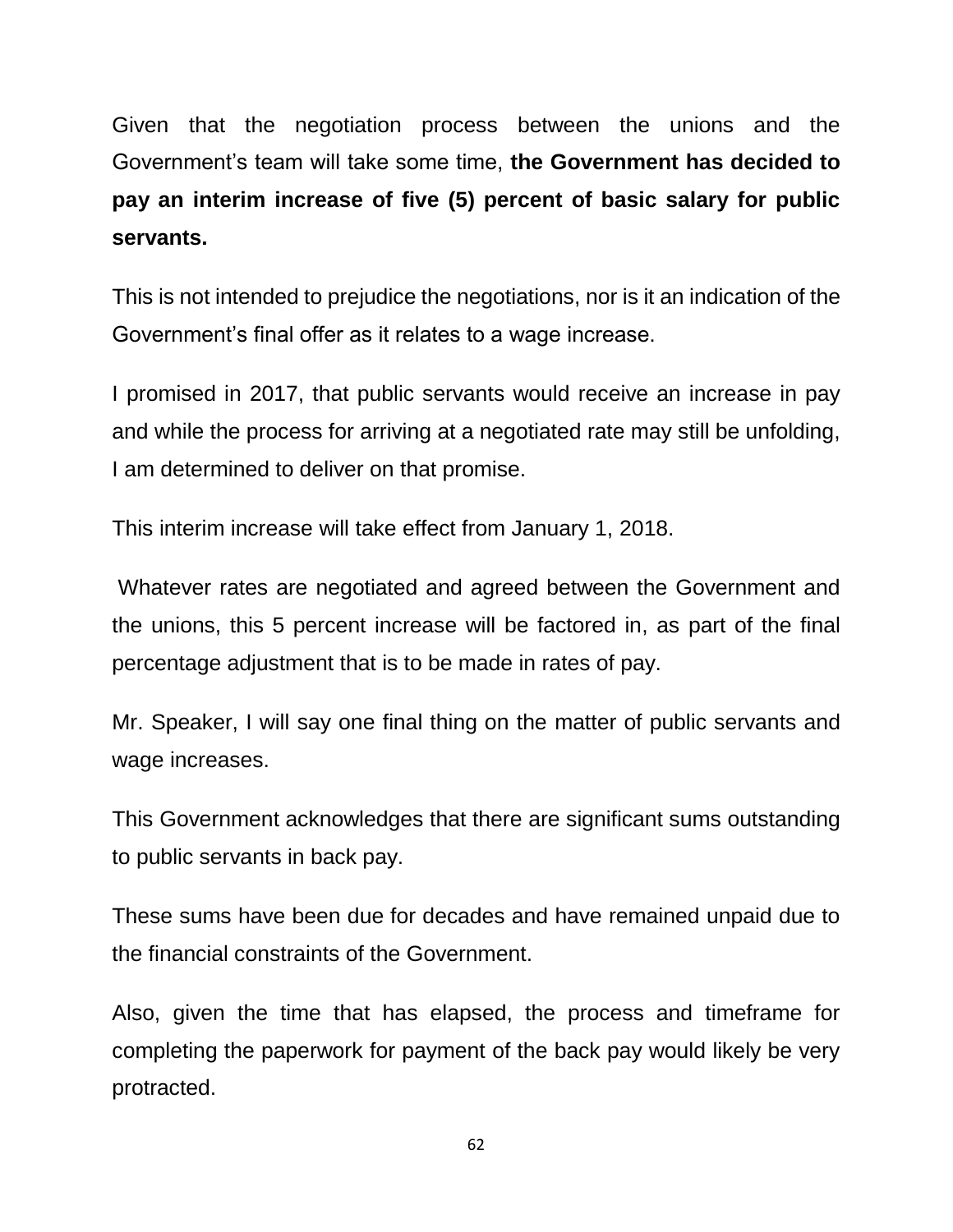Given that the negotiation process between the unions and the Government's team will take some time, **the Government has decided to pay an interim increase of five (5) percent of basic salary for public servants.**

This is not intended to prejudice the negotiations, nor is it an indication of the Government's final offer as it relates to a wage increase.

I promised in 2017, that public servants would receive an increase in pay and while the process for arriving at a negotiated rate may still be unfolding, I am determined to deliver on that promise.

This interim increase will take effect from January 1, 2018.

Whatever rates are negotiated and agreed between the Government and the unions, this 5 percent increase will be factored in, as part of the final percentage adjustment that is to be made in rates of pay.

Mr. Speaker, I will say one final thing on the matter of public servants and wage increases.

This Government acknowledges that there are significant sums outstanding to public servants in back pay.

These sums have been due for decades and have remained unpaid due to the financial constraints of the Government.

Also, given the time that has elapsed, the process and timeframe for completing the paperwork for payment of the back pay would likely be very protracted.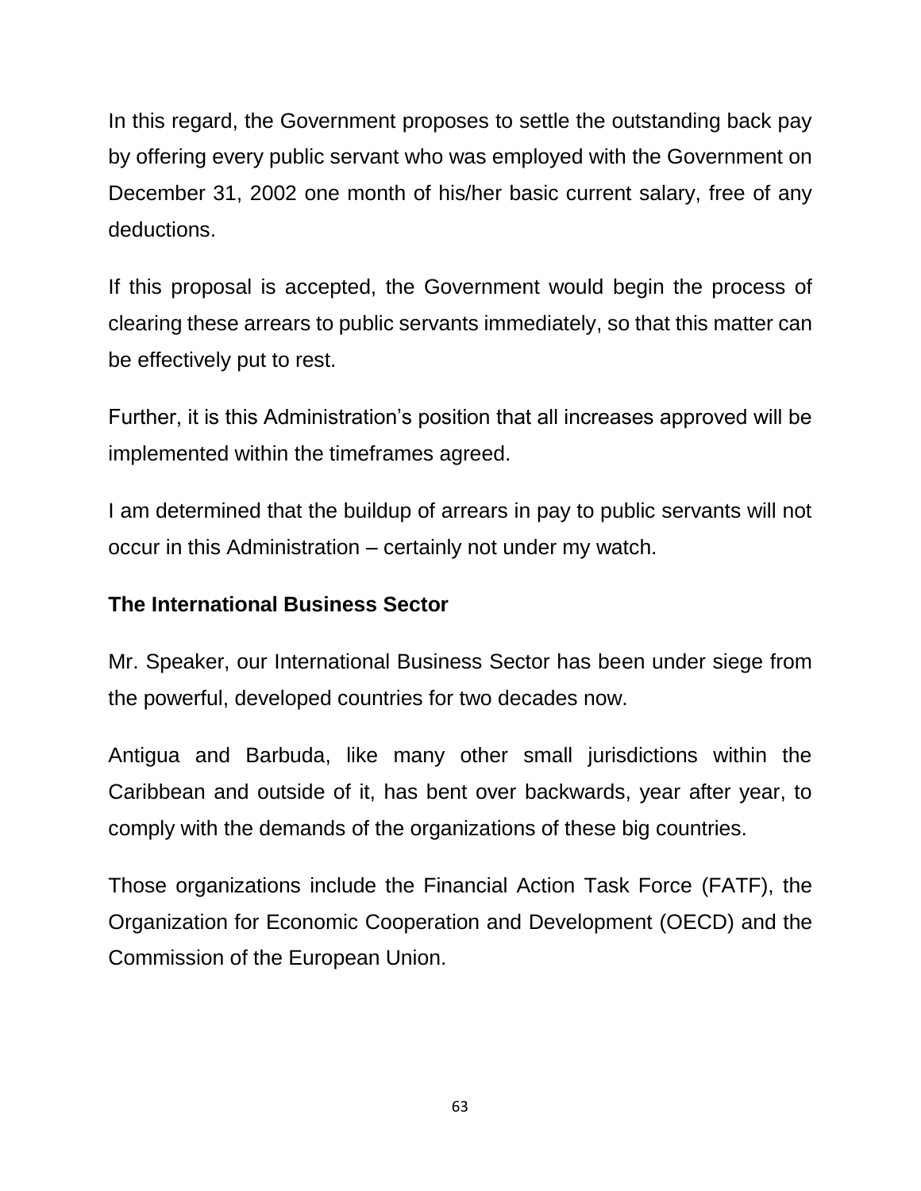In this regard, the Government proposes to settle the outstanding back pay by offering every public servant who was employed with the Government on December 31, 2002 one month of his/her basic current salary, free of any deductions.

If this proposal is accepted, the Government would begin the process of clearing these arrears to public servants immediately, so that this matter can be effectively put to rest.

Further, it is this Administration's position that all increases approved will be implemented within the timeframes agreed.

I am determined that the buildup of arrears in pay to public servants will not occur in this Administration – certainly not under my watch.

**The International Business Sector**

Mr. Speaker, our International Business Sector has been under siege from the powerful, developed countries for two decades now.

Antigua and Barbuda, like many other small jurisdictions within the Caribbean and outside of it, has bent over backwards, year after year, to comply with the demands of the organizations of these big countries.

Those organizations include the Financial Action Task Force (FATF), the Organization for Economic Cooperation and Development (OECD) and the Commission of the European Union.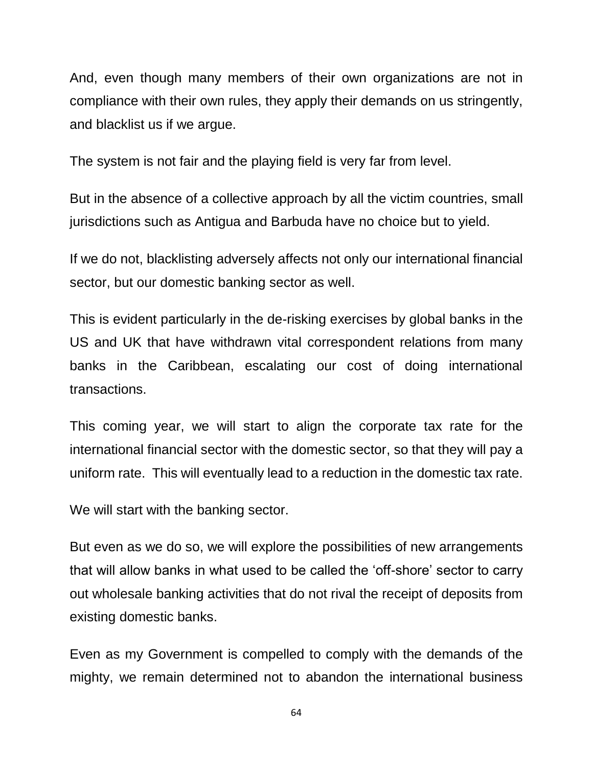And, even though many members of their own organizations are not in compliance with their own rules, they apply their demands on us stringently, and blacklist us if we argue.

The system is not fair and the playing field is very far from level.

But in the absence of a collective approach by all the victim countries, small jurisdictions such as Antigua and Barbuda have no choice but to yield.

If we do not, blacklisting adversely affects not only our international financial sector, but our domestic banking sector as well.

This is evident particularly in the de-risking exercises by global banks in the US and UK that have withdrawn vital correspondent relations from many banks in the Caribbean, escalating our cost of doing international transactions.

This coming year, we will start to align the corporate tax rate for the international financial sector with the domestic sector, so that they will pay a uniform rate. This will eventually lead to a reduction in the domestic tax rate.

We will start with the banking sector.

But even as we do so, we will explore the possibilities of new arrangements that will allow banks in what used to be called the 'off-shore' sector to carry out wholesale banking activities that do not rival the receipt of deposits from existing domestic banks.

Even as my Government is compelled to comply with the demands of the mighty, we remain determined not to abandon the international business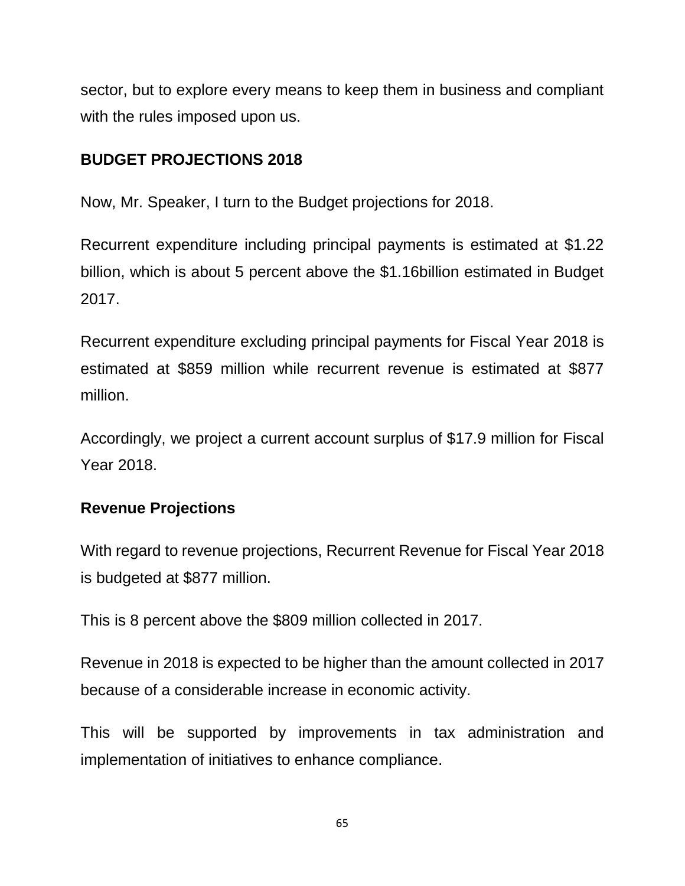sector, but to explore every means to keep them in business and compliant with the rules imposed upon us.

## BUDGET PROJECTIONS 2018

Now, Mr. Speaker, I turn to the Budget projections for 2018.

Recurrent expenditure including principal payments is estimated at $1.22 billion, which is about 5 percent above the $1.16billion estimated in Budget 2017.

Recurrent expenditure excluding principal payments for Fiscal Year 2018 is estimated at $859 million while recurrent revenue is estimated at $877 million.

Accordingly, we project a current account surplus of $17.9 million for Fiscal Year 2018.

### Revenue Projections

With regard to revenue projections, Recurrent Revenue for Fiscal Year 2018 is budgeted at $877 million.

This is 8 percent above the $809 million collected in 2017.

Revenue in 2018 is expected to be higher than the amount collected in 2017 because of a considerable increase in economic activity.

This will be supported by improvements in tax administration and implementation of initiatives to enhance compliance.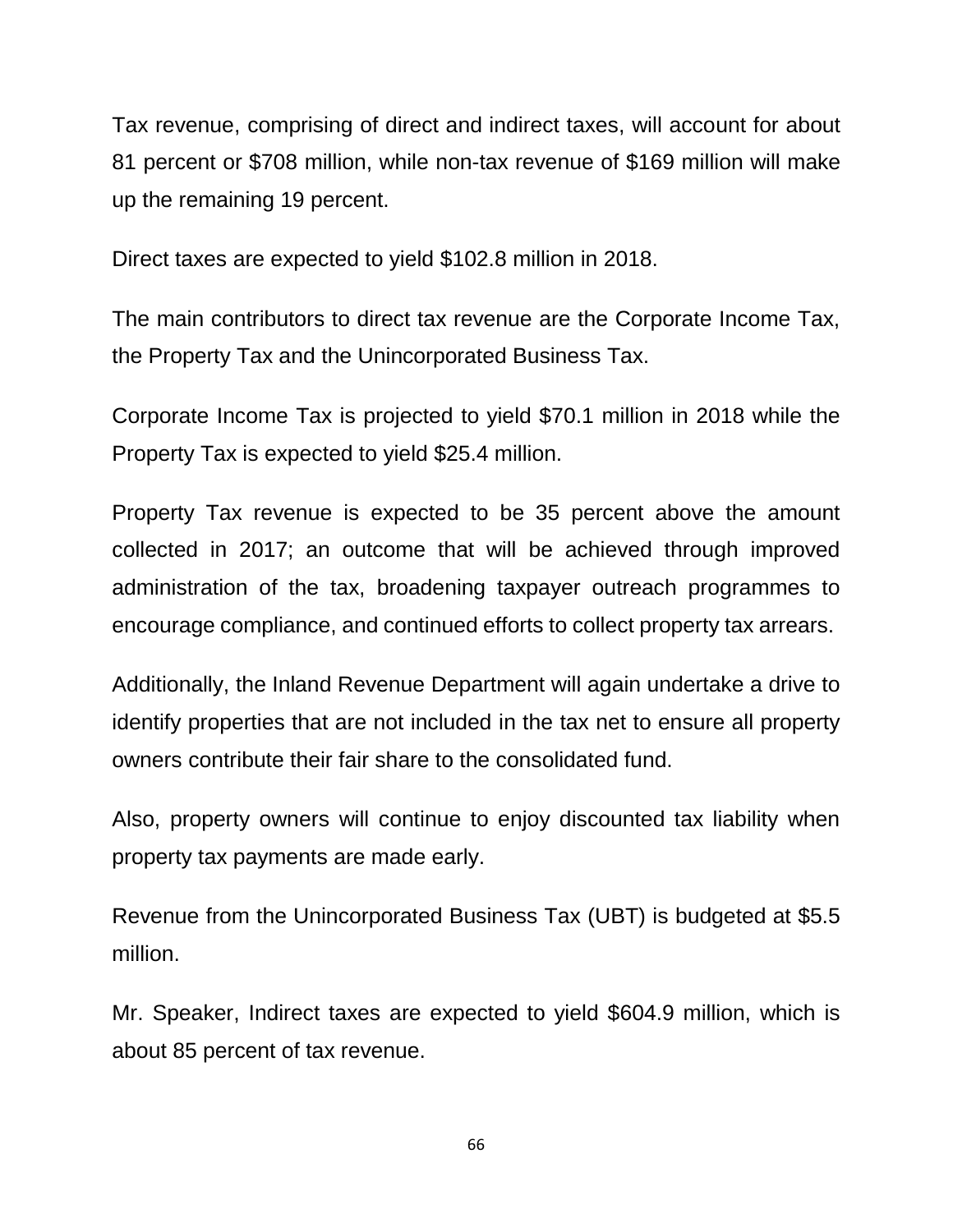Tax revenue, comprising of direct and indirect taxes, will account for about 81 percent or $708 million, while non-tax revenue of $169 million will make up the remaining 19 percent.

Direct taxes are expected to yield $102.8 million in 2018.

The main contributors to direct tax revenue are the Corporate Income Tax, the Property Tax and the Unincorporated Business Tax.

Corporate Income Tax is projected to yield $70.1 million in 2018 while the Property Tax is expected to yield $25.4 million.

Property Tax revenue is expected to be 35 percent above the amount collected in 2017; an outcome that will be achieved through improved administration of the tax, broadening taxpayer outreach programmes to encourage compliance, and continued efforts to collect property tax arrears.

Additionally, the Inland Revenue Department will again undertake a drive to identify properties that are not included in the tax net to ensure all property owners contribute their fair share to the consolidated fund.

Also, property owners will continue to enjoy discounted tax liability when property tax payments are made early.

Revenue from the Unincorporated Business Tax (UBT) is budgeted at $5.5 million.

Mr. Speaker, Indirect taxes are expected to yield $604.9 million, which is about 85 percent of tax revenue.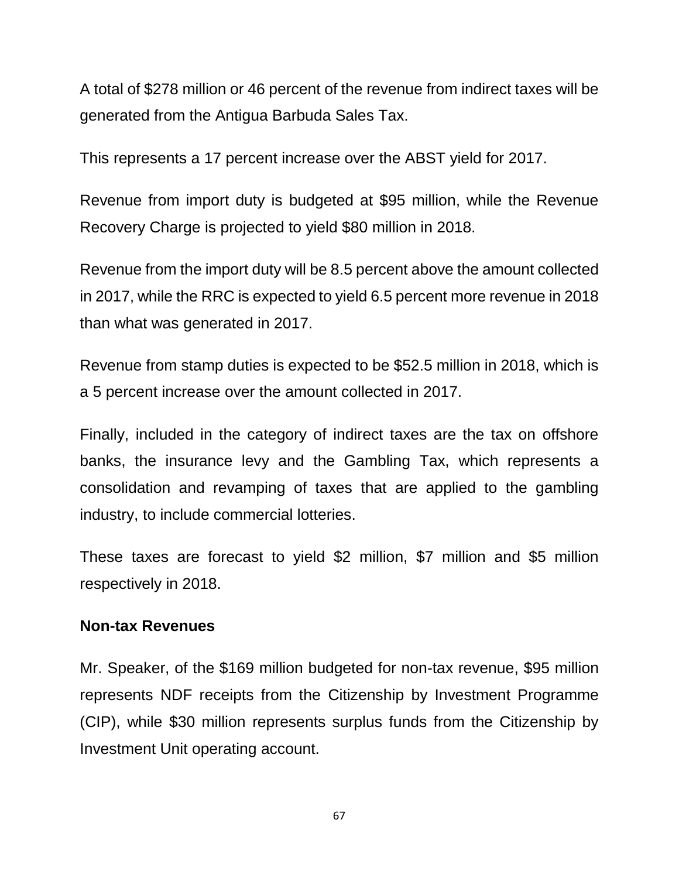A total of $278 million or 46 percent of the revenue from indirect taxes will be generated from the Antigua Barbuda Sales Tax.

This represents a 17 percent increase over the ABST yield for 2017.

Revenue from import duty is budgeted at $95 million, while the Revenue Recovery Charge is projected to yield $80 million in 2018.

Revenue from the import duty will be 8.5 percent above the amount collected in 2017, while the RRC is expected to yield 6.5 percent more revenue in 2018 than what was generated in 2017.

Revenue from stamp duties is expected to be $52.5 million in 2018, which is a 5 percent increase over the amount collected in 2017.

Finally, included in the category of indirect taxes are the tax on offshore banks, the insurance levy and the Gambling Tax, which represents a consolidation and revamping of taxes that are applied to the gambling industry, to include commercial lotteries.

These taxes are forecast to yield $2 million, $7 million and $5 million respectively in 2018.

**Non-tax Revenues**

Mr. Speaker, of the $169 million budgeted for non-tax revenue, $95 million represents NDF receipts from the Citizenship by Investment Programme (CIP), while $30 million represents surplus funds from the Citizenship by Investment Unit operating account.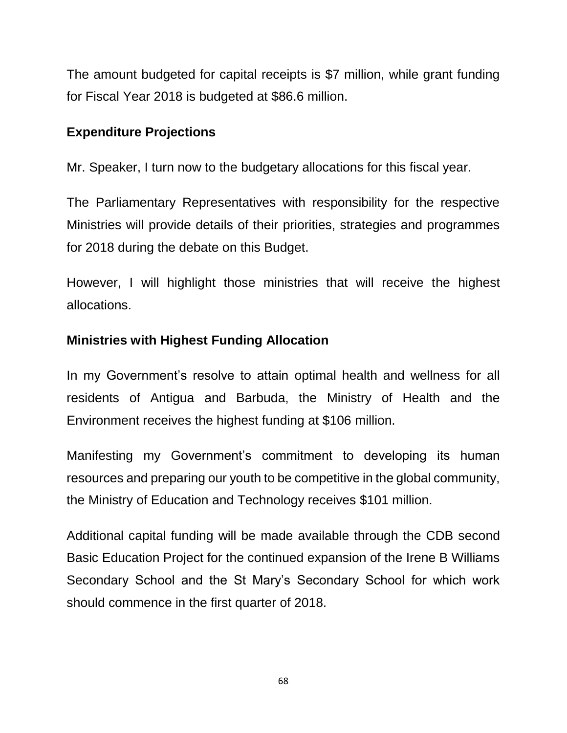The amount budgeted for capital receipts is $7 million, while grant funding for Fiscal Year 2018 is budgeted at $86.6 million.

**Expenditure Projections**

Mr. Speaker, I turn now to the budgetary allocations for this fiscal year.

The Parliamentary Representatives with responsibility for the respective Ministries will provide details of their priorities, strategies and programmes for 2018 during the debate on this Budget.

However, I will highlight those ministries that will receive the highest allocations.

**Ministries with Highest Funding Allocation**

In my Government's resolve to attain optimal health and wellness for all residents of Antigua and Barbuda, the Ministry of Health and the Environment receives the highest funding at $106 million.

Manifesting my Government's commitment to developing its human resources and preparing our youth to be competitive in the global community, the Ministry of Education and Technology receives $101 million.

Additional capital funding will be made available through the CDB second Basic Education Project for the continued expansion of the Irene B Williams Secondary School and the St Mary's Secondary School for which work should commence in the first quarter of 2018.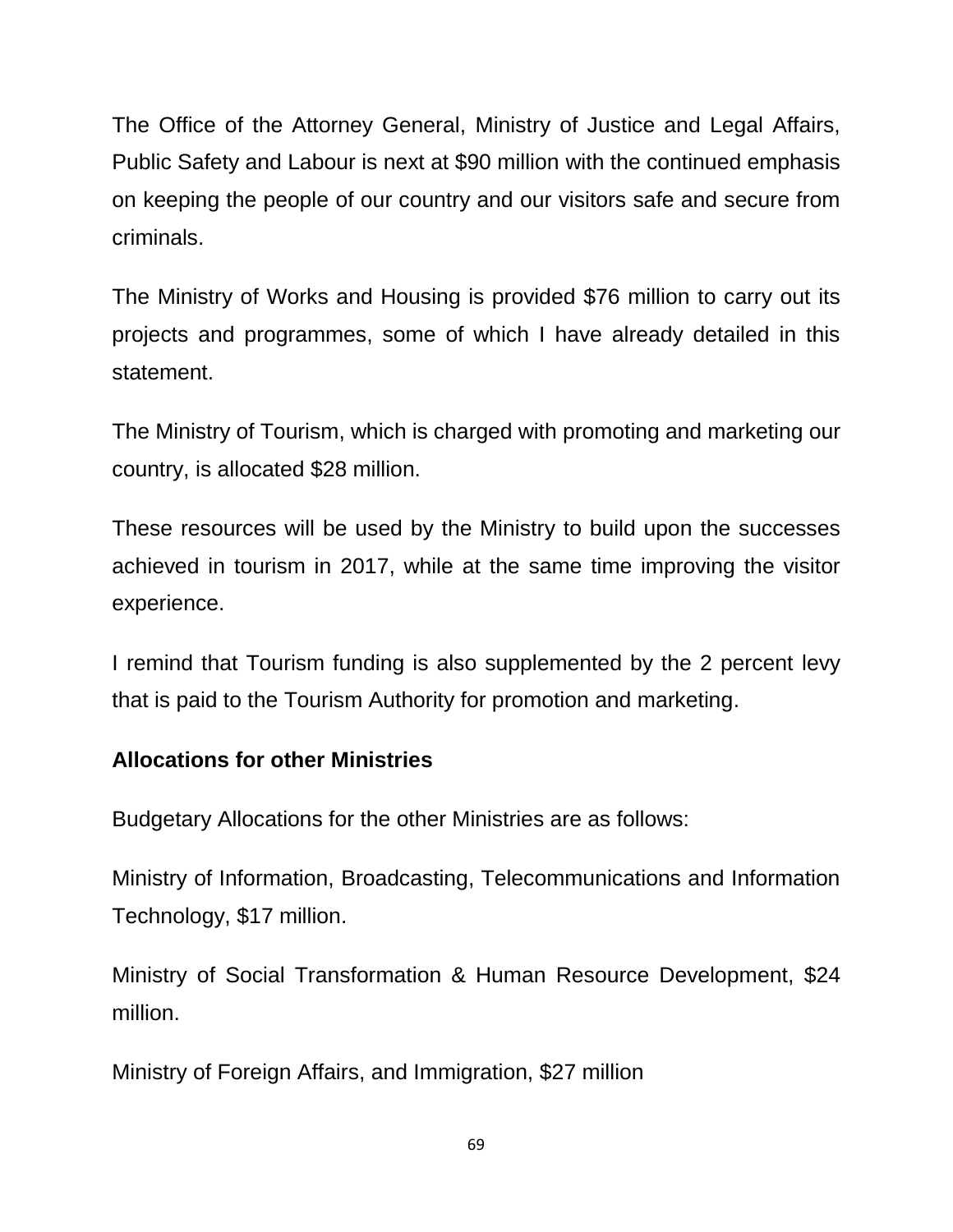The Office of the Attorney General, Ministry of Justice and Legal Affairs, Public Safety and Labour is next at $90 million with the continued emphasis on keeping the people of our country and our visitors safe and secure from criminals.

The Ministry of Works and Housing is provided $76 million to carry out its projects and programmes, some of which I have already detailed in this statement.

The Ministry of Tourism, which is charged with promoting and marketing our country, is allocated $28 million.

These resources will be used by the Ministry to build upon the successes achieved in tourism in 2017, while at the same time improving the visitor experience.

I remind that Tourism funding is also supplemented by the 2 percent levy that is paid to the Tourism Authority for promotion and marketing.

**Allocations for other Ministries**

Budgetary Allocations for the other Ministries are as follows:

Ministry of Information, Broadcasting, Telecommunications and Information Technology, $17 million.

Ministry of Social Transformation & Human Resource Development, $24 million.

Ministry of Foreign Affairs, and Immigration, $27 million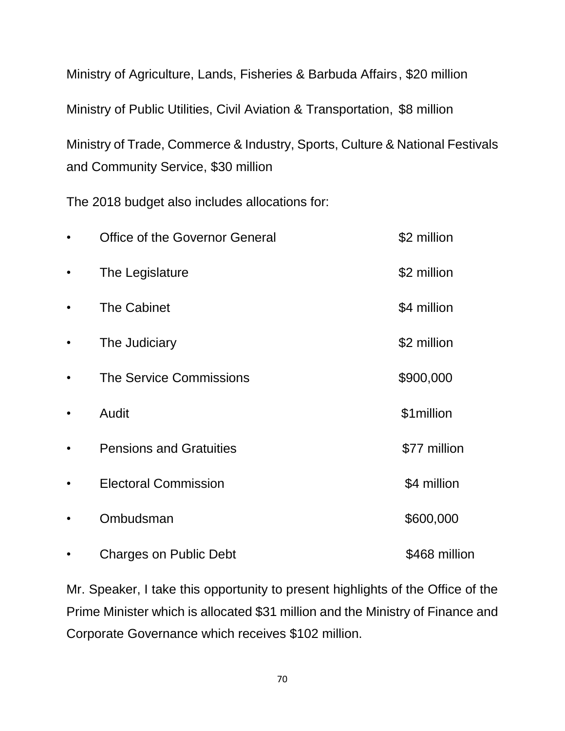Ministry of Agriculture, Lands, Fisheries & Barbuda Affairs, $20 million

Ministry of Public Utilities, Civil Aviation & Transportation, $8 million

Ministry of Trade, Commerce & Industry, Sports, Culture & National Festivals and Community Service, $30 million

The 2018 budget also includes allocations for:

- Office of the Governor General $2 million
- The Legislature $2 million
- The Cabinet $4 million
- The Judiciary $2 million
- The Service Commissions $900,000
- Audit $1million
- Pensions and Gratuities $77 million
- Electoral Commission $4 million
- Ombudsman $600,000
- Charges on Public Debt $468 million

Mr. Speaker, I take this opportunity to present highlights of the Office of the Prime Minister which is allocated $31 million and the Ministry of Finance and Corporate Governance which receives $102 million.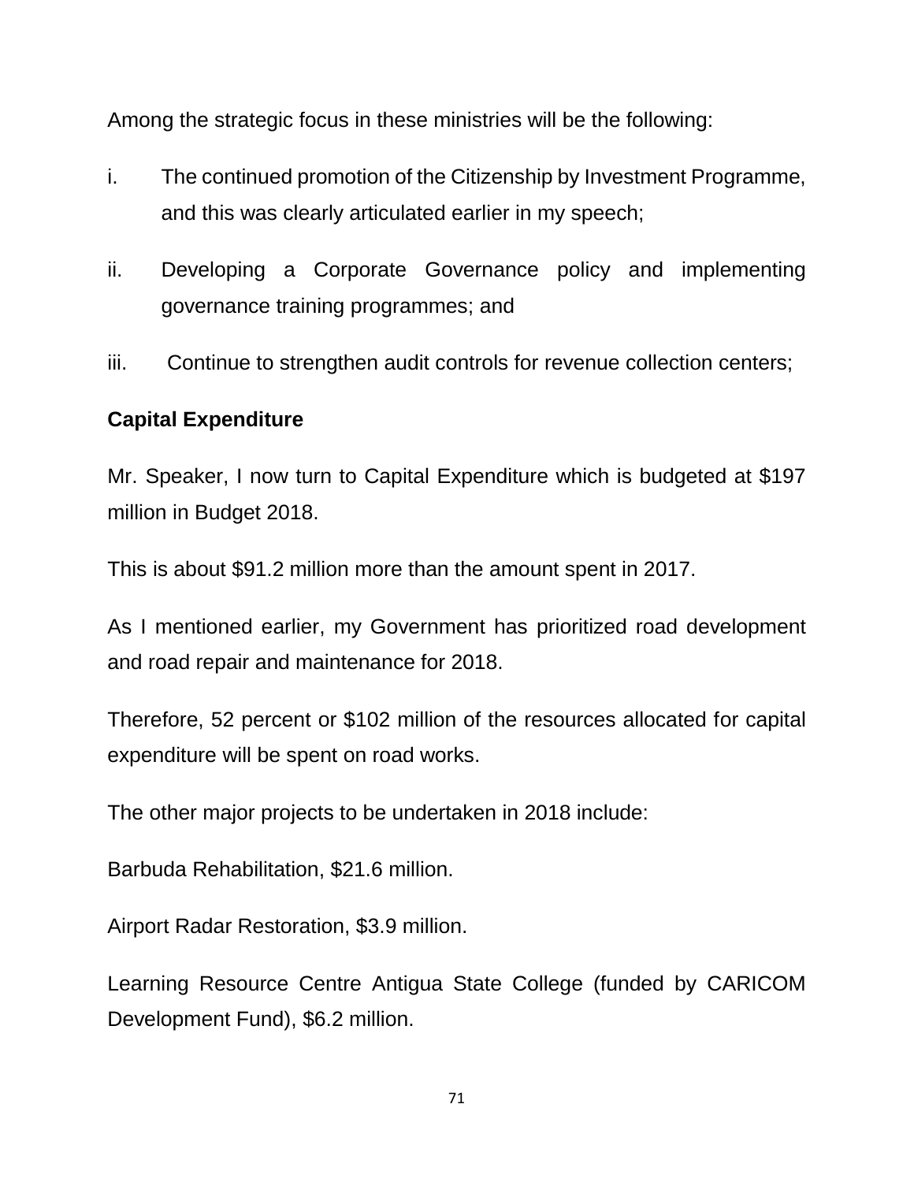Among the strategic focus in these ministries will be the following:

i. The continued promotion of the Citizenship by Investment Programme, and this was clearly articulated earlier in my speech;

ii. Developing a Corporate Governance policy and implementing governance training programmes; and

iii. Continue to strengthen audit controls for revenue collection centers;

**Capital Expenditure**

Mr. Speaker, I now turn to Capital Expenditure which is budgeted at $197 million in Budget 2018.

This is about $91.2 million more than the amount spent in 2017.

As I mentioned earlier, my Government has prioritized road development and road repair and maintenance for 2018.

Therefore, 52 percent or $102 million of the resources allocated for capital expenditure will be spent on road works.

The other major projects to be undertaken in 2018 include:

Barbuda Rehabilitation, $21.6 million.

Airport Radar Restoration, $3.9 million.

Learning Resource Centre Antigua State College (funded by CARICOM Development Fund), $6.2 million.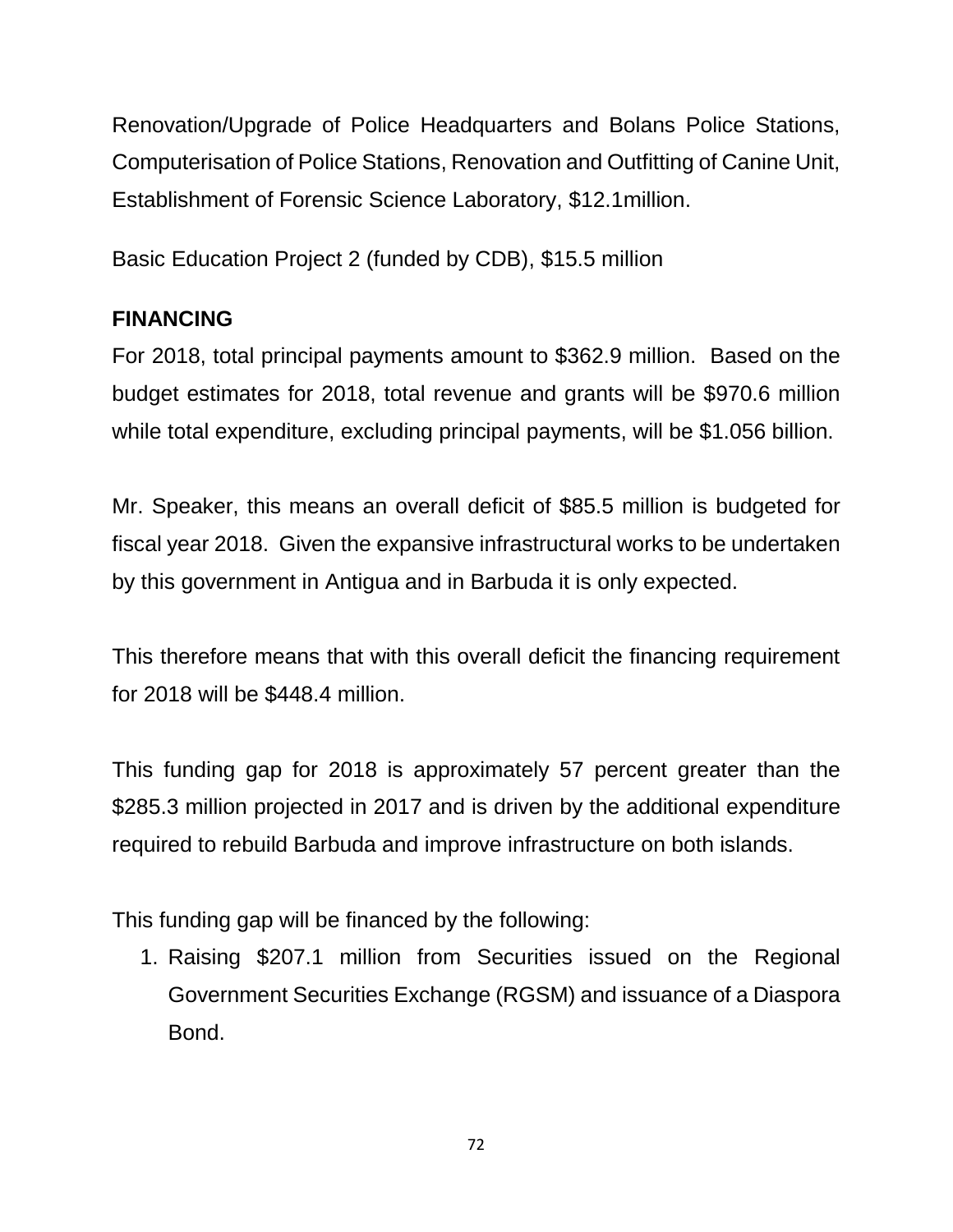Renovation/Upgrade of Police Headquarters and Bolans Police Stations, Computerisation of Police Stations, Renovation and Outfitting of Canine Unit, Establishment of Forensic Science Laboratory, $12.1million.

Basic Education Project 2 (funded by CDB), $15.5 million

**FINANCING**

For 2018, total principal payments amount to $362.9 million. Based on the budget estimates for 2018, total revenue and grants will be $970.6 million while total expenditure, excluding principal payments, will be $1.056 billion.

Mr. Speaker, this means an overall deficit of $85.5 million is budgeted for fiscal year 2018. Given the expansive infrastructural works to be undertaken by this government in Antigua and in Barbuda it is only expected.

This therefore means that with this overall deficit the financing requirement for 2018 will be $448.4 million.

This funding gap for 2018 is approximately 57 percent greater than the $285.3 million projected in 2017 and is driven by the additional expenditure required to rebuild Barbuda and improve infrastructure on both islands.

This funding gap will be financed by the following:

1. Raising $207.1 million from Securities issued on the Regional Government Securities Exchange (RGSM) and issuance of a Diaspora Bond.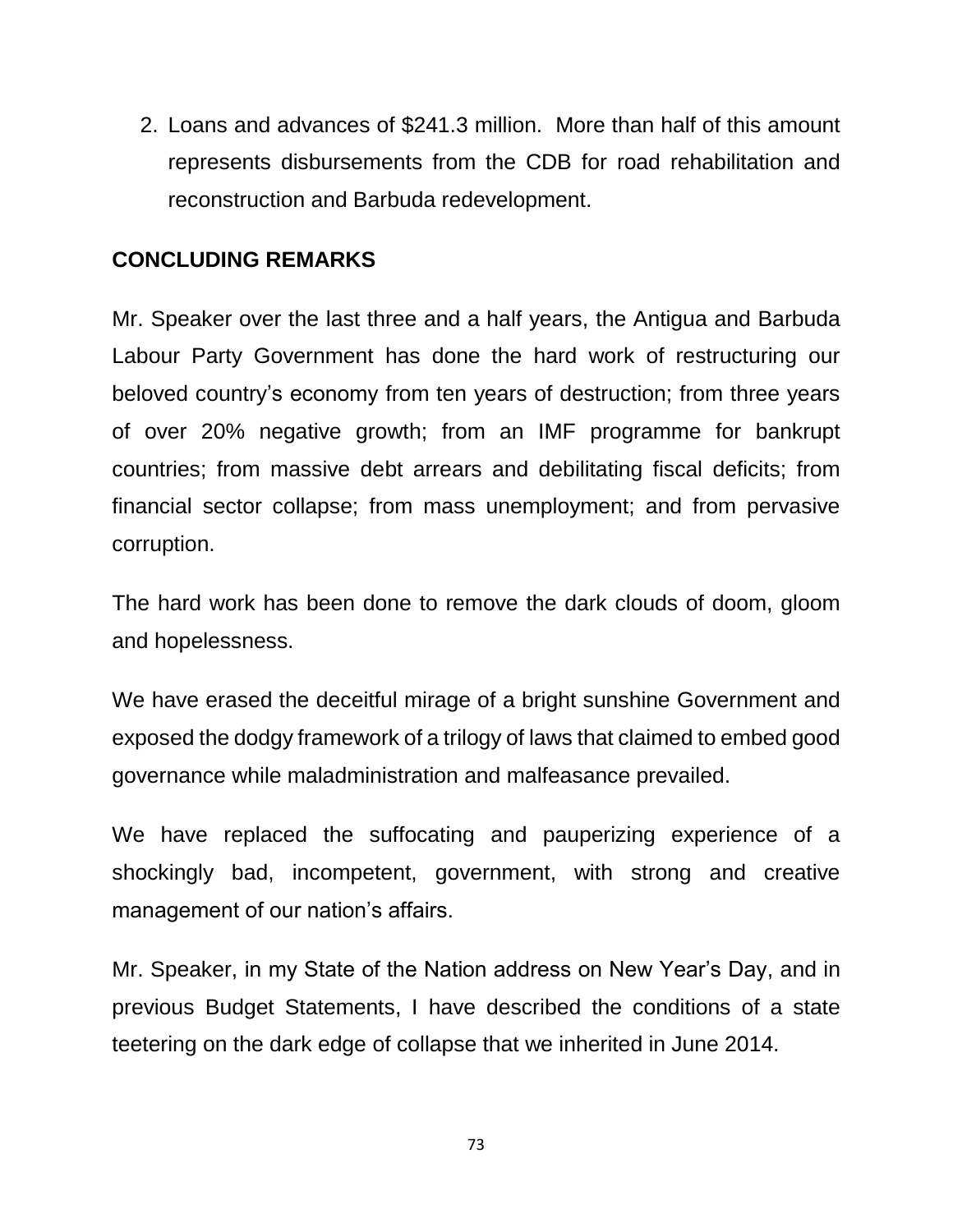2. Loans and advances of $241.3 million. More than half of this amount represents disbursements from the CDB for road rehabilitation and reconstruction and Barbuda redevelopment.

## CONCLUDING REMARKS

Mr. Speaker over the last three and a half years, the Antigua and Barbuda Labour Party Government has done the hard work of restructuring our beloved country's economy from ten years of destruction; from three years of over 20% negative growth; from an IMF programme for bankrupt countries; from massive debt arrears and debilitating fiscal deficits; from financial sector collapse; from mass unemployment; and from pervasive corruption.

The hard work has been done to remove the dark clouds of doom, gloom and hopelessness.

We have erased the deceitful mirage of a bright sunshine Government and exposed the dodgy framework of a trilogy of laws that claimed to embed good governance while maladministration and malfeasance prevailed.

We have replaced the suffocating and pauperizing experience of a shockingly bad, incompetent, government, with strong and creative management of our nation's affairs.

Mr. Speaker, in my State of the Nation address on New Year's Day, and in previous Budget Statements, I have described the conditions of a state teetering on the dark edge of collapse that we inherited in June 2014.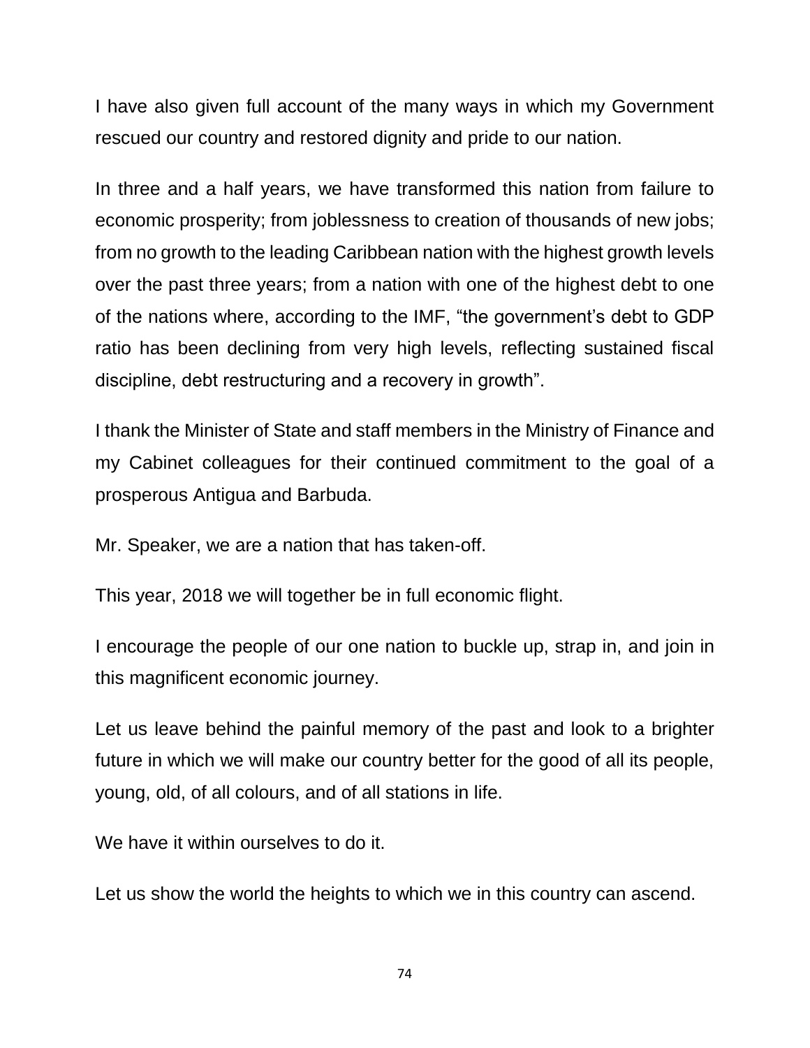I have also given full account of the many ways in which my Government rescued our country and restored dignity and pride to our nation.

In three and a half years, we have transformed this nation from failure to economic prosperity; from joblessness to creation of thousands of new jobs; from no growth to the leading Caribbean nation with the highest growth levels over the past three years; from a nation with one of the highest debt to one of the nations where, according to the IMF, "the government's debt to GDP ratio has been declining from very high levels, reflecting sustained fiscal discipline, debt restructuring and a recovery in growth".

I thank the Minister of State and staff members in the Ministry of Finance and my Cabinet colleagues for their continued commitment to the goal of a prosperous Antigua and Barbuda.

Mr. Speaker, we are a nation that has taken-off.

This year, 2018 we will together be in full economic flight.

I encourage the people of our one nation to buckle up, strap in, and join in this magnificent economic journey.

Let us leave behind the painful memory of the past and look to a brighter future in which we will make our country better for the good of all its people, young, old, of all colours, and of all stations in life.

We have it within ourselves to do it.

Let us show the world the heights to which we in this country can ascend.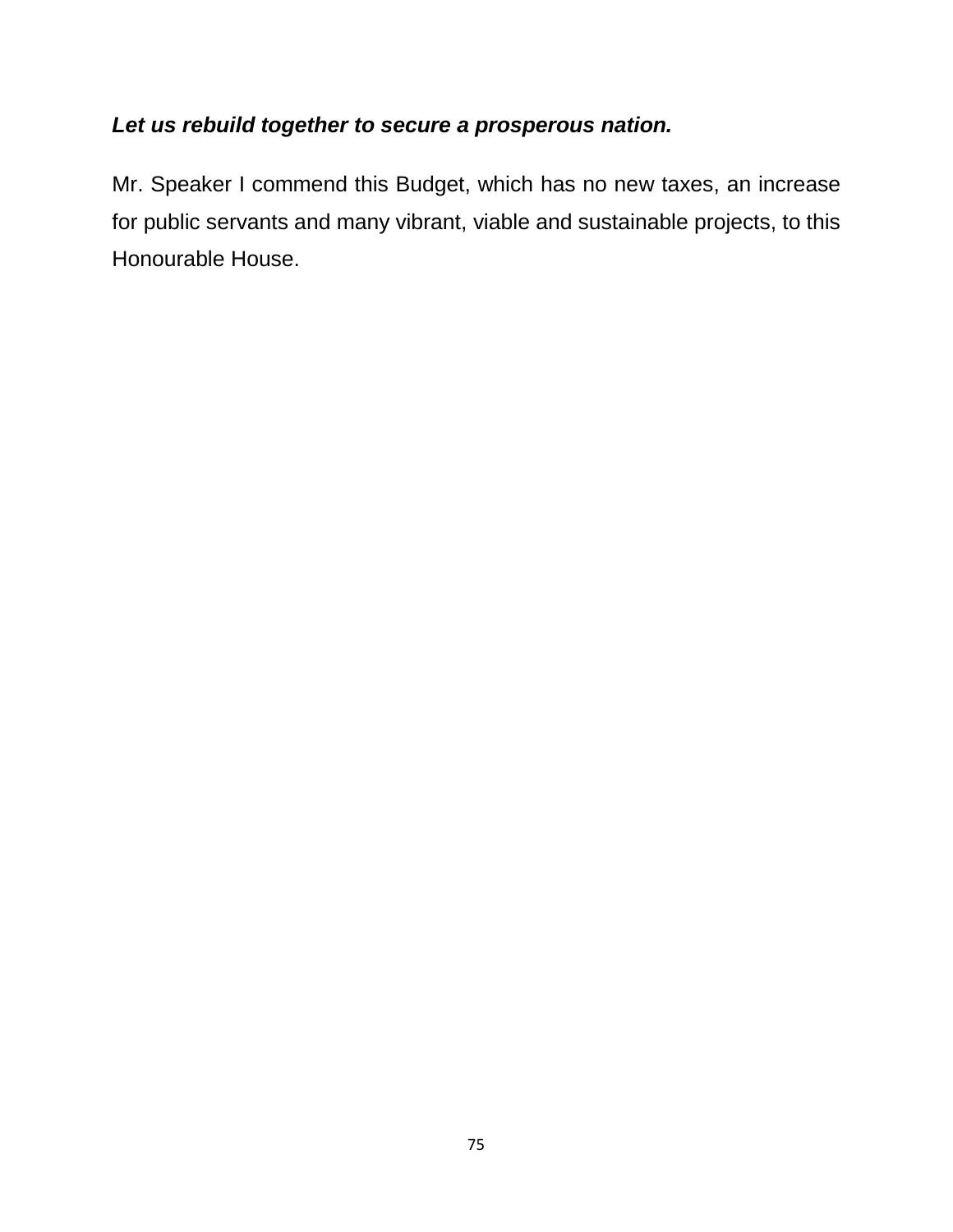***Let us rebuild together to secure a prosperous nation.***

Mr. Speaker I commend this Budget, which has no new taxes, an increase for public servants and many vibrant, viable and sustainable projects, to this Honourable House.